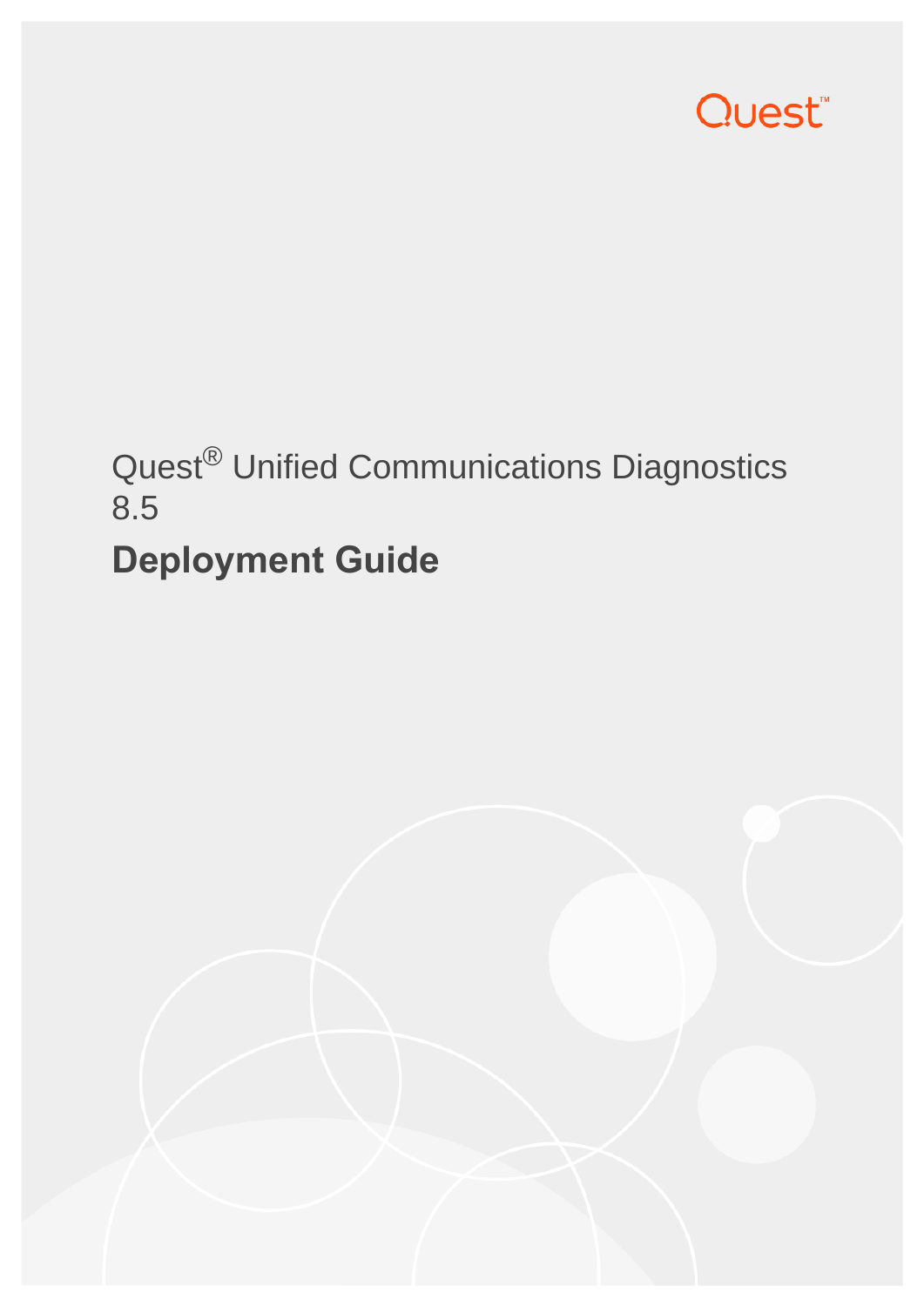Quest

Quest® Unified Communications Diagnostics 8.5

# Deployment Guide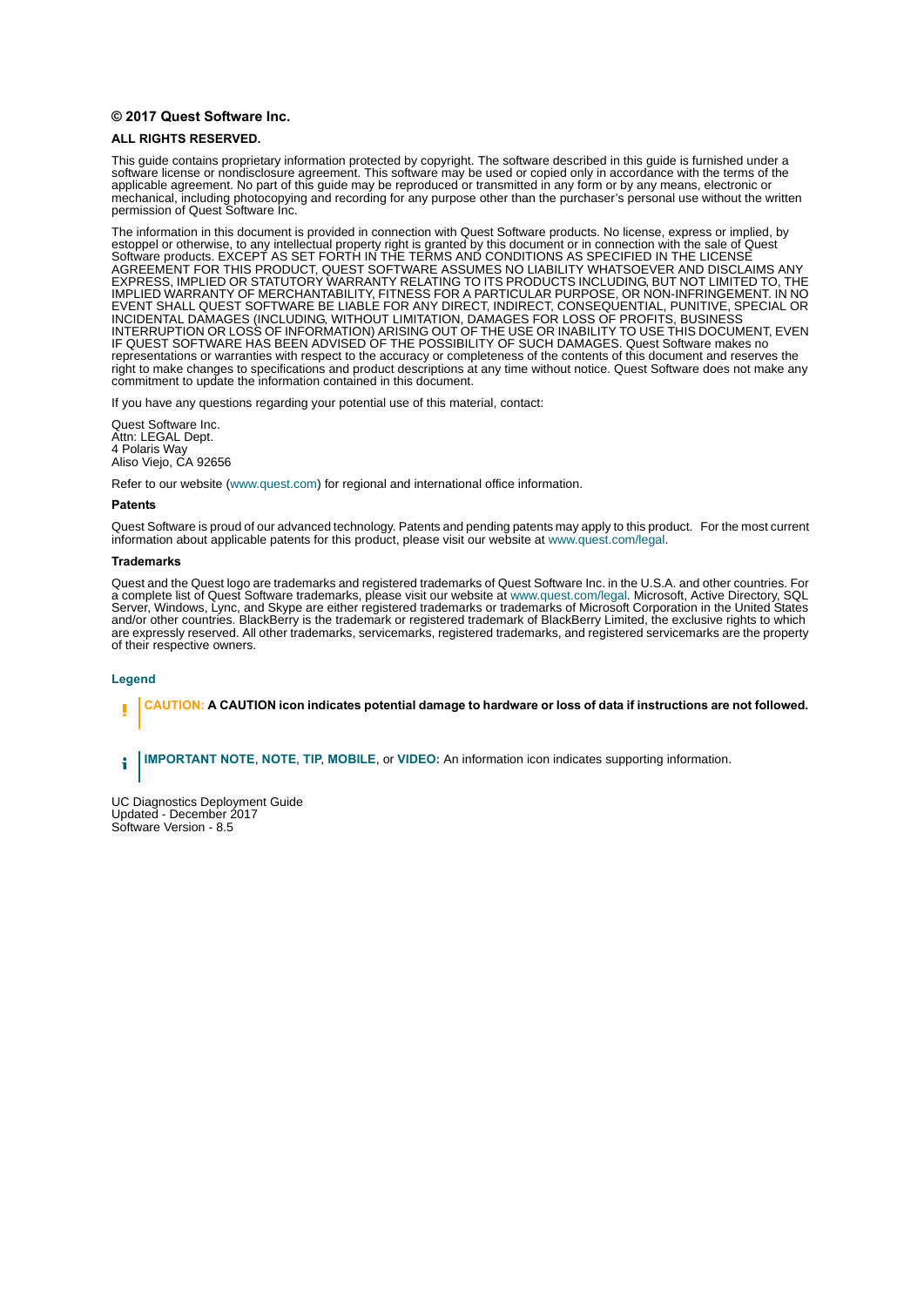**© 2017 Quest Software Inc.**

**ALL RIGHTS RESERVED.**

This guide contains proprietary information protected by copyright. The software described in this guide is furnished under a software license or nondisclosure agreement. This software may be used or copied only in accordance with the terms of the applicable agreement. No part of this guide may be reproduced or transmitted in any form or by any means, electronic or mechanical, including photocopying and recording for any purpose other than the purchaser's personal use without the written permission of Quest Software Inc.

The information in this document is provided in connection with Quest Software products. No license, express or implied, by estoppel or otherwise, to any intellectual property right is granted by this document or in connection with the sale of Quest Software products. EXCEPT AS SET FORTH IN THE TERMS AND CONDITIONS AS SPECIFIED IN THE LICENSE AGREEMENT FOR THIS PRODUCT, QUEST SOFTWARE ASSUMES NO LIABILITY WHATSOEVER AND DISCLAIMS ANY EXPRESS, IMPLIED OR STATUTORY WARRANTY RELATING TO ITS PRODUCTS INCLUDING, BUT NOT LIMITED TO, THE IMPLIED WARRANTY OF MERCHANTABILITY, FITNESS FOR A PARTICULAR PURPOSE, OR NON-INFRINGEMENT. IN NO EVENT SHALL QUEST SOFTWARE BE LIABLE FOR ANY DIRECT, INDIRECT, CONSEQUENTIAL, PUNITIVE, SPECIAL OR INCIDENTAL DAMAGES (INCLUDING, WITHOUT LIMITATION, DAMAGES FOR LOSS OF PROFITS, BUSINESS INTERRUPTION OR LOSS OF INFORMATION) ARISING OUT OF THE USE OR INABILITY TO USE THIS DOCUMENT, EVEN IF QUEST SOFTWARE HAS BEEN ADVISED OF THE POSSIBILITY OF SUCH DAMAGES. Quest Software makes no representations or warranties with respect to the accuracy or completeness of the contents of this document and reserves the right to make changes to specifications and product descriptions at any time without notice. Quest Software does not make any commitment to update the information contained in this document.

If you have any questions regarding your potential use of this material, contact:

Quest Software Inc.
Attn: LEGAL Dept.
4 Polaris Way
Aliso Viejo, CA 92656

Refer to our website (www.quest.com) for regional and international office information.

**Patents**

Quest Software is proud of our advanced technology. Patents and pending patents may apply to this product. For the most current information about applicable patents for this product, please visit our website at www.quest.com/legal.

**Trademarks**

Quest and the Quest logo are trademarks and registered trademarks of Quest Software Inc. in the U.S.A. and other countries. For a complete list of Quest Software trademarks, please visit our website at www.quest.com/legal. Microsoft, Active Directory, SQL Server, Windows, Lync, and Skype are either registered trademarks or trademarks of Microsoft Corporation in the United States and/or other countries. BlackBerry is the trademark or registered trademark of BlackBerry Limited, the exclusive rights to which are expressly reserved. All other trademarks, servicemarks, registered trademarks, and registered servicemarks are the property of their respective owners.

**Legend**

**CAUTION: A CAUTION icon indicates potential damage to hardware or loss of data if instructions are not followed.**

**IMPORTANT NOTE**, **NOTE**, **TIP**, **MOBILE**, or **VIDEO:** An information icon indicates supporting information.

UC Diagnostics Deployment Guide
Updated - December 2017
Software Version - 8.5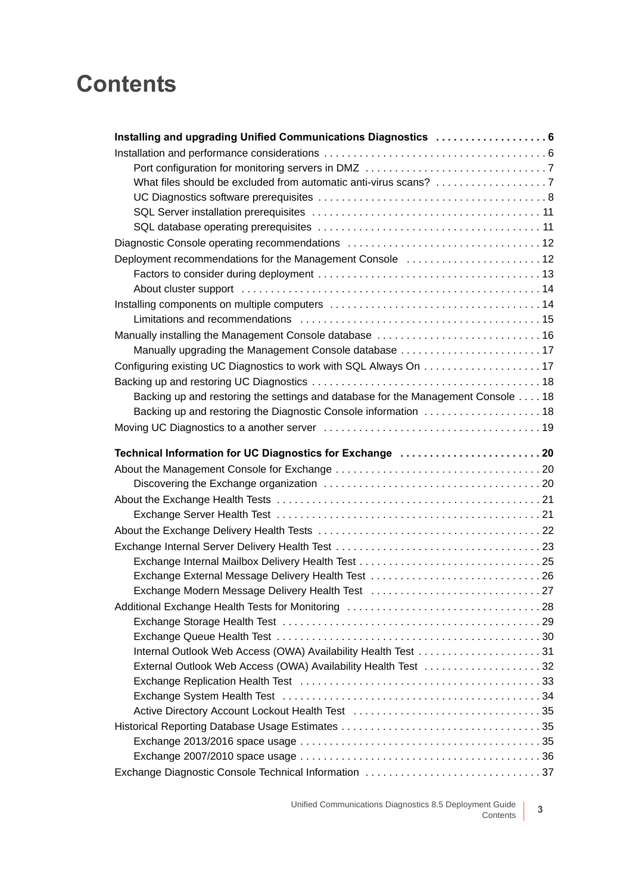# Contents

**Installing and upgrading Unified Communications Diagnostics . . . . . . . . . . . . . . . . . . 6**

Installation and performance considerations . . . . . . . . . . . . . . . . . . . . . . . . . . . . . . . . . . . . . 6

- Port configuration for monitoring servers in DMZ . . . . . . . . . . . . . . . . . . . . . . . . . . . . . . 7
- What files should be excluded from automatic anti-virus scans? . . . . . . . . . . . . . . . . . . 7
- UC Diagnostics software prerequisites . . . . . . . . . . . . . . . . . . . . . . . . . . . . . . . . . . . . . . 8
- SQL Server installation prerequisites . . . . . . . . . . . . . . . . . . . . . . . . . . . . . . . . . . . . . . 11
- SQL database operating prerequisites . . . . . . . . . . . . . . . . . . . . . . . . . . . . . . . . . . . . . 11

Diagnostic Console operating recommendations . . . . . . . . . . . . . . . . . . . . . . . . . . . . . . . . 12

Deployment recommendations for the Management Console . . . . . . . . . . . . . . . . . . . . . . . 12

- Factors to consider during deployment . . . . . . . . . . . . . . . . . . . . . . . . . . . . . . . . . . . . . 13
- About cluster support . . . . . . . . . . . . . . . . . . . . . . . . . . . . . . . . . . . . . . . . . . . . . . . . . . 14

Installing components on multiple computers . . . . . . . . . . . . . . . . . . . . . . . . . . . . . . . . . . . 14

- Limitations and recommendations . . . . . . . . . . . . . . . . . . . . . . . . . . . . . . . . . . . . . . . . 15

Manually installing the Management Console database . . . . . . . . . . . . . . . . . . . . . . . . . . . 16

- Manually upgrading the Management Console database . . . . . . . . . . . . . . . . . . . . . . . . 17

Configuring existing UC Diagnostics to work with SQL Always On . . . . . . . . . . . . . . . . . . . 17

Backing up and restoring UC Diagnostics . . . . . . . . . . . . . . . . . . . . . . . . . . . . . . . . . . . . . . 18

- Backing up and restoring the settings and database for the Management Console . . . . 18
- Backing up and restoring the Diagnostic Console information . . . . . . . . . . . . . . . . . . . . 18

Moving UC Diagnostics to a another server . . . . . . . . . . . . . . . . . . . . . . . . . . . . . . . . . . . . . 19

**Technical Information for UC Diagnostics for Exchange . . . . . . . . . . . . . . . . . . . . . . . 20**

About the Management Console for Exchange . . . . . . . . . . . . . . . . . . . . . . . . . . . . . . . . . . 20

- Discovering the Exchange organization . . . . . . . . . . . . . . . . . . . . . . . . . . . . . . . . . . . . 20

About the Exchange Health Tests . . . . . . . . . . . . . . . . . . . . . . . . . . . . . . . . . . . . . . . . . . . . 21

- Exchange Server Health Test . . . . . . . . . . . . . . . . . . . . . . . . . . . . . . . . . . . . . . . . . . . . 21

About the Exchange Delivery Health Tests . . . . . . . . . . . . . . . . . . . . . . . . . . . . . . . . . . . . . 22

Exchange Internal Server Delivery Health Test . . . . . . . . . . . . . . . . . . . . . . . . . . . . . . . . . . 23

- Exchange Internal Mailbox Delivery Health Test . . . . . . . . . . . . . . . . . . . . . . . . . . . . . . 25
- Exchange External Message Delivery Health Test . . . . . . . . . . . . . . . . . . . . . . . . . . . . 26
- Exchange Modern Message Delivery Health Test . . . . . . . . . . . . . . . . . . . . . . . . . . . . . 27

Additional Exchange Health Tests for Monitoring . . . . . . . . . . . . . . . . . . . . . . . . . . . . . . . . 28

- Exchange Storage Health Test . . . . . . . . . . . . . . . . . . . . . . . . . . . . . . . . . . . . . . . . . . . 29
- Exchange Queue Health Test . . . . . . . . . . . . . . . . . . . . . . . . . . . . . . . . . . . . . . . . . . . . 30
- Internal Outlook Web Access (OWA) Availability Health Test . . . . . . . . . . . . . . . . . . . . 31
- External Outlook Web Access (OWA) Availability Health Test . . . . . . . . . . . . . . . . . . . 32
- Exchange Replication Health Test . . . . . . . . . . . . . . . . . . . . . . . . . . . . . . . . . . . . . . . . 33
- Exchange System Health Test . . . . . . . . . . . . . . . . . . . . . . . . . . . . . . . . . . . . . . . . . . . 34
- Active Directory Account Lockout Health Test . . . . . . . . . . . . . . . . . . . . . . . . . . . . . . . 35

Historical Reporting Database Usage Estimates . . . . . . . . . . . . . . . . . . . . . . . . . . . . . . . . . 35

- Exchange 2013/2016 space usage . . . . . . . . . . . . . . . . . . . . . . . . . . . . . . . . . . . . . . . . 35
- Exchange 2007/2010 space usage . . . . . . . . . . . . . . . . . . . . . . . . . . . . . . . . . . . . . . . . 36

Exchange Diagnostic Console Technical Information . . . . . . . . . . . . . . . . . . . . . . . . . . . . . 37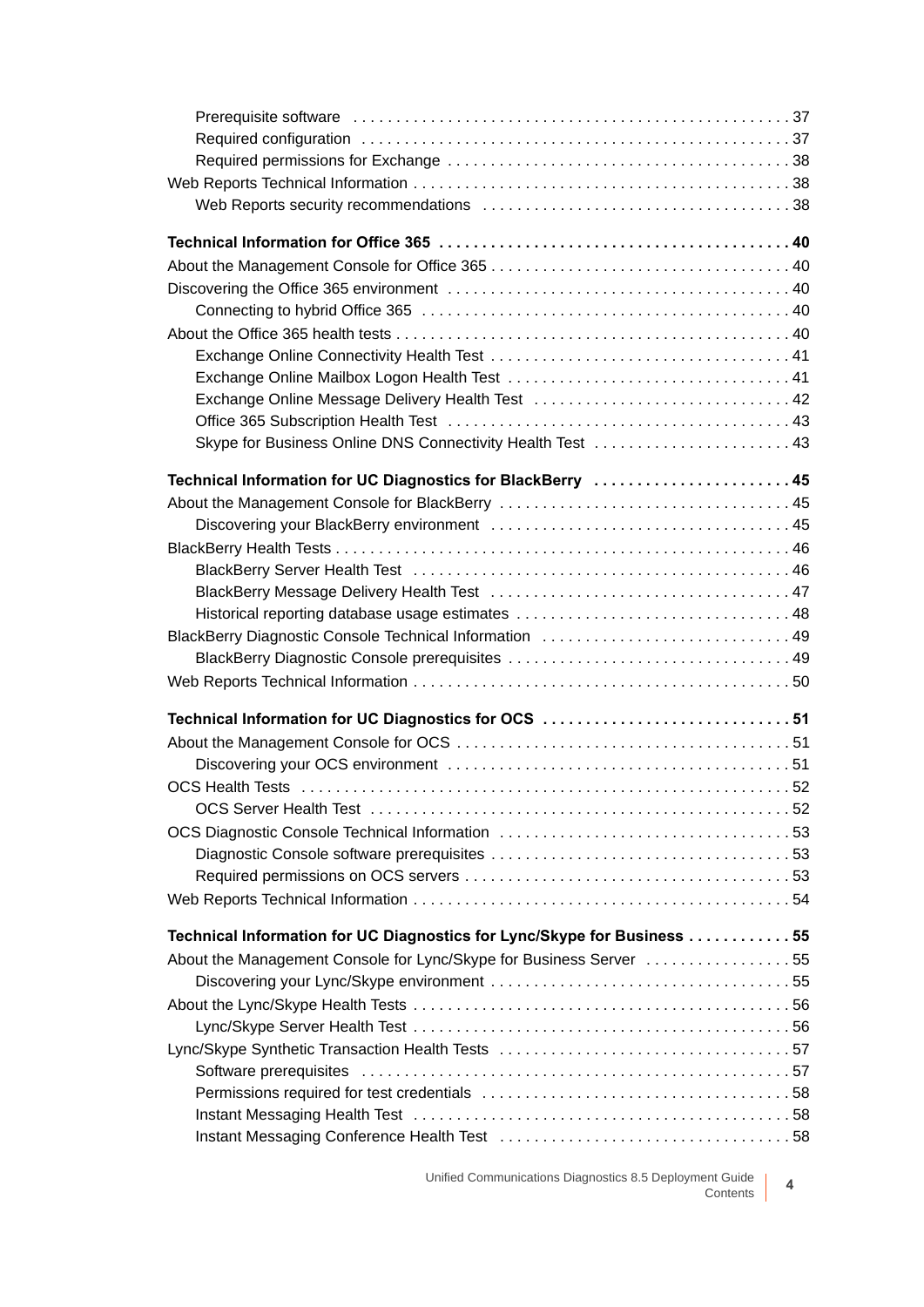- Prerequisite software . . . . . . . . . . 37
- Required configuration . . . . . . . . . . 37
- Required permissions for Exchange . . . . . . . . . . 38

Web Reports Technical Information . . . . . . . . . . 38

- Web Reports security recommendations . . . . . . . . . . 38

**Technical Information for Office 365 . . . . . . . . . . 40**

About the Management Console for Office 365 . . . . . . . . . . 40

Discovering the Office 365 environment . . . . . . . . . . 40

- Connecting to hybrid Office 365 . . . . . . . . . . 40

About the Office 365 health tests . . . . . . . . . . 40

- Exchange Online Connectivity Health Test . . . . . . . . . . 41
- Exchange Online Mailbox Logon Health Test . . . . . . . . . . 41
- Exchange Online Message Delivery Health Test . . . . . . . . . . 42
- Office 365 Subscription Health Test . . . . . . . . . . 43
- Skype for Business Online DNS Connectivity Health Test . . . . . . . . . . 43

**Technical Information for UC Diagnostics for BlackBerry . . . . . . . . . . 45**

About the Management Console for BlackBerry . . . . . . . . . . 45

- Discovering your BlackBerry environment . . . . . . . . . . 45

BlackBerry Health Tests . . . . . . . . . . 46

- BlackBerry Server Health Test . . . . . . . . . . 46
- BlackBerry Message Delivery Health Test . . . . . . . . . . 47
- Historical reporting database usage estimates . . . . . . . . . . 48

BlackBerry Diagnostic Console Technical Information . . . . . . . . . . 49

- BlackBerry Diagnostic Console prerequisites . . . . . . . . . . 49

Web Reports Technical Information . . . . . . . . . . 50

**Technical Information for UC Diagnostics for OCS . . . . . . . . . . 51**

About the Management Console for OCS . . . . . . . . . . 51

- Discovering your OCS environment . . . . . . . . . . 51

OCS Health Tests . . . . . . . . . . 52

- OCS Server Health Test . . . . . . . . . . 52

OCS Diagnostic Console Technical Information . . . . . . . . . . 53

- Diagnostic Console software prerequisites . . . . . . . . . . 53
- Required permissions on OCS servers . . . . . . . . . . 53

Web Reports Technical Information . . . . . . . . . . 54

**Technical Information for UC Diagnostics for Lync/Skype for Business . . . . . . . . . . 55**

About the Management Console for Lync/Skype for Business Server . . . . . . . . . . 55

- Discovering your Lync/Skype environment . . . . . . . . . . 55

About the Lync/Skype Health Tests . . . . . . . . . . 56

- Lync/Skype Server Health Test . . . . . . . . . . 56

Lync/Skype Synthetic Transaction Health Tests . . . . . . . . . . 57

- Software prerequisites . . . . . . . . . . 57
- Permissions required for test credentials . . . . . . . . . . 58
- Instant Messaging Health Test . . . . . . . . . . 58
- Instant Messaging Conference Health Test . . . . . . . . . . 58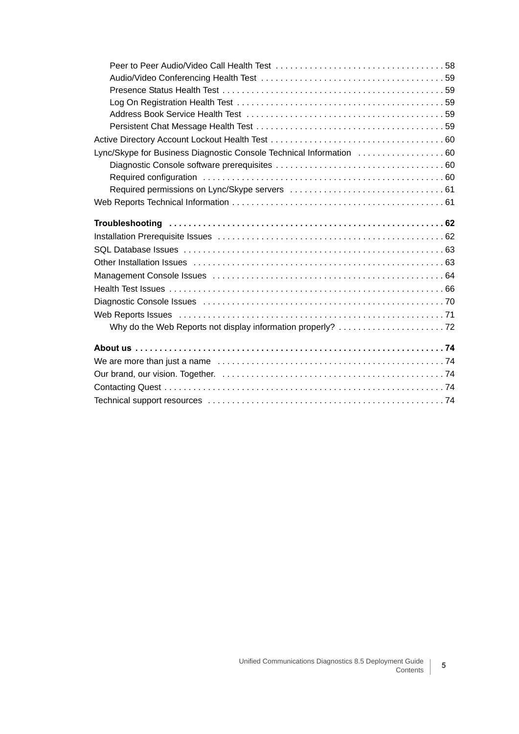- Peer to Peer Audio/Video Call Health Test . . . . . . . . . . 58
- Audio/Video Conferencing Health Test . . . . . . . . . . 59
- Presence Status Health Test . . . . . . . . . . 59
- Log On Registration Health Test . . . . . . . . . . 59
- Address Book Service Health Test . . . . . . . . . . 59
- Persistent Chat Message Health Test . . . . . . . . . . 59

Active Directory Account Lockout Health Test . . . . . . . . . . 60

Lync/Skype for Business Diagnostic Console Technical Information . . . . . . . . . . 60

- Diagnostic Console software prerequisites . . . . . . . . . . 60
- Required configuration . . . . . . . . . . 60
- Required permissions on Lync/Skype servers . . . . . . . . . . 61

Web Reports Technical Information . . . . . . . . . . 61

**Troubleshooting . . . . . . . . . . 62**

Installation Prerequisite Issues . . . . . . . . . . 62

SQL Database Issues . . . . . . . . . . 63

Other Installation Issues . . . . . . . . . . 63

Management Console Issues . . . . . . . . . . 64

Health Test Issues . . . . . . . . . . 66

Diagnostic Console Issues . . . . . . . . . . 70

Web Reports Issues . . . . . . . . . . 71

- Why do the Web Reports not display information properly? . . . . . . . . . . 72

**About us . . . . . . . . . . 74**

We are more than just a name . . . . . . . . . . 74

Our brand, our vision. Together. . . . . . . . . . . 74

Contacting Quest . . . . . . . . . . 74

Technical support resources . . . . . . . . . . 74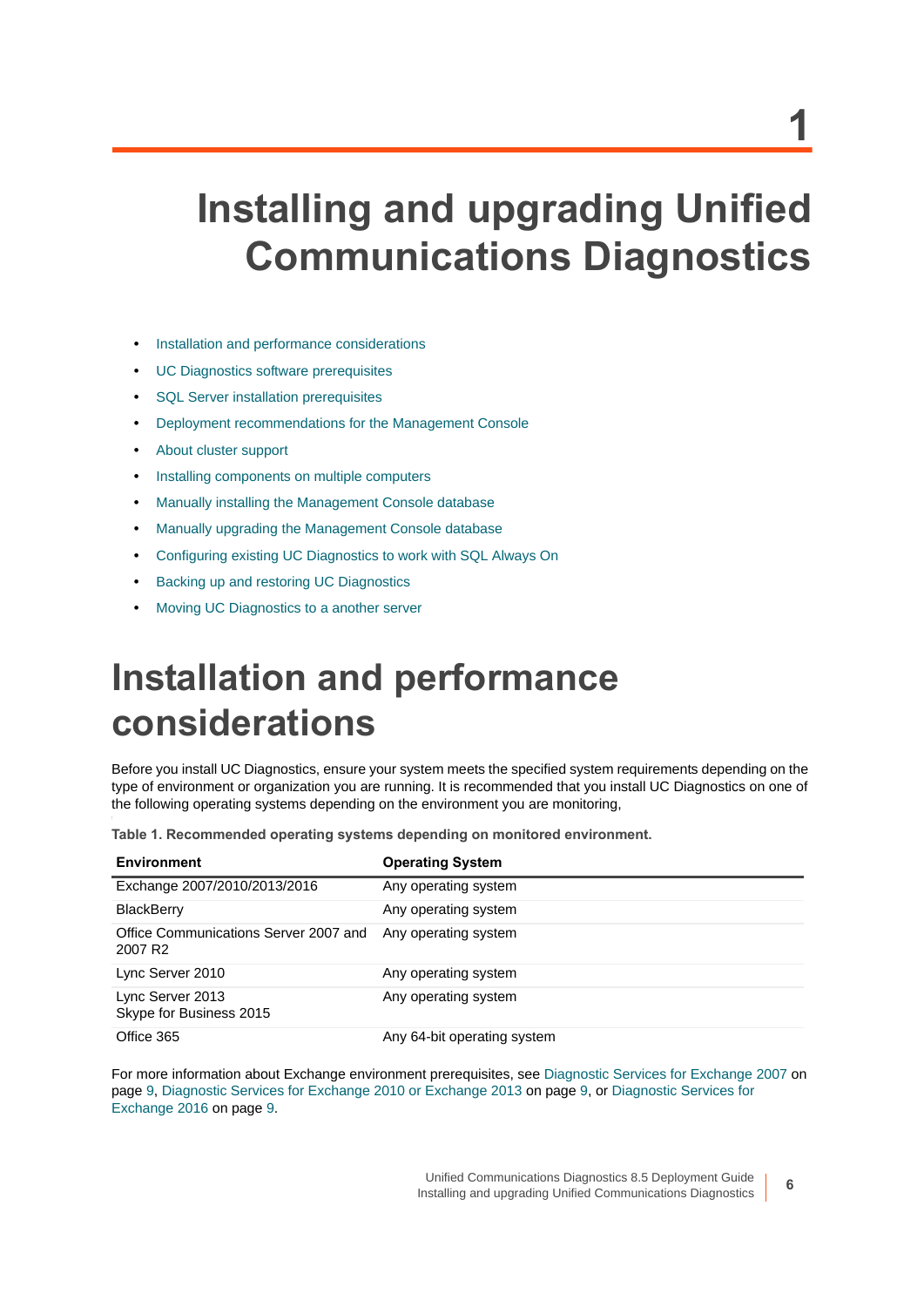# 1 Installing and upgrading Unified Communications Diagnostics

- Installation and performance considerations
- UC Diagnostics software prerequisites
- SQL Server installation prerequisites
- Deployment recommendations for the Management Console
- About cluster support
- Installing components on multiple computers
- Manually installing the Management Console database
- Manually upgrading the Management Console database
- Configuring existing UC Diagnostics to work with SQL Always On
- Backing up and restoring UC Diagnostics
- Moving UC Diagnostics to a another server

## Installation and performance considerations

Before you install UC Diagnostics, ensure your system meets the specified system requirements depending on the type of environment or organization you are running. It is recommended that you install UC Diagnostics on one of the following operating systems depending on the environment you are monitoring,

**Table 1. Recommended operating systems depending on monitored environment.**

| Environment | Operating System |
|---|---|
| Exchange 2007/2010/2013/2016 | Any operating system |
| BlackBerry | Any operating system |
| Office Communications Server 2007 and 2007 R2 | Any operating system |
| Lync Server 2010 | Any operating system |
| Lync Server 2013<br>Skype for Business 2015 | Any operating system |
| Office 365 | Any 64-bit operating system |

For more information about Exchange environment prerequisites, see Diagnostic Services for Exchange 2007 on page 9, Diagnostic Services for Exchange 2010 or Exchange 2013 on page 9, or Diagnostic Services for Exchange 2016 on page 9.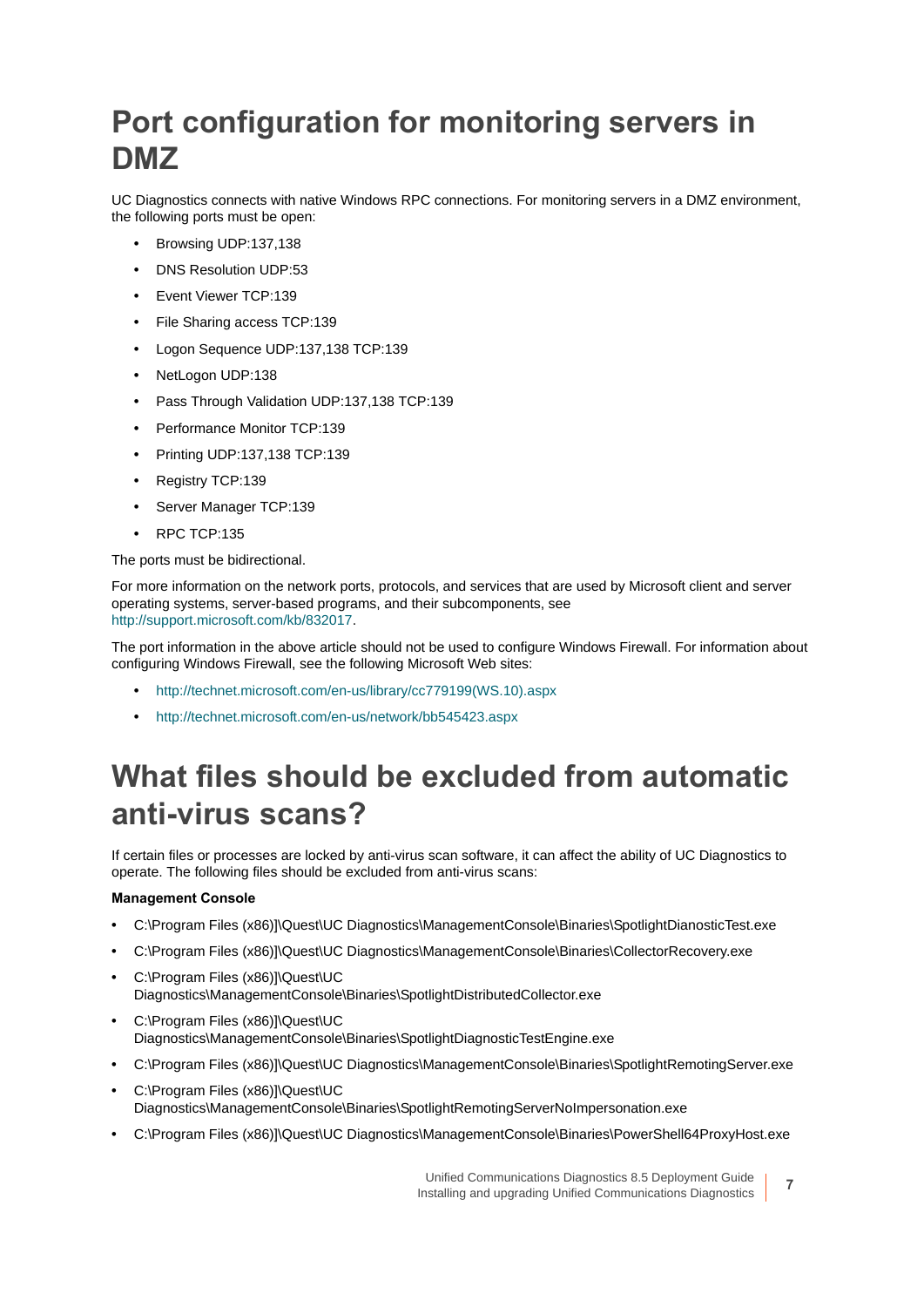# Port configuration for monitoring servers in DMZ

UC Diagnostics connects with native Windows RPC connections. For monitoring servers in a DMZ environment, the following ports must be open:

- Browsing UDP:137,138
- DNS Resolution UDP:53
- Event Viewer TCP:139
- File Sharing access TCP:139
- Logon Sequence UDP:137,138 TCP:139
- NetLogon UDP:138
- Pass Through Validation UDP:137,138 TCP:139
- Performance Monitor TCP:139
- Printing UDP:137,138 TCP:139
- Registry TCP:139
- Server Manager TCP:139
- RPC TCP:135

The ports must be bidirectional.

For more information on the network ports, protocols, and services that are used by Microsoft client and server operating systems, server-based programs, and their subcomponents, see http://support.microsoft.com/kb/832017.

The port information in the above article should not be used to configure Windows Firewall. For information about configuring Windows Firewall, see the following Microsoft Web sites:

- http://technet.microsoft.com/en-us/library/cc779199(WS.10).aspx
- http://technet.microsoft.com/en-us/network/bb545423.aspx

# What files should be excluded from automatic anti-virus scans?

If certain files or processes are locked by anti-virus scan software, it can affect the ability of UC Diagnostics to operate. The following files should be excluded from anti-virus scans:

**Management Console**

- C:\Program Files (x86)]\Quest\UC Diagnostics\ManagementConsole\Binaries\SpotlightDianosticTest.exe
- C:\Program Files (x86)]\Quest\UC Diagnostics\ManagementConsole\Binaries\CollectorRecovery.exe
- C:\Program Files (x86)]\Quest\UC Diagnostics\ManagementConsole\Binaries\SpotlightDistributedCollector.exe
- C:\Program Files (x86)]\Quest\UC Diagnostics\ManagementConsole\Binaries\SpotlightDiagnosticTestEngine.exe
- C:\Program Files (x86)]\Quest\UC Diagnostics\ManagementConsole\Binaries\SpotlightRemotingServer.exe
- C:\Program Files (x86)]\Quest\UC Diagnostics\ManagementConsole\Binaries\SpotlightRemotingServerNoImpersonation.exe
- C:\Program Files (x86)]\Quest\UC Diagnostics\ManagementConsole\Binaries\PowerShell64ProxyHost.exe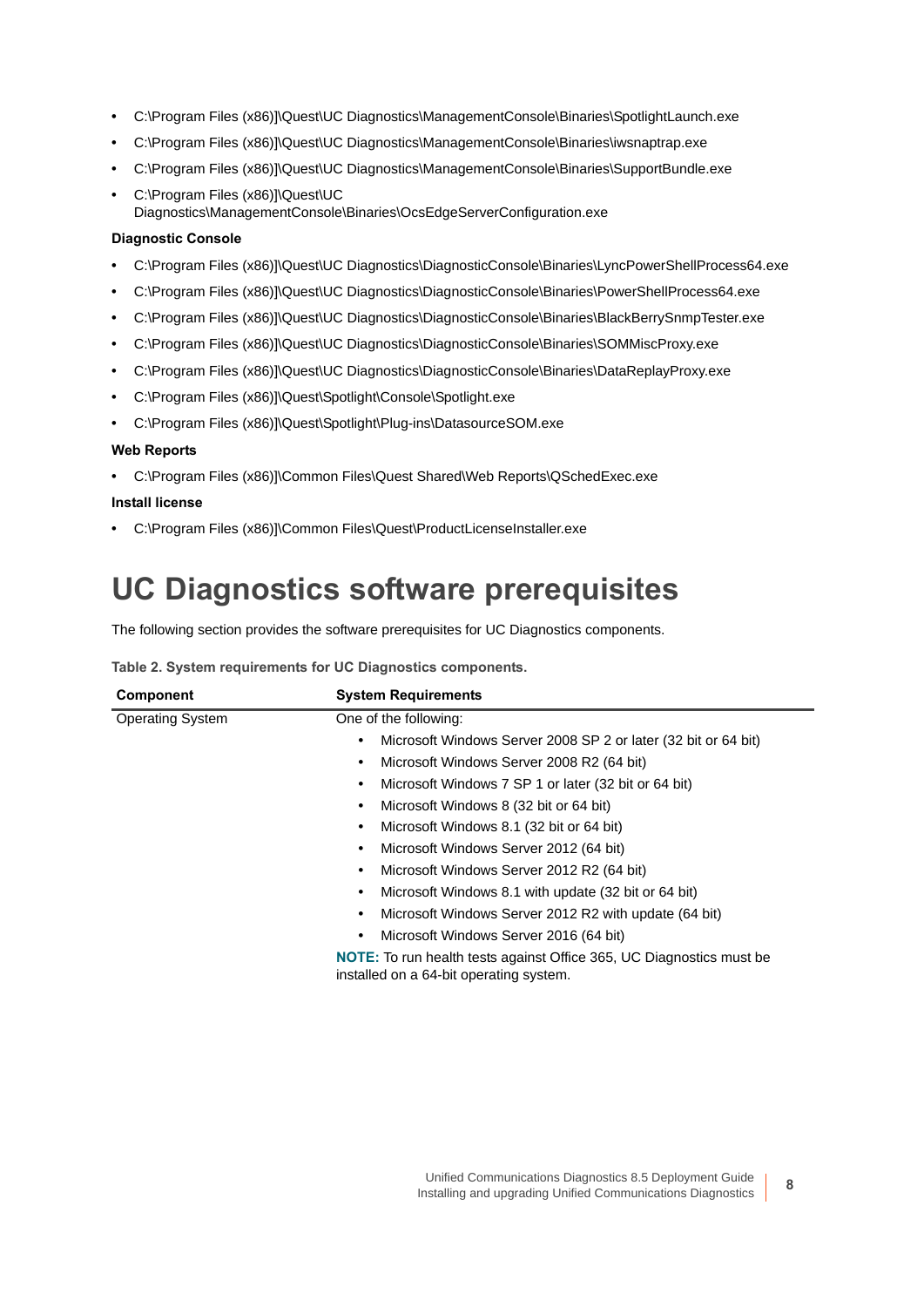- C:\Program Files (x86)]\Quest\UC Diagnostics\ManagementConsole\Binaries\SpotlightLaunch.exe
- C:\Program Files (x86)]\Quest\UC Diagnostics\ManagementConsole\Binaries\iwsnaptrap.exe
- C:\Program Files (x86)]\Quest\UC Diagnostics\ManagementConsole\Binaries\SupportBundle.exe
- C:\Program Files (x86)]\Quest\UC Diagnostics\ManagementConsole\Binaries\OcsEdgeServerConfiguration.exe

**Diagnostic Console**

- C:\Program Files (x86)]\Quest\UC Diagnostics\DiagnosticConsole\Binaries\LyncPowerShellProcess64.exe
- C:\Program Files (x86)]\Quest\UC Diagnostics\DiagnosticConsole\Binaries\PowerShellProcess64.exe
- C:\Program Files (x86)]\Quest\UC Diagnostics\DiagnosticConsole\Binaries\BlackBerrySnmpTester.exe
- C:\Program Files (x86)]\Quest\UC Diagnostics\DiagnosticConsole\Binaries\SOMMiscProxy.exe
- C:\Program Files (x86)]\Quest\UC Diagnostics\DiagnosticConsole\Binaries\DataReplayProxy.exe
- C:\Program Files (x86)]\Quest\Spotlight\Console\Spotlight.exe
- C:\Program Files (x86)]\Quest\Spotlight\Plug-ins\DatasourceSOM.exe

**Web Reports**

- C:\Program Files (x86)]\Common Files\Quest Shared\Web Reports\QSchedExec.exe

**Install license**

- C:\Program Files (x86)]\Common Files\Quest\ProductLicenseInstaller.exe

# UC Diagnostics software prerequisites

The following section provides the software prerequisites for UC Diagnostics components.

**Table 2. System requirements for UC Diagnostics components.**

| Component | System Requirements |
|---|---|
| Operating System | One of the following:<br>• Microsoft Windows Server 2008 SP 2 or later (32 bit or 64 bit)<br>• Microsoft Windows Server 2008 R2 (64 bit)<br>• Microsoft Windows 7 SP 1 or later (32 bit or 64 bit)<br>• Microsoft Windows 8 (32 bit or 64 bit)<br>• Microsoft Windows 8.1 (32 bit or 64 bit)<br>• Microsoft Windows Server 2012 (64 bit)<br>• Microsoft Windows Server 2012 R2 (64 bit)<br>• Microsoft Windows 8.1 with update (32 bit or 64 bit)<br>• Microsoft Windows Server 2012 R2 with update (64 bit)<br>• Microsoft Windows Server 2016 (64 bit)<br>**NOTE:** To run health tests against Office 365, UC Diagnostics must be installed on a 64-bit operating system. |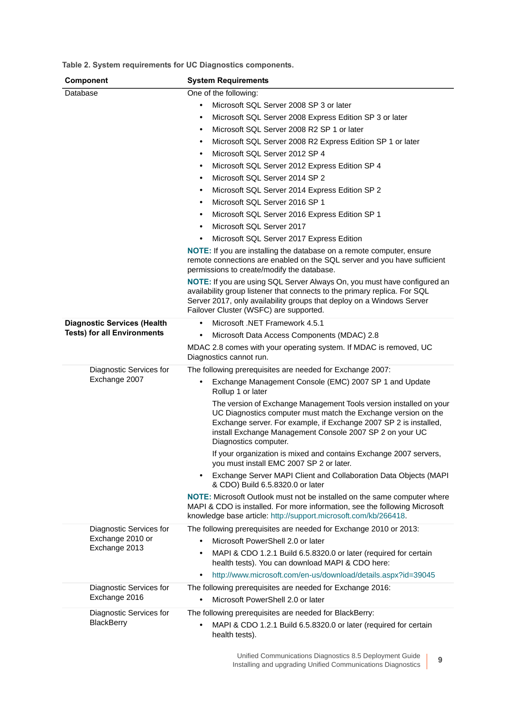**Table 2. System requirements for UC Diagnostics components.**

| Component | System Requirements |
|---|---|
| Database | One of the following:<br>• Microsoft SQL Server 2008 SP 3 or later<br>• Microsoft SQL Server 2008 Express Edition SP 3 or later<br>• Microsoft SQL Server 2008 R2 SP 1 or later<br>• Microsoft SQL Server 2008 R2 Express Edition SP 1 or later<br>• Microsoft SQL Server 2012 SP 4<br>• Microsoft SQL Server 2012 Express Edition SP 4<br>• Microsoft SQL Server 2014 SP 2<br>• Microsoft SQL Server 2014 Express Edition SP 2<br>• Microsoft SQL Server 2016 SP 1<br>• Microsoft SQL Server 2016 Express Edition SP 1<br>• Microsoft SQL Server 2017<br>• Microsoft SQL Server 2017 Express Edition<br>**NOTE:** If you are installing the database on a remote computer, ensure remote connections are enabled on the SQL server and you have sufficient permissions to create/modify the database.<br>**NOTE:** If you are using SQL Server Always On, you must have configured an availability group listener that connects to the primary replica. For SQL Server 2017, only availability groups that deploy on a Windows Server Failover Cluster (WSFC) are supported. |
| **Diagnostic Services (Health Tests) for all Environments** | • Microsoft .NET Framework 4.5.1<br>• Microsoft Data Access Components (MDAC) 2.8<br>MDAC 2.8 comes with your operating system. If MDAC is removed, UC Diagnostics cannot run. |
| Diagnostic Services for Exchange 2007 | The following prerequisites are needed for Exchange 2007:<br>• Exchange Management Console (EMC) 2007 SP 1 and Update Rollup 1 or later<br>The version of Exchange Management Tools version installed on your UC Diagnostics computer must match the Exchange version on the Exchange server. For example, if Exchange 2007 SP 2 is installed, install Exchange Management Console 2007 SP 2 on your UC Diagnostics computer.<br>If your organization is mixed and contains Exchange 2007 servers, you must install EMC 2007 SP 2 or later.<br>• Exchange Server MAPI Client and Collaboration Data Objects (MAPI & CDO) Build 6.5.8320.0 or later<br>**NOTE:** Microsoft Outlook must not be installed on the same computer where MAPI & CDO is installed. For more information, see the following Microsoft knowledge base article: http://support.microsoft.com/kb/266418. |
| Diagnostic Services for Exchange 2010 or Exchange 2013 | The following prerequisites are needed for Exchange 2010 or 2013:<br>• Microsoft PowerShell 2.0 or later<br>• MAPI & CDO 1.2.1 Build 6.5.8320.0 or later (required for certain health tests). You can download MAPI & CDO here:<br>• http://www.microsoft.com/en-us/download/details.aspx?id=39045 |
| Diagnostic Services for Exchange 2016 | The following prerequisites are needed for Exchange 2016:<br>• Microsoft PowerShell 2.0 or later |
| Diagnostic Services for BlackBerry | The following prerequisites are needed for BlackBerry:<br>• MAPI & CDO 1.2.1 Build 6.5.8320.0 or later (required for certain health tests). |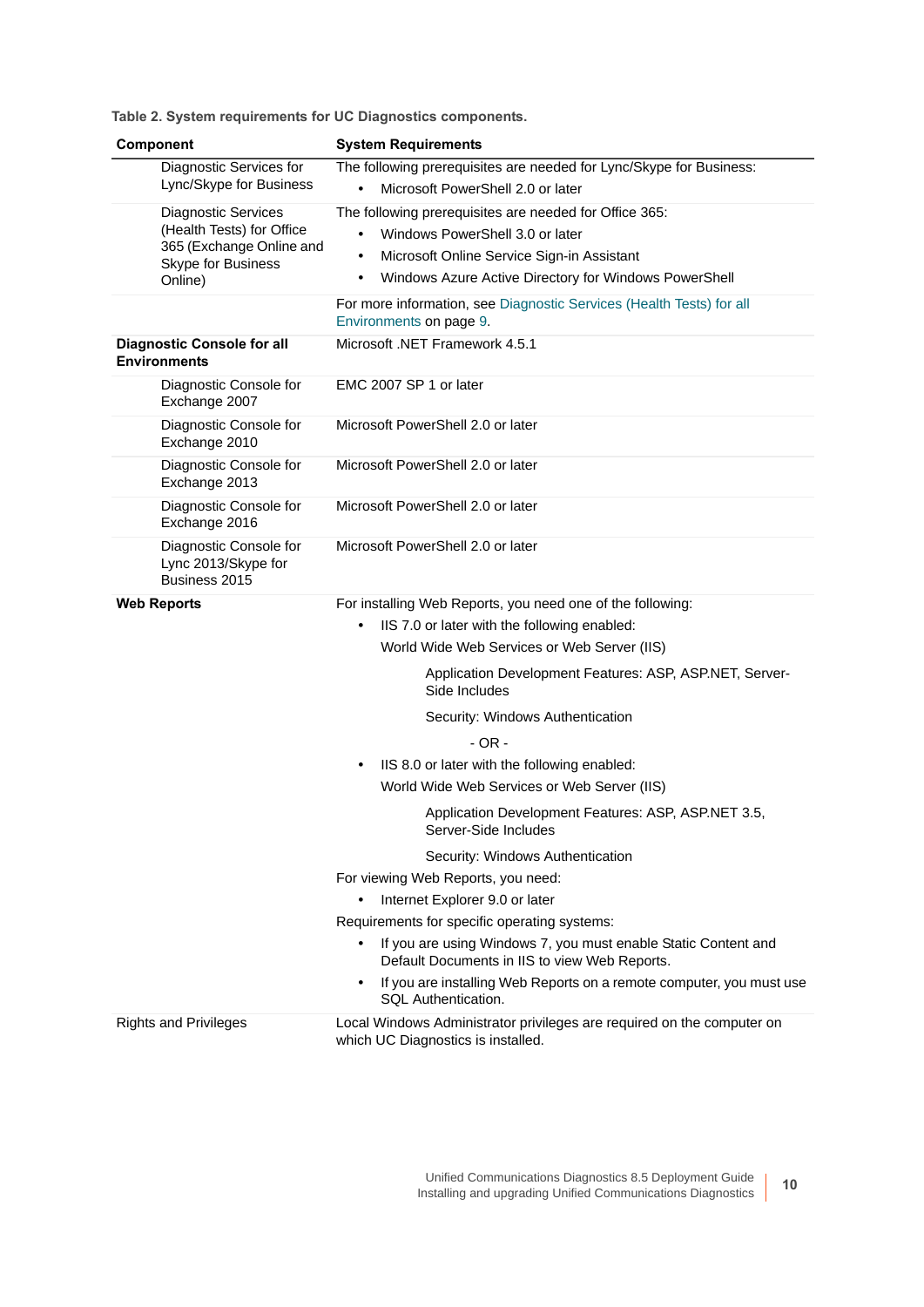**Table 2. System requirements for UC Diagnostics components.**

| Component | System Requirements |
|---|---|
| Diagnostic Services for Lync/Skype for Business | The following prerequisites are needed for Lync/Skype for Business:<br>• Microsoft PowerShell 2.0 or later |
| Diagnostic Services (Health Tests) for Office 365 (Exchange Online and Skype for Business Online) | The following prerequisites are needed for Office 365:<br>• Windows PowerShell 3.0 or later<br>• Microsoft Online Service Sign-in Assistant<br>• Windows Azure Active Directory for Windows PowerShell |
| | For more information, see Diagnostic Services (Health Tests) for all Environments on page 9. |
| **Diagnostic Console for all Environments** | Microsoft .NET Framework 4.5.1 |
| Diagnostic Console for Exchange 2007 | EMC 2007 SP 1 or later |
| Diagnostic Console for Exchange 2010 | Microsoft PowerShell 2.0 or later |
| Diagnostic Console for Exchange 2013 | Microsoft PowerShell 2.0 or later |
| Diagnostic Console for Exchange 2016 | Microsoft PowerShell 2.0 or later |
| Diagnostic Console for Lync 2013/Skype for Business 2015 | Microsoft PowerShell 2.0 or later |
| **Web Reports** | For installing Web Reports, you need one of the following:<br>• IIS 7.0 or later with the following enabled:<br>World Wide Web Services or Web Server (IIS)<br>Application Development Features: ASP, ASP.NET, Server-Side Includes<br>Security: Windows Authentication<br>- OR -<br>• IIS 8.0 or later with the following enabled:<br>World Wide Web Services or Web Server (IIS)<br>Application Development Features: ASP, ASP.NET 3.5, Server-Side Includes<br>Security: Windows Authentication<br>For viewing Web Reports, you need:<br>• Internet Explorer 9.0 or later<br>Requirements for specific operating systems:<br>• If you are using Windows 7, you must enable Static Content and Default Documents in IIS to view Web Reports.<br>• If you are installing Web Reports on a remote computer, you must use SQL Authentication. |
| Rights and Privileges | Local Windows Administrator privileges are required on the computer on which UC Diagnostics is installed. |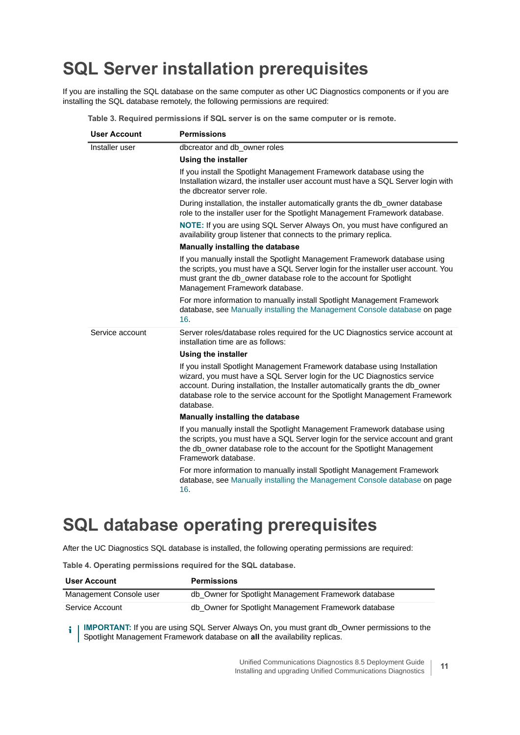# SQL Server installation prerequisites

If you are installing the SQL database on the same computer as other UC Diagnostics components or if you are installing the SQL database remotely, the following permissions are required:

**Table 3. Required permissions if SQL server is on the same computer or is remote.**

| User Account | Permissions |
|---|---|
| Installer user | dbcreator and db_owner roles<br><br>**Using the installer**<br><br>If you install the Spotlight Management Framework database using the Installation wizard, the installer user account must have a SQL Server login with the dbcreator server role.<br><br>During installation, the installer automatically grants the db_owner database role to the installer user for the Spotlight Management Framework database.<br><br>**NOTE:** If you are using SQL Server Always On, you must have configured an availability group listener that connects to the primary replica.<br><br>**Manually installing the database**<br><br>If you manually install the Spotlight Management Framework database using the scripts, you must have a SQL Server login for the installer user account. You must grant the db_owner database role to the account for Spotlight Management Framework database.<br><br>For more information to manually install Spotlight Management Framework database, see Manually installing the Management Console database on page 16. |
| Service account | Server roles/database roles required for the UC Diagnostics service account at installation time are as follows:<br><br>**Using the installer**<br><br>If you install Spotlight Management Framework database using Installation wizard, you must have a SQL Server login for the UC Diagnostics service account. During installation, the Installer automatically grants the db_owner database role to the service account for the Spotlight Management Framework database.<br><br>**Manually installing the database**<br><br>If you manually install the Spotlight Management Framework database using the scripts, you must have a SQL Server login for the service account and grant the db_owner database role to the account for the Spotlight Management Framework database.<br><br>For more information to manually install Spotlight Management Framework database, see Manually installing the Management Console database on page 16. |

# SQL database operating prerequisites

After the UC Diagnostics SQL database is installed, the following operating permissions are required:

**Table 4. Operating permissions required for the SQL database.**

| User Account | Permissions |
|---|---|
| Management Console user | db_Owner for Spotlight Management Framework database |
| Service Account | db_Owner for Spotlight Management Framework database |

**IMPORTANT:** If you are using SQL Server Always On, you must grant db_Owner permissions to the Spotlight Management Framework database on **all** the availability replicas.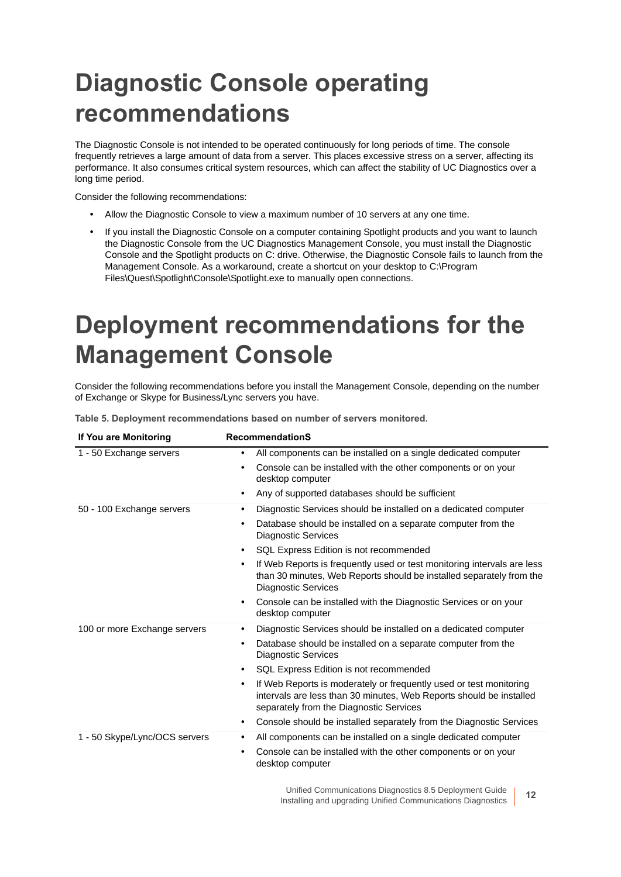# Diagnostic Console operating recommendations

The Diagnostic Console is not intended to be operated continuously for long periods of time. The console frequently retrieves a large amount of data from a server. This places excessive stress on a server, affecting its performance. It also consumes critical system resources, which can affect the stability of UC Diagnostics over a long time period.

Consider the following recommendations:

- Allow the Diagnostic Console to view a maximum number of 10 servers at any one time.
- If you install the Diagnostic Console on a computer containing Spotlight products and you want to launch the Diagnostic Console from the UC Diagnostics Management Console, you must install the Diagnostic Console and the Spotlight products on C: drive. Otherwise, the Diagnostic Console fails to launch from the Management Console. As a workaround, create a shortcut on your desktop to C:\Program Files\Quest\Spotlight\Console\Spotlight.exe to manually open connections.

# Deployment recommendations for the Management Console

Consider the following recommendations before you install the Management Console, depending on the number of Exchange or Skype for Business/Lync servers you have.

**Table 5. Deployment recommendations based on number of servers monitored.**

| If You are Monitoring | RecommendationS |
|---|---|
| 1 - 50 Exchange servers | • All components can be installed on a single dedicated computer<br>• Console can be installed with the other components or on your desktop computer<br>• Any of supported databases should be sufficient |
| 50 - 100 Exchange servers | • Diagnostic Services should be installed on a dedicated computer<br>• Database should be installed on a separate computer from the Diagnostic Services<br>• SQL Express Edition is not recommended<br>• If Web Reports is frequently used or test monitoring intervals are less than 30 minutes, Web Reports should be installed separately from the Diagnostic Services<br>• Console can be installed with the Diagnostic Services or on your desktop computer |
| 100 or more Exchange servers | • Diagnostic Services should be installed on a dedicated computer<br>• Database should be installed on a separate computer from the Diagnostic Services<br>• SQL Express Edition is not recommended<br>• If Web Reports is moderately or frequently used or test monitoring intervals are less than 30 minutes, Web Reports should be installed separately from the Diagnostic Services<br>• Console should be installed separately from the Diagnostic Services |
| 1 - 50 Skype/Lync/OCS servers | • All components can be installed on a single dedicated computer<br>• Console can be installed with the other components or on your desktop computer |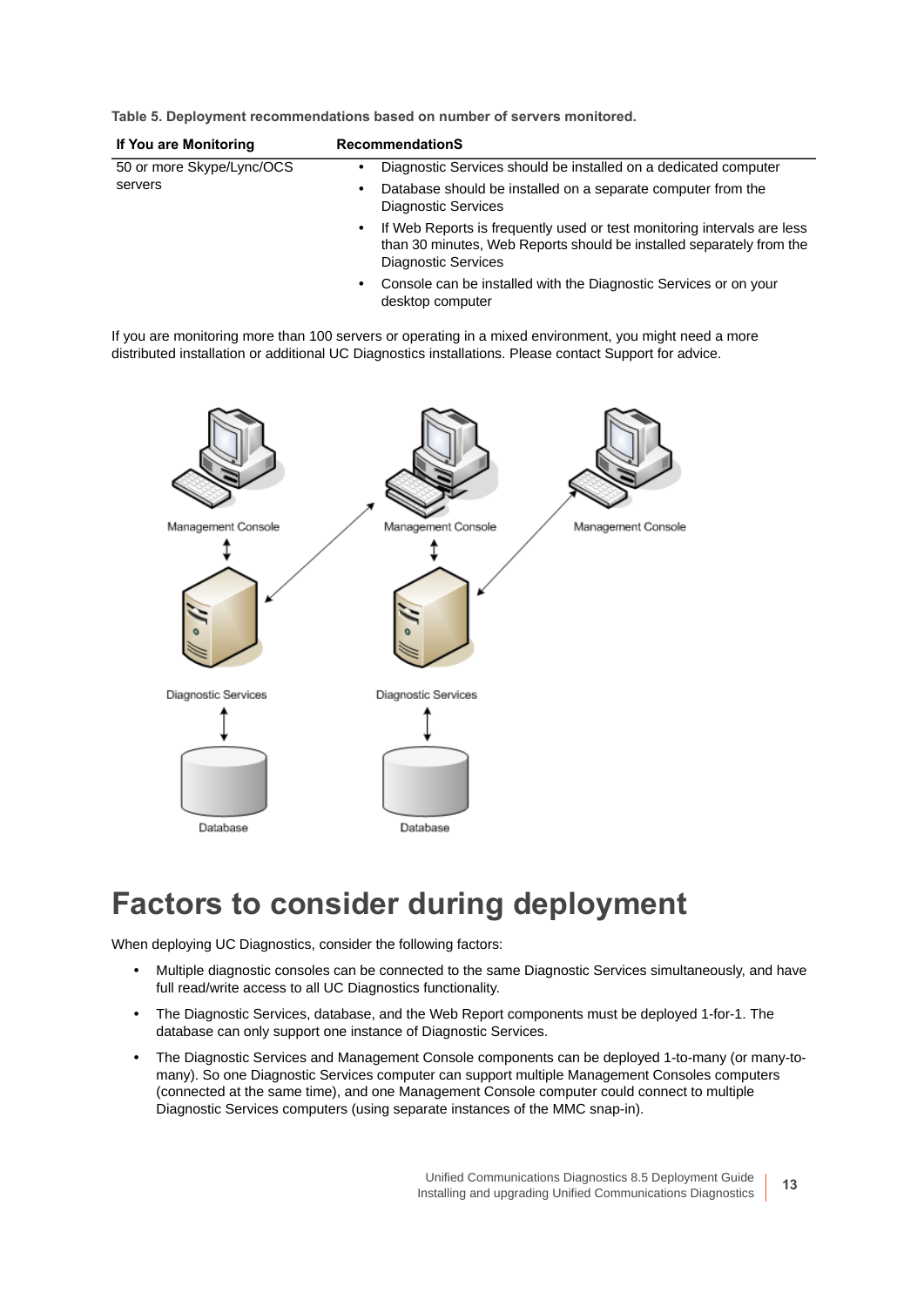**Table 5. Deployment recommendations based on number of servers monitored.**

| If You are Monitoring | RecommendationS |
| --- | --- |
| 50 or more Skype/Lync/OCS servers | • Diagnostic Services should be installed on a dedicated computer<br>• Database should be installed on a separate computer from the Diagnostic Services<br>• If Web Reports is frequently used or test monitoring intervals are less than 30 minutes, Web Reports should be installed separately from the Diagnostic Services<br>• Console can be installed with the Diagnostic Services or on your desktop computer |

If you are monitoring more than 100 servers or operating in a mixed environment, you might need a more distributed installation or additional UC Diagnostics installations. Please contact Support for advice.

## Factors to consider during deployment

When deploying UC Diagnostics, consider the following factors:

- Multiple diagnostic consoles can be connected to the same Diagnostic Services simultaneously, and have full read/write access to all UC Diagnostics functionality.
- The Diagnostic Services, database, and the Web Report components must be deployed 1-for-1. The database can only support one instance of Diagnostic Services.
- The Diagnostic Services and Management Console components can be deployed 1-to-many (or many-to-many). So one Diagnostic Services computer can support multiple Management Consoles computers (connected at the same time), and one Management Console computer could connect to multiple Diagnostic Services computers (using separate instances of the MMC snap-in).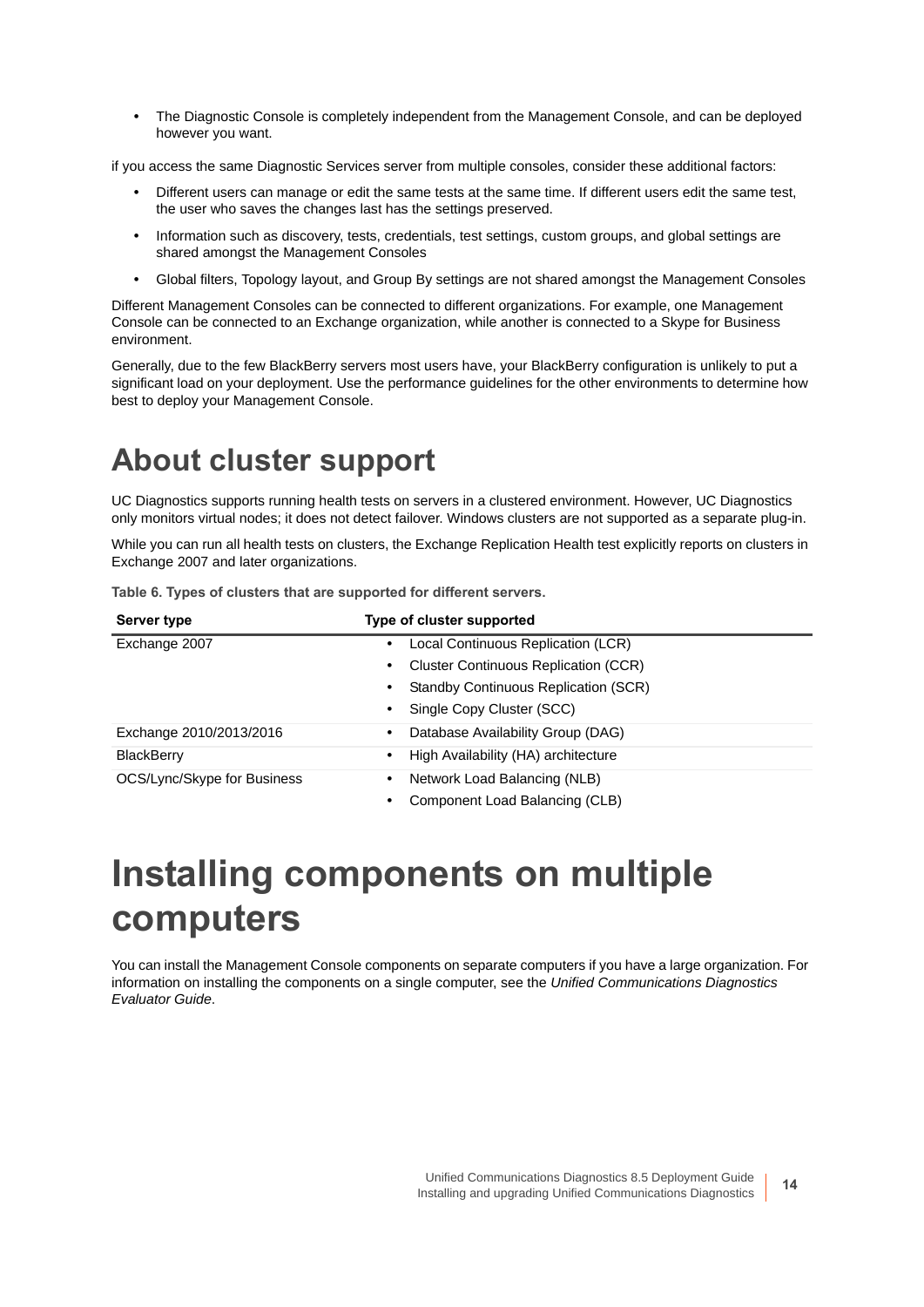- The Diagnostic Console is completely independent from the Management Console, and can be deployed however you want.

if you access the same Diagnostic Services server from multiple consoles, consider these additional factors:

- Different users can manage or edit the same tests at the same time. If different users edit the same test, the user who saves the changes last has the settings preserved.
- Information such as discovery, tests, credentials, test settings, custom groups, and global settings are shared amongst the Management Consoles
- Global filters, Topology layout, and Group By settings are not shared amongst the Management Consoles

Different Management Consoles can be connected to different organizations. For example, one Management Console can be connected to an Exchange organization, while another is connected to a Skype for Business environment.

Generally, due to the few BlackBerry servers most users have, your BlackBerry configuration is unlikely to put a significant load on your deployment. Use the performance guidelines for the other environments to determine how best to deploy your Management Console.

# About cluster support

UC Diagnostics supports running health tests on servers in a clustered environment. However, UC Diagnostics only monitors virtual nodes; it does not detect failover. Windows clusters are not supported as a separate plug-in.

While you can run all health tests on clusters, the Exchange Replication Health test explicitly reports on clusters in Exchange 2007 and later organizations.

**Table 6. Types of clusters that are supported for different servers.**

| Server type | Type of cluster supported |
| --- | --- |
| Exchange 2007 | • Local Continuous Replication (LCR)<br>• Cluster Continuous Replication (CCR)<br>• Standby Continuous Replication (SCR)<br>• Single Copy Cluster (SCC) |
| Exchange 2010/2013/2016 | • Database Availability Group (DAG) |
| BlackBerry | • High Availability (HA) architecture |
| OCS/Lync/Skype for Business | • Network Load Balancing (NLB)<br>• Component Load Balancing (CLB) |

# Installing components on multiple computers

You can install the Management Console components on separate computers if you have a large organization. For information on installing the components on a single computer, see the *Unified Communications Diagnostics Evaluator Guide*.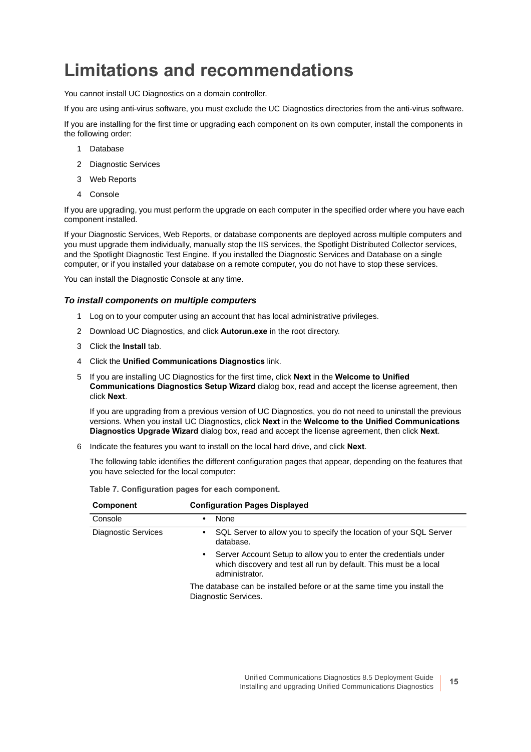# Limitations and recommendations

You cannot install UC Diagnostics on a domain controller.

If you are using anti-virus software, you must exclude the UC Diagnostics directories from the anti-virus software.

If you are installing for the first time or upgrading each component on its own computer, install the components in the following order:

1. Database
2. Diagnostic Services
3. Web Reports
4. Console

If you are upgrading, you must perform the upgrade on each computer in the specified order where you have each component installed.

If your Diagnostic Services, Web Reports, or database components are deployed across multiple computers and you must upgrade them individually, manually stop the IIS services, the Spotlight Distributed Collector services, and the Spotlight Diagnostic Test Engine. If you installed the Diagnostic Services and Database on a single computer, or if you installed your database on a remote computer, you do not have to stop these services.

You can install the Diagnostic Console at any time.

### *To install components on multiple computers*

1. Log on to your computer using an account that has local administrative privileges.
2. Download UC Diagnostics, and click **Autorun.exe** in the root directory.
3. Click the **Install** tab.
4. Click the **Unified Communications Diagnostics** link.
5. If you are installing UC Diagnostics for the first time, click **Next** in the **Welcome to Unified Communications Diagnostics Setup Wizard** dialog box, read and accept the license agreement, then click **Next**.

   If you are upgrading from a previous version of UC Diagnostics, you do not need to uninstall the previous versions. When you install UC Diagnostics, click **Next** in the **Welcome to the Unified Communications Diagnostics Upgrade Wizard** dialog box, read and accept the license agreement, then click **Next**.
6. Indicate the features you want to install on the local hard drive, and click **Next**.

   The following table identifies the different configuration pages that appear, depending on the features that you have selected for the local computer:

**Table 7. Configuration pages for each component.**

| Component | Configuration Pages Displayed |
|---|---|
| Console | • None |
| Diagnostic Services | • SQL Server to allow you to specify the location of your SQL Server database.<br>• Server Account Setup to allow you to enter the credentials under which discovery and test all run by default. This must be a local administrator.<br>The database can be installed before or at the same time you install the Diagnostic Services. |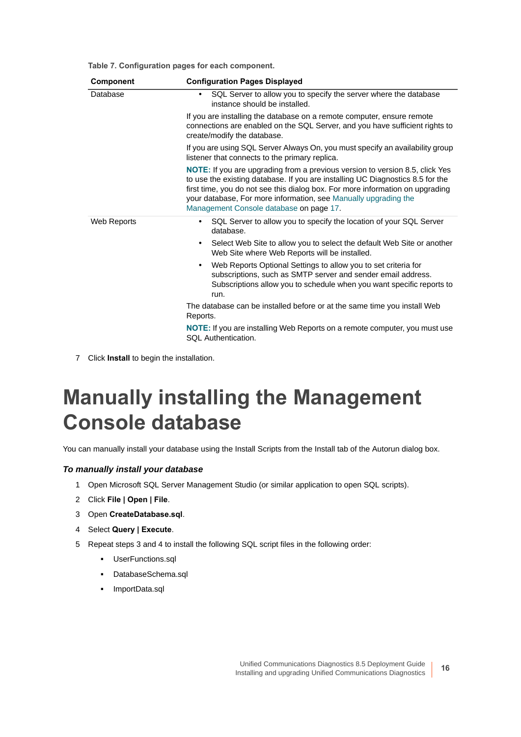**Table 7. Configuration pages for each component.**

| Component | Configuration Pages Displayed |
| --- | --- |
| Database | • SQL Server to allow you to specify the server where the database instance should be installed.<br><br>If you are installing the database on a remote computer, ensure remote connections are enabled on the SQL Server, and you have sufficient rights to create/modify the database.<br><br>If you are using SQL Server Always On, you must specify an availability group listener that connects to the primary replica.<br><br>**NOTE:** If you are upgrading from a previous version to version 8.5, click Yes to use the existing database. If you are installing UC Diagnostics 8.5 for the first time, you do not see this dialog box. For more information on upgrading your database, For more information, see Manually upgrading the Management Console database on page 17. |
| Web Reports | • SQL Server to allow you to specify the location of your SQL Server database.<br>• Select Web Site to allow you to select the default Web Site or another Web Site where Web Reports will be installed.<br>• Web Reports Optional Settings to allow you to set criteria for subscriptions, such as SMTP server and sender email address. Subscriptions allow you to schedule when you want specific reports to run.<br><br>The database can be installed before or at the same time you install Web Reports.<br><br>**NOTE:** If you are installing Web Reports on a remote computer, you must use SQL Authentication. |

7 Click **Install** to begin the installation.

# Manually installing the Management Console database

You can manually install your database using the Install Scripts from the Install tab of the Autorun dialog box.

***To manually install your database***

1. Open Microsoft SQL Server Management Studio (or similar application to open SQL scripts).
2. Click **File | Open | File**.
3. Open **CreateDatabase.sql**.
4. Select **Query | Execute**.
5. Repeat steps 3 and 4 to install the following SQL script files in the following order:
   - UserFunctions.sql
   - DatabaseSchema.sql
   - ImportData.sql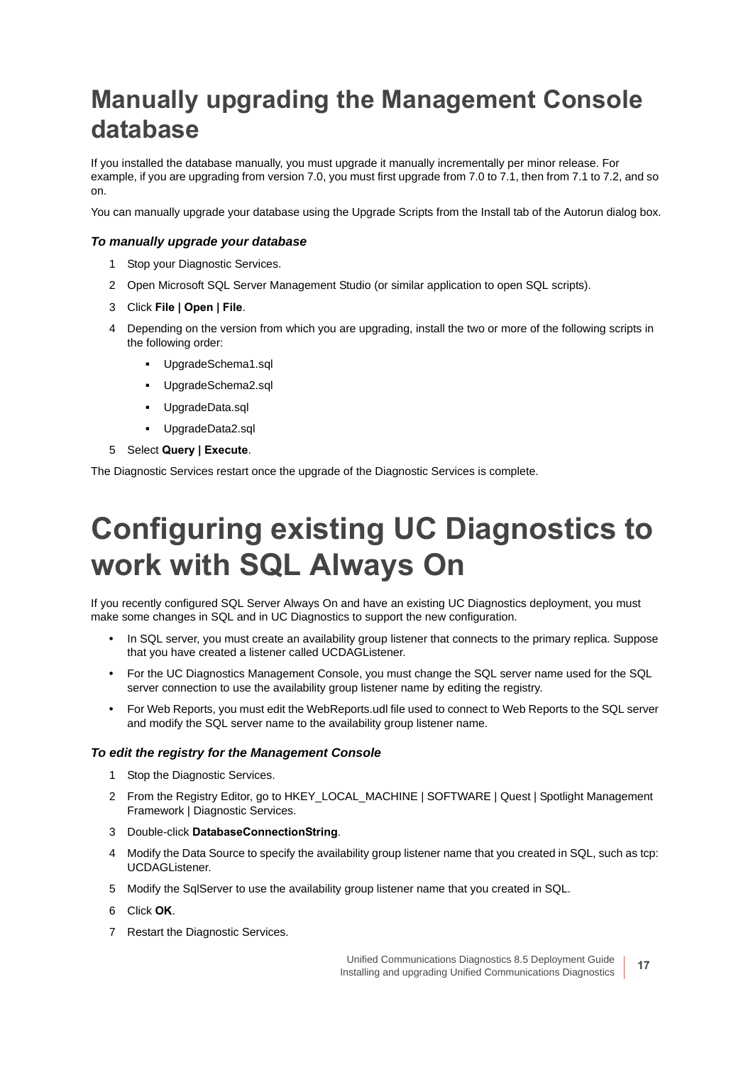# Manually upgrading the Management Console database

If you installed the database manually, you must upgrade it manually incrementally per minor release. For example, if you are upgrading from version 7.0, you must first upgrade from 7.0 to 7.1, then from 7.1 to 7.2, and so on.

You can manually upgrade your database using the Upgrade Scripts from the Install tab of the Autorun dialog box.

### *To manually upgrade your database*

1. Stop your Diagnostic Services.
2. Open Microsoft SQL Server Management Studio (or similar application to open SQL scripts).
3. Click **File | Open | File**.
4. Depending on the version from which you are upgrading, install the two or more of the following scripts in the following order:
    - UpgradeSchema1.sql
    - UpgradeSchema2.sql
    - UpgradeData.sql
    - UpgradeData2.sql
5. Select **Query | Execute**.

The Diagnostic Services restart once the upgrade of the Diagnostic Services is complete.

# Configuring existing UC Diagnostics to work with SQL Always On

If you recently configured SQL Server Always On and have an existing UC Diagnostics deployment, you must make some changes in SQL and in UC Diagnostics to support the new configuration.

- In SQL server, you must create an availability group listener that connects to the primary replica. Suppose that you have created a listener called UCDAGListener.
- For the UC Diagnostics Management Console, you must change the SQL server name used for the SQL server connection to use the availability group listener name by editing the registry.
- For Web Reports, you must edit the WebReports.udl file used to connect to Web Reports to the SQL server and modify the SQL server name to the availability group listener name.

### *To edit the registry for the Management Console*

1. Stop the Diagnostic Services.
2. From the Registry Editor, go to HKEY_LOCAL_MACHINE | SOFTWARE | Quest | Spotlight Management Framework | Diagnostic Services.
3. Double-click **DatabaseConnectionString**.
4. Modify the Data Source to specify the availability group listener name that you created in SQL, such as tcp: UCDAGListener.
5. Modify the SqlServer to use the availability group listener name that you created in SQL.
6. Click **OK**.
7. Restart the Diagnostic Services.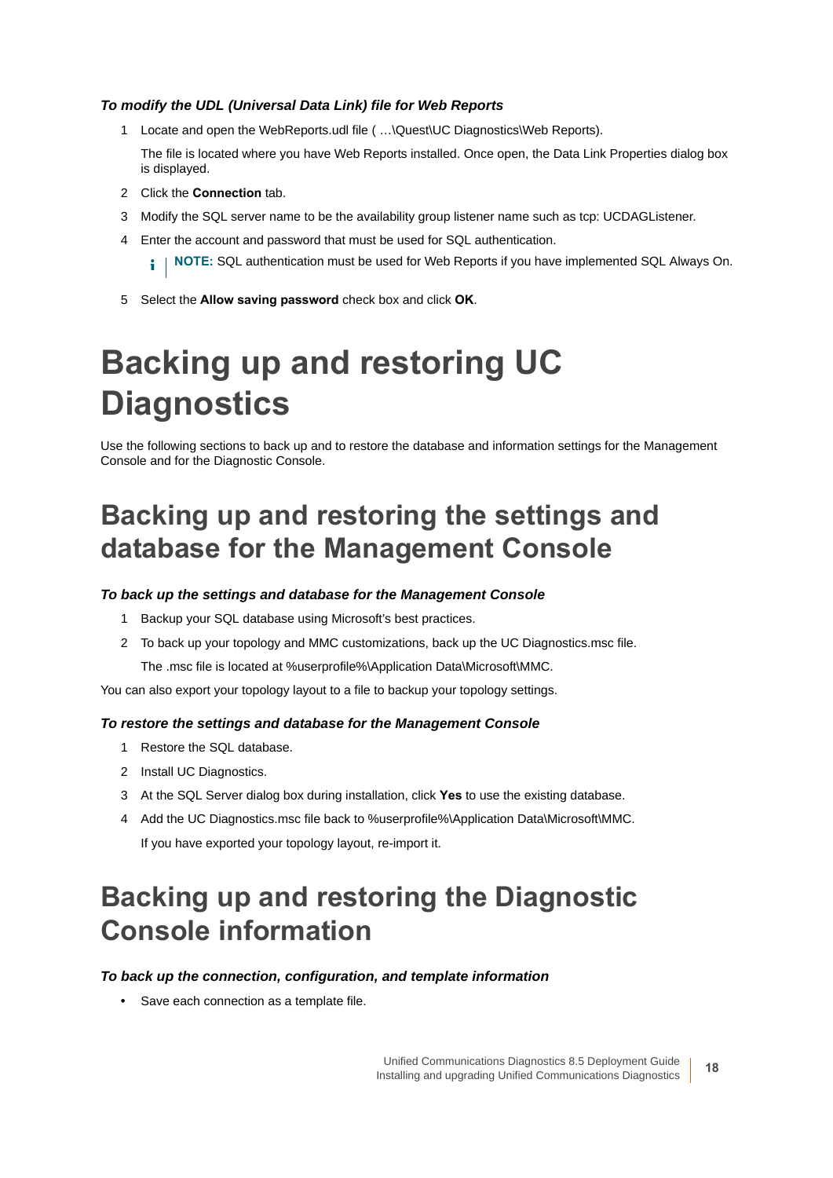***To modify the UDL (Universal Data Link) file for Web Reports***

1. Locate and open the WebReports.udl file ( …\Quest\UC Diagnostics\Web Reports).

   The file is located where you have Web Reports installed. Once open, the Data Link Properties dialog box is displayed.

2. Click the **Connection** tab.
3. Modify the SQL server name to be the availability group listener name such as tcp: UCDAGListener.
4. Enter the account and password that must be used for SQL authentication.

   **NOTE:** SQL authentication must be used for Web Reports if you have implemented SQL Always On.

5. Select the **Allow saving password** check box and click **OK**.

# Backing up and restoring UC Diagnostics

Use the following sections to back up and to restore the database and information settings for the Management Console and for the Diagnostic Console.

## Backing up and restoring the settings and database for the Management Console

***To back up the settings and database for the Management Console***

1. Backup your SQL database using Microsoft's best practices.
2. To back up your topology and MMC customizations, back up the UC Diagnostics.msc file.

   The .msc file is located at %userprofile%\Application Data\Microsoft\MMC.

You can also export your topology layout to a file to backup your topology settings.

***To restore the settings and database for the Management Console***

1. Restore the SQL database.
2. Install UC Diagnostics.
3. At the SQL Server dialog box during installation, click **Yes** to use the existing database.
4. Add the UC Diagnostics.msc file back to %userprofile%\Application Data\Microsoft\MMC.

   If you have exported your topology layout, re-import it.

## Backing up and restoring the Diagnostic Console information

***To back up the connection, configuration, and template information***

- Save each connection as a template file.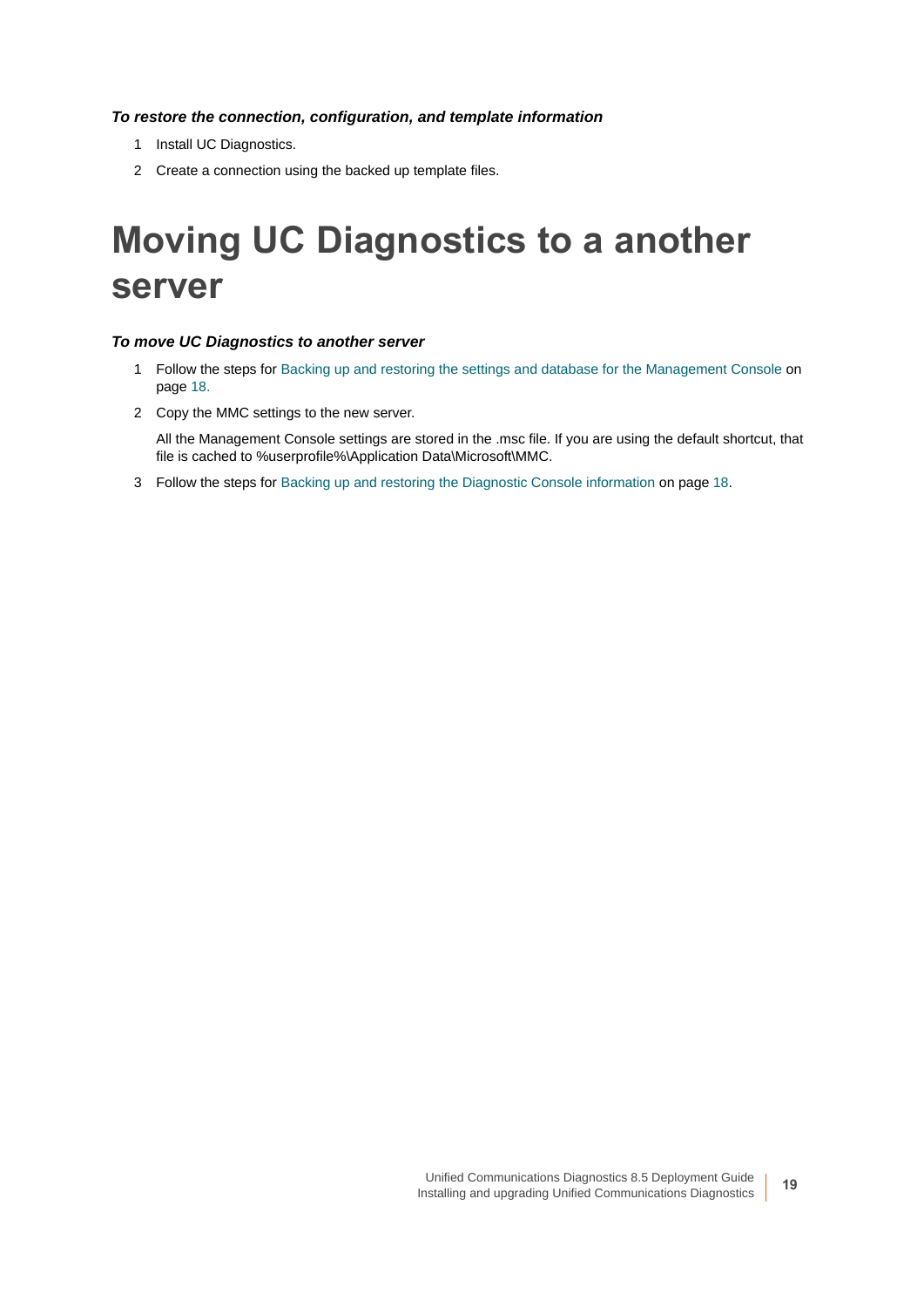***To restore the connection, configuration, and template information***

1. Install UC Diagnostics.
2. Create a connection using the backed up template files.

# Moving UC Diagnostics to a another server

***To move UC Diagnostics to another server***

1. Follow the steps for Backing up and restoring the settings and database for the Management Console on page 18.
2. Copy the MMC settings to the new server.

   All the Management Console settings are stored in the .msc file. If you are using the default shortcut, that file is cached to %userprofile%\Application Data\Microsoft\MMC.
3. Follow the steps for Backing up and restoring the Diagnostic Console information on page 18.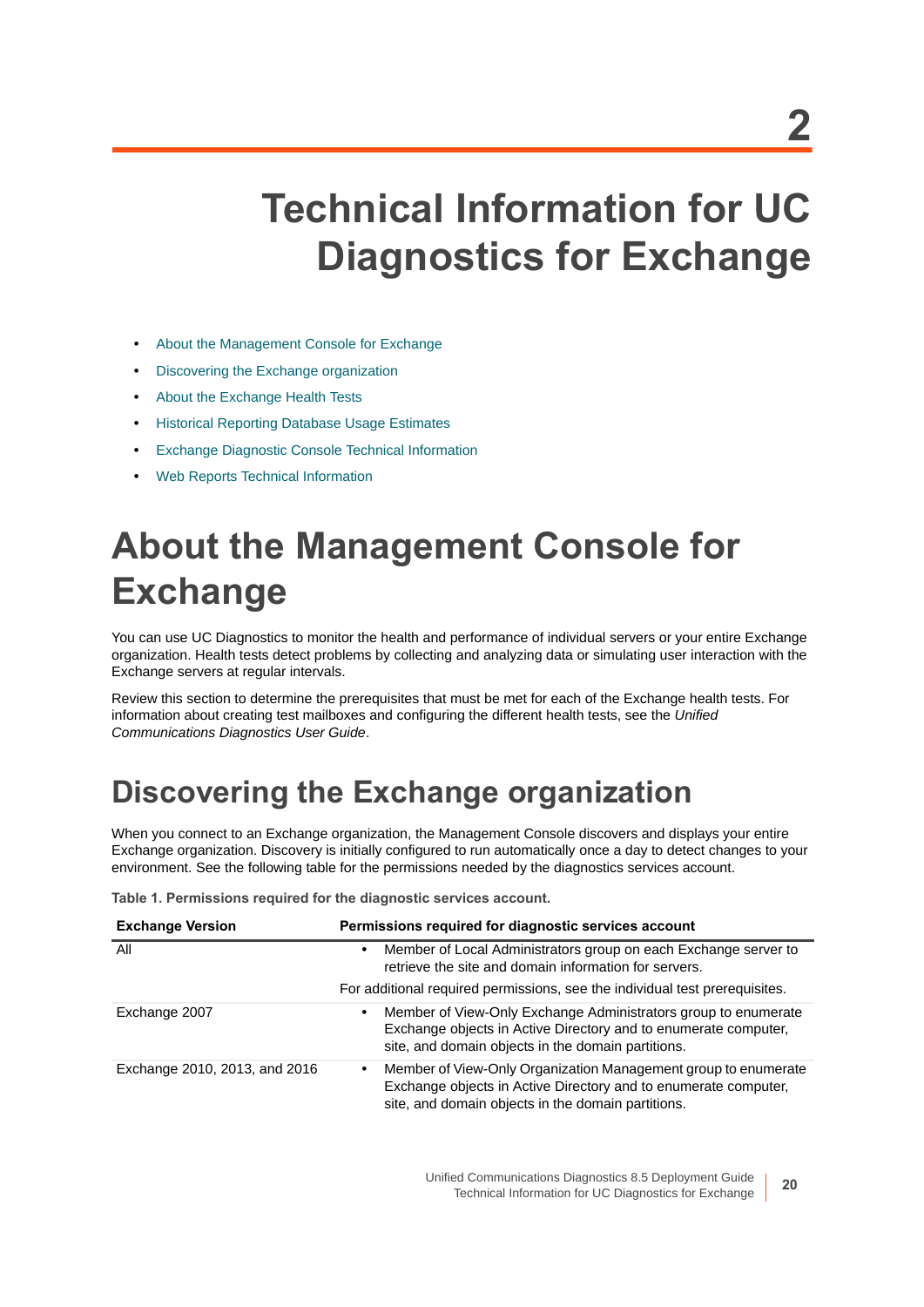# 2 Technical Information for UC Diagnostics for Exchange

- About the Management Console for Exchange
- Discovering the Exchange organization
- About the Exchange Health Tests
- Historical Reporting Database Usage Estimates
- Exchange Diagnostic Console Technical Information
- Web Reports Technical Information

# About the Management Console for Exchange

You can use UC Diagnostics to monitor the health and performance of individual servers or your entire Exchange organization. Health tests detect problems by collecting and analyzing data or simulating user interaction with the Exchange servers at regular intervals.

Review this section to determine the prerequisites that must be met for each of the Exchange health tests. For information about creating test mailboxes and configuring the different health tests, see the *Unified Communications Diagnostics User Guide*.

## Discovering the Exchange organization

When you connect to an Exchange organization, the Management Console discovers and displays your entire Exchange organization. Discovery is initially configured to run automatically once a day to detect changes to your environment. See the following table for the permissions needed by the diagnostics services account.

**Table 1. Permissions required for the diagnostic services account.**

| Exchange Version | Permissions required for diagnostic services account |
|---|---|
| All | • Member of Local Administrators group on each Exchange server to retrieve the site and domain information for servers.<br>For additional required permissions, see the individual test prerequisites. |
| Exchange 2007 | • Member of View-Only Exchange Administrators group to enumerate Exchange objects in Active Directory and to enumerate computer, site, and domain objects in the domain partitions. |
| Exchange 2010, 2013, and 2016 | • Member of View-Only Organization Management group to enumerate Exchange objects in Active Directory and to enumerate computer, site, and domain objects in the domain partitions. |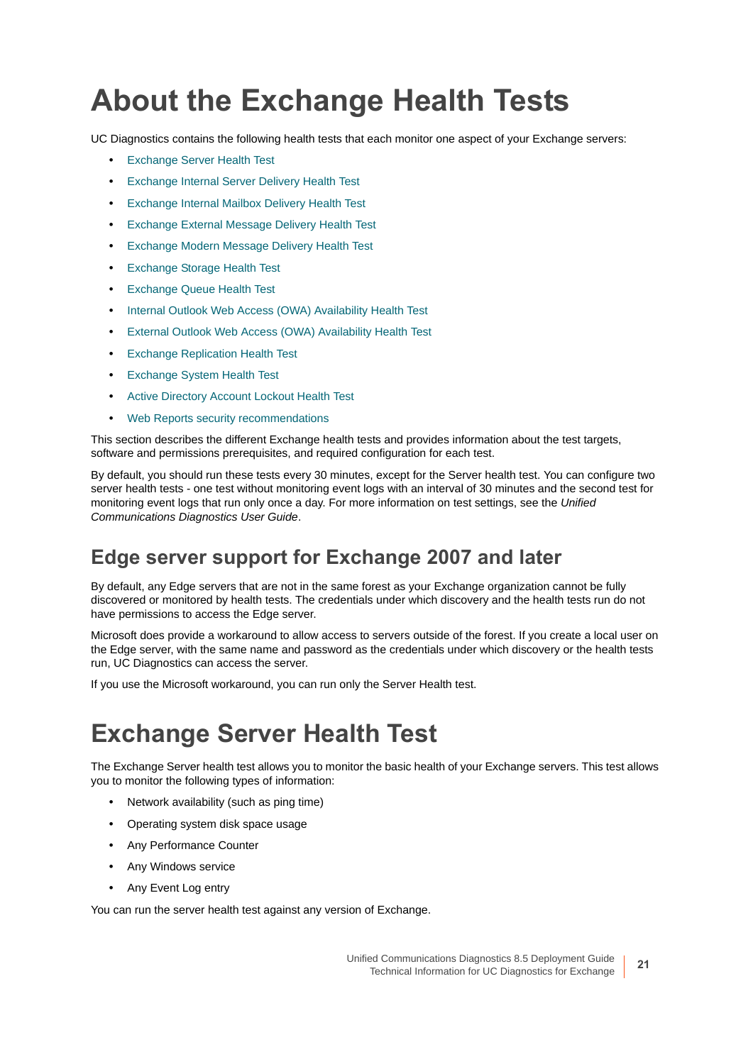# About the Exchange Health Tests

UC Diagnostics contains the following health tests that each monitor one aspect of your Exchange servers:

- Exchange Server Health Test
- Exchange Internal Server Delivery Health Test
- Exchange Internal Mailbox Delivery Health Test
- Exchange External Message Delivery Health Test
- Exchange Modern Message Delivery Health Test
- Exchange Storage Health Test
- Exchange Queue Health Test
- Internal Outlook Web Access (OWA) Availability Health Test
- External Outlook Web Access (OWA) Availability Health Test
- Exchange Replication Health Test
- Exchange System Health Test
- Active Directory Account Lockout Health Test
- Web Reports security recommendations

This section describes the different Exchange health tests and provides information about the test targets, software and permissions prerequisites, and required configuration for each test.

By default, you should run these tests every 30 minutes, except for the Server health test. You can configure two server health tests - one test without monitoring event logs with an interval of 30 minutes and the second test for monitoring event logs that run only once a day. For more information on test settings, see the *Unified Communications Diagnostics User Guide*.

## Edge server support for Exchange 2007 and later

By default, any Edge servers that are not in the same forest as your Exchange organization cannot be fully discovered or monitored by health tests. The credentials under which discovery and the health tests run do not have permissions to access the Edge server.

Microsoft does provide a workaround to allow access to servers outside of the forest. If you create a local user on the Edge server, with the same name and password as the credentials under which discovery or the health tests run, UC Diagnostics can access the server.

If you use the Microsoft workaround, you can run only the Server Health test.

# Exchange Server Health Test

The Exchange Server health test allows you to monitor the basic health of your Exchange servers. This test allows you to monitor the following types of information:

- Network availability (such as ping time)
- Operating system disk space usage
- Any Performance Counter
- Any Windows service
- Any Event Log entry

You can run the server health test against any version of Exchange.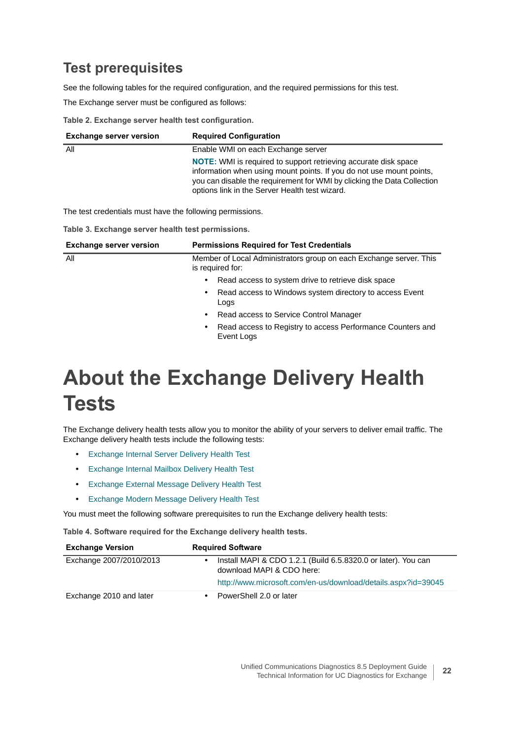## Test prerequisites

See the following tables for the required configuration, and the required permissions for this test.

The Exchange server must be configured as follows:

**Table 2. Exchange server health test configuration.**

| Exchange server version | Required Configuration |
|---|---|
| All | Enable WMI on each Exchange server<br>**NOTE:** WMI is required to support retrieving accurate disk space information when using mount points. If you do not use mount points, you can disable the requirement for WMI by clicking the Data Collection options link in the Server Health test wizard. |

The test credentials must have the following permissions.

**Table 3. Exchange server health test permissions.**

| Exchange server version | Permissions Required for Test Credentials |
|---|---|
| All | Member of Local Administrators group on each Exchange server. This is required for:<br>• Read access to system drive to retrieve disk space<br>• Read access to Windows system directory to access Event Logs<br>• Read access to Service Control Manager<br>• Read access to Registry to access Performance Counters and Event Logs |

# About the Exchange Delivery Health Tests

The Exchange delivery health tests allow you to monitor the ability of your servers to deliver email traffic. The Exchange delivery health tests include the following tests:

- Exchange Internal Server Delivery Health Test
- Exchange Internal Mailbox Delivery Health Test
- Exchange External Message Delivery Health Test
- Exchange Modern Message Delivery Health Test

You must meet the following software prerequisites to run the Exchange delivery health tests:

**Table 4. Software required for the Exchange delivery health tests.**

| Exchange Version | Required Software |
|---|---|
| Exchange 2007/2010/2013 | • Install MAPI & CDO 1.2.1 (Build 6.5.8320.0 or later). You can download MAPI & CDO here:<br>http://www.microsoft.com/en-us/download/details.aspx?id=39045 |
| Exchange 2010 and later | • PowerShell 2.0 or later |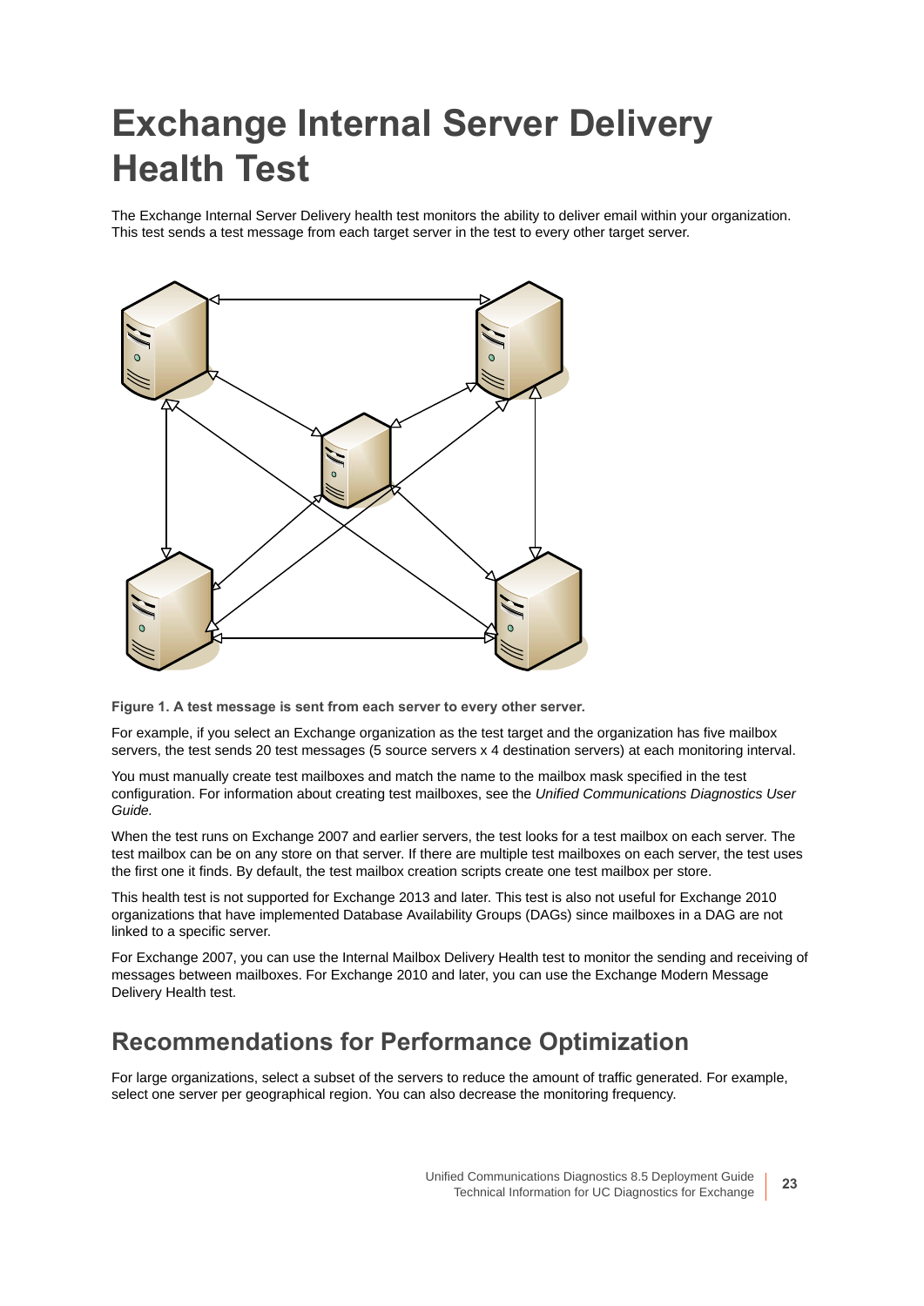# Exchange Internal Server Delivery Health Test

The Exchange Internal Server Delivery health test monitors the ability to deliver email within your organization. This test sends a test message from each target server in the test to every other target server.

**Figure 1. A test message is sent from each server to every other server.**

For example, if you select an Exchange organization as the test target and the organization has five mailbox servers, the test sends 20 test messages (5 source servers x 4 destination servers) at each monitoring interval.

You must manually create test mailboxes and match the name to the mailbox mask specified in the test configuration. For information about creating test mailboxes, see the *Unified Communications Diagnostics User Guide.*

When the test runs on Exchange 2007 and earlier servers, the test looks for a test mailbox on each server. The test mailbox can be on any store on that server. If there are multiple test mailboxes on each server, the test uses the first one it finds. By default, the test mailbox creation scripts create one test mailbox per store.

This health test is not supported for Exchange 2013 and later. This test is also not useful for Exchange 2010 organizations that have implemented Database Availability Groups (DAGs) since mailboxes in a DAG are not linked to a specific server.

For Exchange 2007, you can use the Internal Mailbox Delivery Health test to monitor the sending and receiving of messages between mailboxes. For Exchange 2010 and later, you can use the Exchange Modern Message Delivery Health test.

## Recommendations for Performance Optimization

For large organizations, select a subset of the servers to reduce the amount of traffic generated. For example, select one server per geographical region. You can also decrease the monitoring frequency.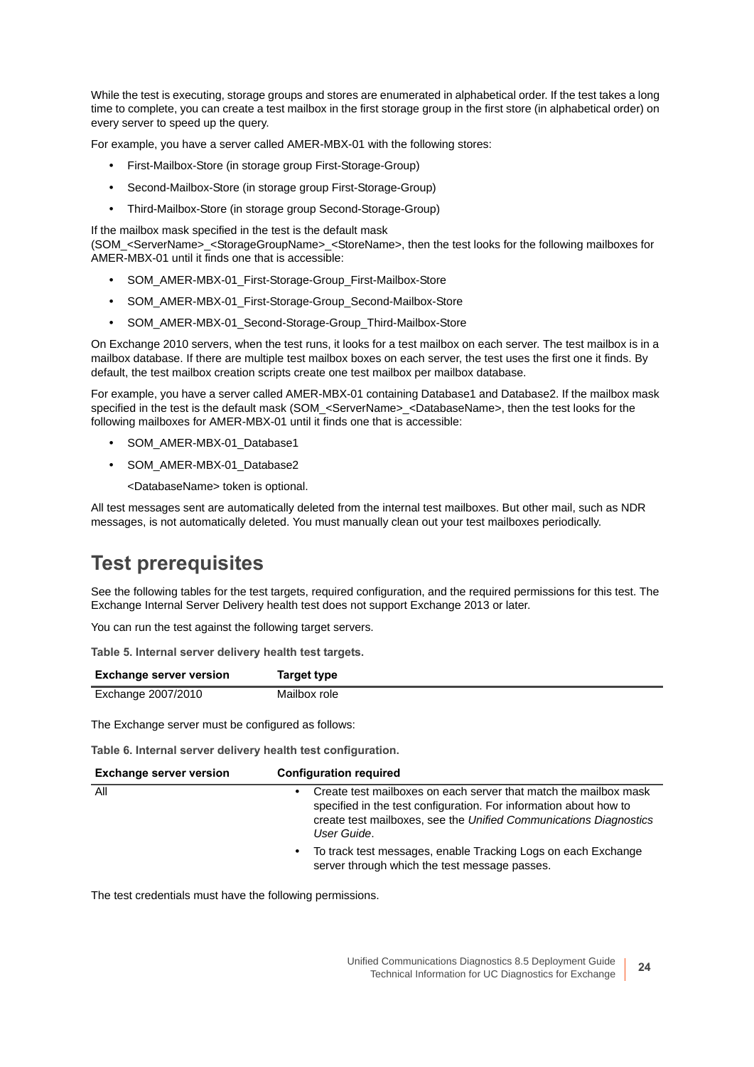While the test is executing, storage groups and stores are enumerated in alphabetical order. If the test takes a long time to complete, you can create a test mailbox in the first storage group in the first store (in alphabetical order) on every server to speed up the query.

For example, you have a server called AMER-MBX-01 with the following stores:

- First-Mailbox-Store (in storage group First-Storage-Group)
- Second-Mailbox-Store (in storage group First-Storage-Group)
- Third-Mailbox-Store (in storage group Second-Storage-Group)

If the mailbox mask specified in the test is the default mask (SOM_<ServerName>_<StorageGroupName>_<StoreName>, then the test looks for the following mailboxes for AMER-MBX-01 until it finds one that is accessible:

- SOM_AMER-MBX-01_First-Storage-Group_First-Mailbox-Store
- SOM_AMER-MBX-01_First-Storage-Group_Second-Mailbox-Store
- SOM_AMER-MBX-01_Second-Storage-Group_Third-Mailbox-Store

On Exchange 2010 servers, when the test runs, it looks for a test mailbox on each server. The test mailbox is in a mailbox database. If there are multiple test mailbox boxes on each server, the test uses the first one it finds. By default, the test mailbox creation scripts create one test mailbox per mailbox database.

For example, you have a server called AMER-MBX-01 containing Database1 and Database2. If the mailbox mask specified in the test is the default mask (SOM_<ServerName>_<DatabaseName>, then the test looks for the following mailboxes for AMER-MBX-01 until it finds one that is accessible:

- SOM_AMER-MBX-01_Database1
- SOM_AMER-MBX-01_Database2

  <DatabaseName> token is optional.

All test messages sent are automatically deleted from the internal test mailboxes. But other mail, such as NDR messages, is not automatically deleted. You must manually clean out your test mailboxes periodically.

## Test prerequisites

See the following tables for the test targets, required configuration, and the required permissions for this test. The Exchange Internal Server Delivery health test does not support Exchange 2013 or later.

You can run the test against the following target servers.

**Table 5. Internal server delivery health test targets.**

| Exchange server version | Target type |
|---|---|
| Exchange 2007/2010 | Mailbox role |

The Exchange server must be configured as follows:

**Table 6. Internal server delivery health test configuration.**

| Exchange server version | Configuration required |
|---|---|
| All | • Create test mailboxes on each server that match the mailbox mask specified in the test configuration. For information about how to create test mailboxes, see the *Unified Communications Diagnostics User Guide*.<br>• To track test messages, enable Tracking Logs on each Exchange server through which the test message passes. |

The test credentials must have the following permissions.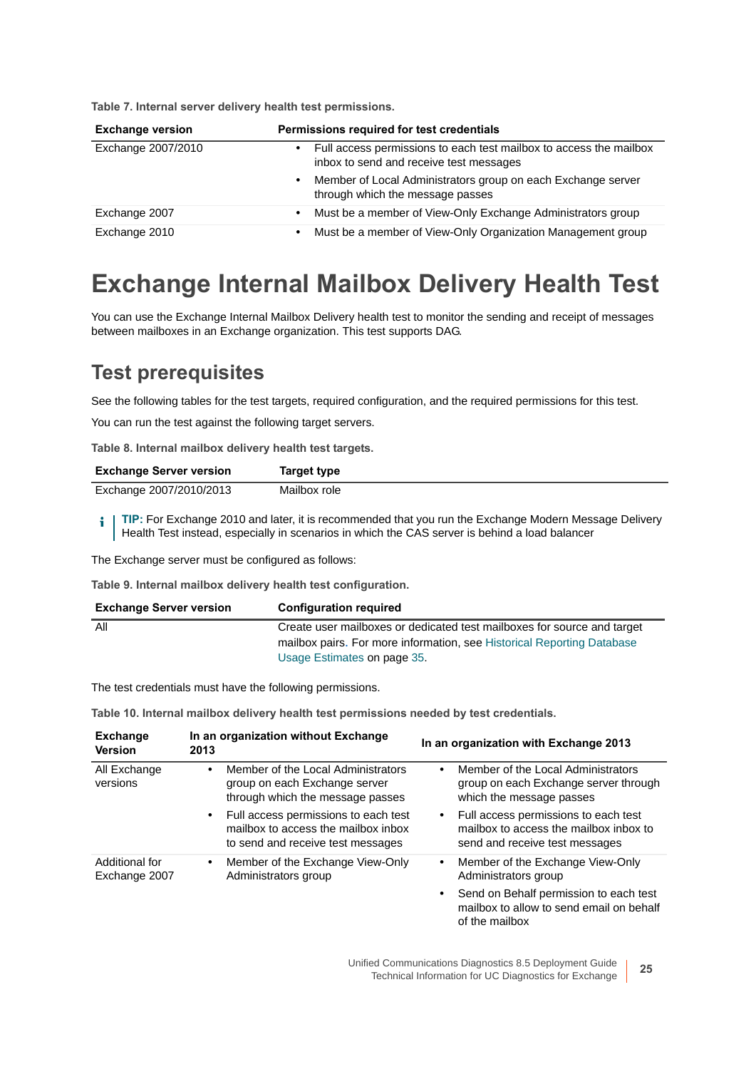Table 7. Internal server delivery health test permissions.

| Exchange version | Permissions required for test credentials |
|---|---|
| Exchange 2007/2010 | • Full access permissions to each test mailbox to access the mailbox inbox to send and receive test messages<br>• Member of Local Administrators group on each Exchange server through which the message passes |
| Exchange 2007 | • Must be a member of View-Only Exchange Administrators group |
| Exchange 2010 | • Must be a member of View-Only Organization Management group |

# Exchange Internal Mailbox Delivery Health Test

You can use the Exchange Internal Mailbox Delivery health test to monitor the sending and receipt of messages between mailboxes in an Exchange organization. This test supports DAG.

## Test prerequisites

See the following tables for the test targets, required configuration, and the required permissions for this test.

You can run the test against the following target servers.

Table 8. Internal mailbox delivery health test targets.

| Exchange Server version | Target type |
|---|---|
| Exchange 2007/2010/2013 | Mailbox role |

**TIP:** For Exchange 2010 and later, it is recommended that you run the Exchange Modern Message Delivery Health Test instead, especially in scenarios in which the CAS server is behind a load balancer

The Exchange server must be configured as follows:

Table 9. Internal mailbox delivery health test configuration.

| Exchange Server version | Configuration required |
|---|---|
| All | Create user mailboxes or dedicated test mailboxes for source and target mailbox pairs. For more information, see Historical Reporting Database Usage Estimates on page 35. |

The test credentials must have the following permissions.

Table 10. Internal mailbox delivery health test permissions needed by test credentials.

| Exchange Version | In an organization without Exchange 2013 | In an organization with Exchange 2013 |
|---|---|---|
| All Exchange versions | • Member of the Local Administrators group on each Exchange server through which the message passes<br>• Full access permissions to each test mailbox to access the mailbox inbox to send and receive test messages | • Member of the Local Administrators group on each Exchange server through which the message passes<br>• Full access permissions to each test mailbox to access the mailbox inbox to send and receive test messages |
| Additional for Exchange 2007 | • Member of the Exchange View-Only Administrators group | • Member of the Exchange View-Only Administrators group<br>• Send on Behalf permission to each test mailbox to allow to send email on behalf of the mailbox |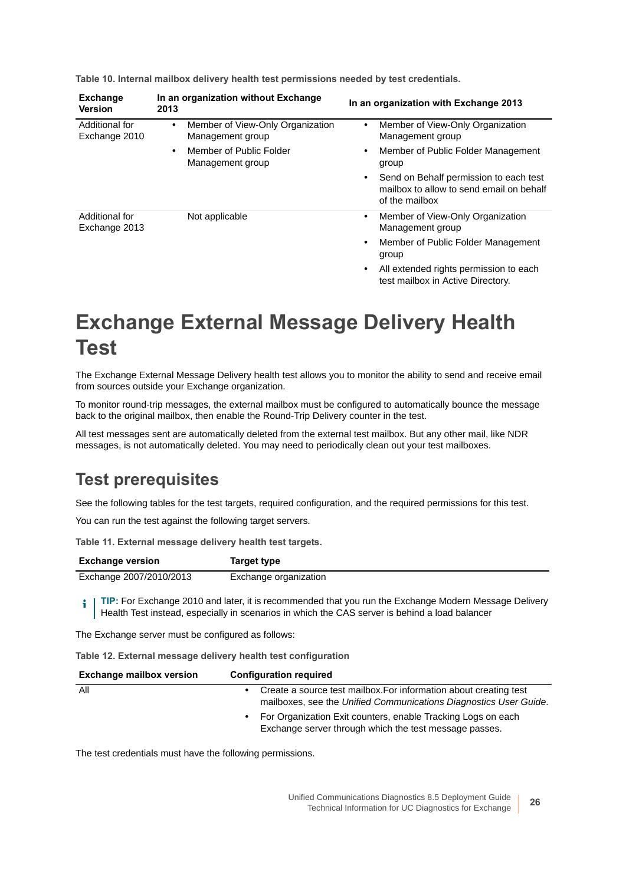**Table 10. Internal mailbox delivery health test permissions needed by test credentials.**

| Exchange Version | In an organization without Exchange 2013 | In an organization with Exchange 2013 |
|---|---|---|
| Additional for Exchange 2010 | • Member of View-Only Organization Management group<br>• Member of Public Folder Management group | • Member of View-Only Organization Management group<br>• Member of Public Folder Management group<br>• Send on Behalf permission to each test mailbox to allow to send email on behalf of the mailbox |
| Additional for Exchange 2013 | Not applicable | • Member of View-Only Organization Management group<br>• Member of Public Folder Management group<br>• All extended rights permission to each test mailbox in Active Directory. |

# Exchange External Message Delivery Health Test

The Exchange External Message Delivery health test allows you to monitor the ability to send and receive email from sources outside your Exchange organization.

To monitor round-trip messages, the external mailbox must be configured to automatically bounce the message back to the original mailbox, then enable the Round-Trip Delivery counter in the test.

All test messages sent are automatically deleted from the external test mailbox. But any other mail, like NDR messages, is not automatically deleted. You may need to periodically clean out your test mailboxes.

## Test prerequisites

See the following tables for the test targets, required configuration, and the required permissions for this test.

You can run the test against the following target servers.

**Table 11. External message delivery health test targets.**

| Exchange version | Target type |
|---|---|
| Exchange 2007/2010/2013 | Exchange organization |

> **TIP:** For Exchange 2010 and later, it is recommended that you run the Exchange Modern Message Delivery Health Test instead, especially in scenarios in which the CAS server is behind a load balancer

The Exchange server must be configured as follows:

**Table 12. External message delivery health test configuration**

| Exchange mailbox version | Configuration required |
|---|---|
| All | • Create a source test mailbox.For information about creating test mailboxes, see the *Unified Communications Diagnostics User Guide*.<br>• For Organization Exit counters, enable Tracking Logs on each Exchange server through which the test message passes. |

The test credentials must have the following permissions.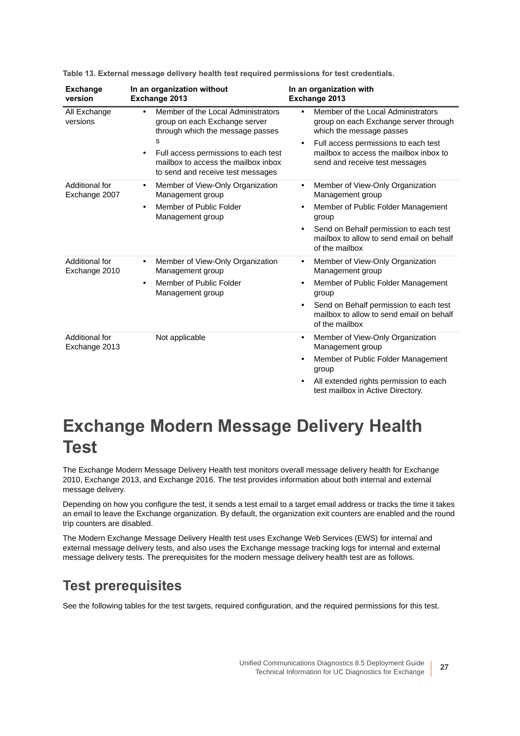**Table 13. External message delivery health test required permissions for test credentials.**

| Exchange version | In an organization without Exchange 2013 | In an organization with Exchange 2013 |
|---|---|---|
| All Exchange versions | • Member of the Local Administrators group on each Exchange server through which the message passes s<br>• Full access permissions to each test mailbox to access the mailbox inbox to send and receive test messages | • Member of the Local Administrators group on each Exchange server through which the message passes<br>• Full access permissions to each test mailbox to access the mailbox inbox to send and receive test messages |
| Additional for Exchange 2007 | • Member of View-Only Organization Management group<br>• Member of Public Folder Management group | • Member of View-Only Organization Management group<br>• Member of Public Folder Management group<br>• Send on Behalf permission to each test mailbox to allow to send email on behalf of the mailbox |
| Additional for Exchange 2010 | • Member of View-Only Organization Management group<br>• Member of Public Folder Management group | • Member of View-Only Organization Management group<br>• Member of Public Folder Management group<br>• Send on Behalf permission to each test mailbox to allow to send email on behalf of the mailbox |
| Additional for Exchange 2013 | Not applicable | • Member of View-Only Organization Management group<br>• Member of Public Folder Management group<br>• All extended rights permission to each test mailbox in Active Directory. |

# Exchange Modern Message Delivery Health Test

The Exchange Modern Message Delivery Health test monitors overall message delivery health for Exchange 2010, Exchange 2013, and Exchange 2016. The test provides information about both internal and external message delivery.

Depending on how you configure the test, it sends a test email to a target email address or tracks the time it takes an email to leave the Exchange organization. By default, the organization exit counters are enabled and the round trip counters are disabled.

The Modern Exchange Message Delivery Health test uses Exchange Web Services (EWS) for internal and external message delivery tests, and also uses the Exchange message tracking logs for internal and external message delivery tests. The prerequisites for the modern message delivery health test are as follows.

## Test prerequisites

See the following tables for the test targets, required configuration, and the required permissions for this test.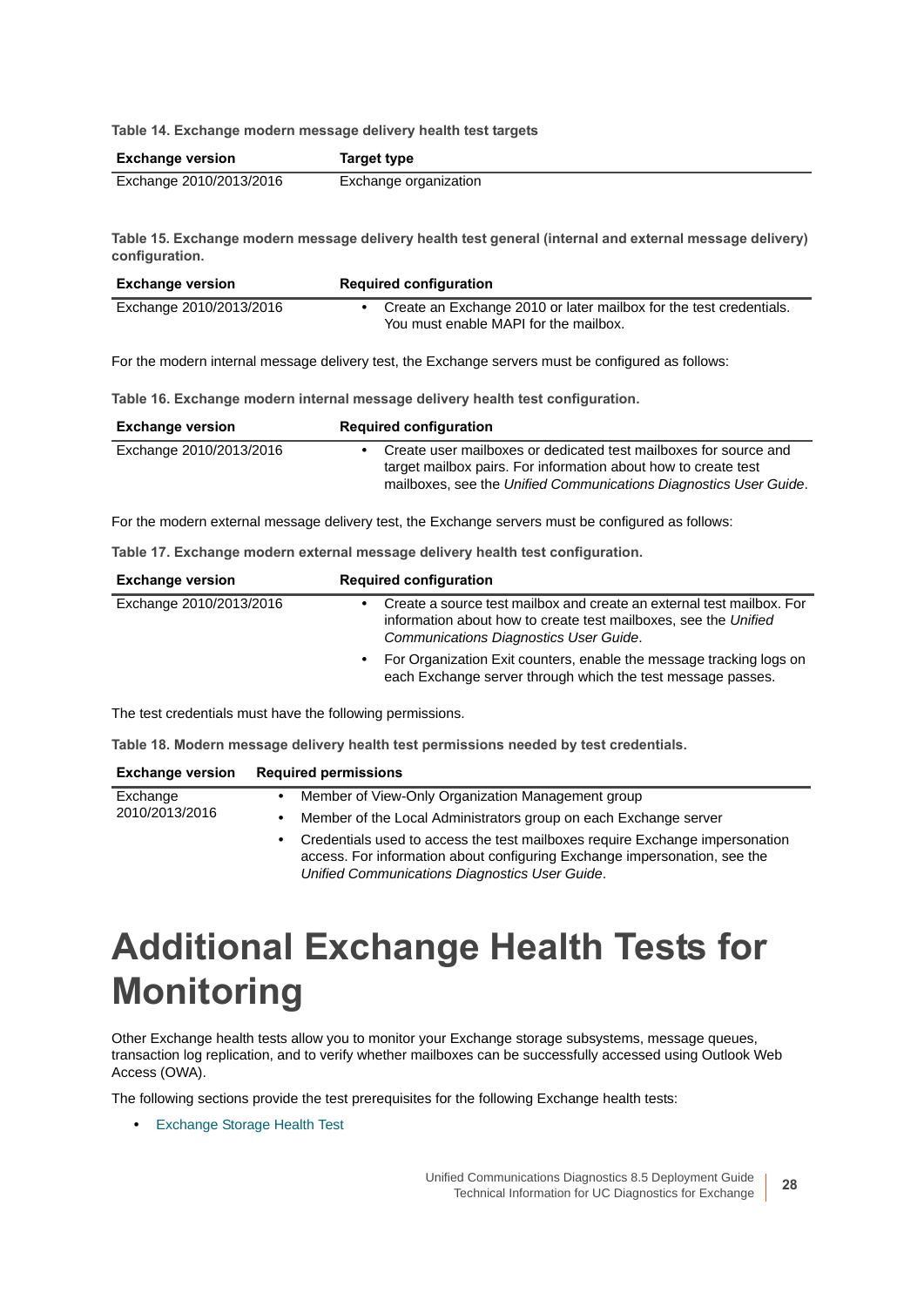**Table 14. Exchange modern message delivery health test targets**

| Exchange version | Target type |
|---|---|
| Exchange 2010/2013/2016 | Exchange organization |

**Table 15. Exchange modern message delivery health test general (internal and external message delivery) configuration.**

| Exchange version | Required configuration |
|---|---|
| Exchange 2010/2013/2016 | • Create an Exchange 2010 or later mailbox for the test credentials. You must enable MAPI for the mailbox. |

For the modern internal message delivery test, the Exchange servers must be configured as follows:

**Table 16. Exchange modern internal message delivery health test configuration.**

| Exchange version | Required configuration |
|---|---|
| Exchange 2010/2013/2016 | • Create user mailboxes or dedicated test mailboxes for source and target mailbox pairs. For information about how to create test mailboxes, see the *Unified Communications Diagnostics User Guide*. |

For the modern external message delivery test, the Exchange servers must be configured as follows:

**Table 17. Exchange modern external message delivery health test configuration.**

| Exchange version | Required configuration |
|---|---|
| Exchange 2010/2013/2016 | • Create a source test mailbox and create an external test mailbox. For information about how to create test mailboxes, see the *Unified Communications Diagnostics User Guide*.<br>• For Organization Exit counters, enable the message tracking logs on each Exchange server through which the test message passes. |

The test credentials must have the following permissions.

**Table 18. Modern message delivery health test permissions needed by test credentials.**

| Exchange version | Required permissions |
|---|---|
| Exchange 2010/2013/2016 | • Member of View-Only Organization Management group<br>• Member of the Local Administrators group on each Exchange server<br>• Credentials used to access the test mailboxes require Exchange impersonation access. For information about configuring Exchange impersonation, see the *Unified Communications Diagnostics User Guide*. |

# Additional Exchange Health Tests for Monitoring

Other Exchange health tests allow you to monitor your Exchange storage subsystems, message queues, transaction log replication, and to verify whether mailboxes can be successfully accessed using Outlook Web Access (OWA).

The following sections provide the test prerequisites for the following Exchange health tests:

- Exchange Storage Health Test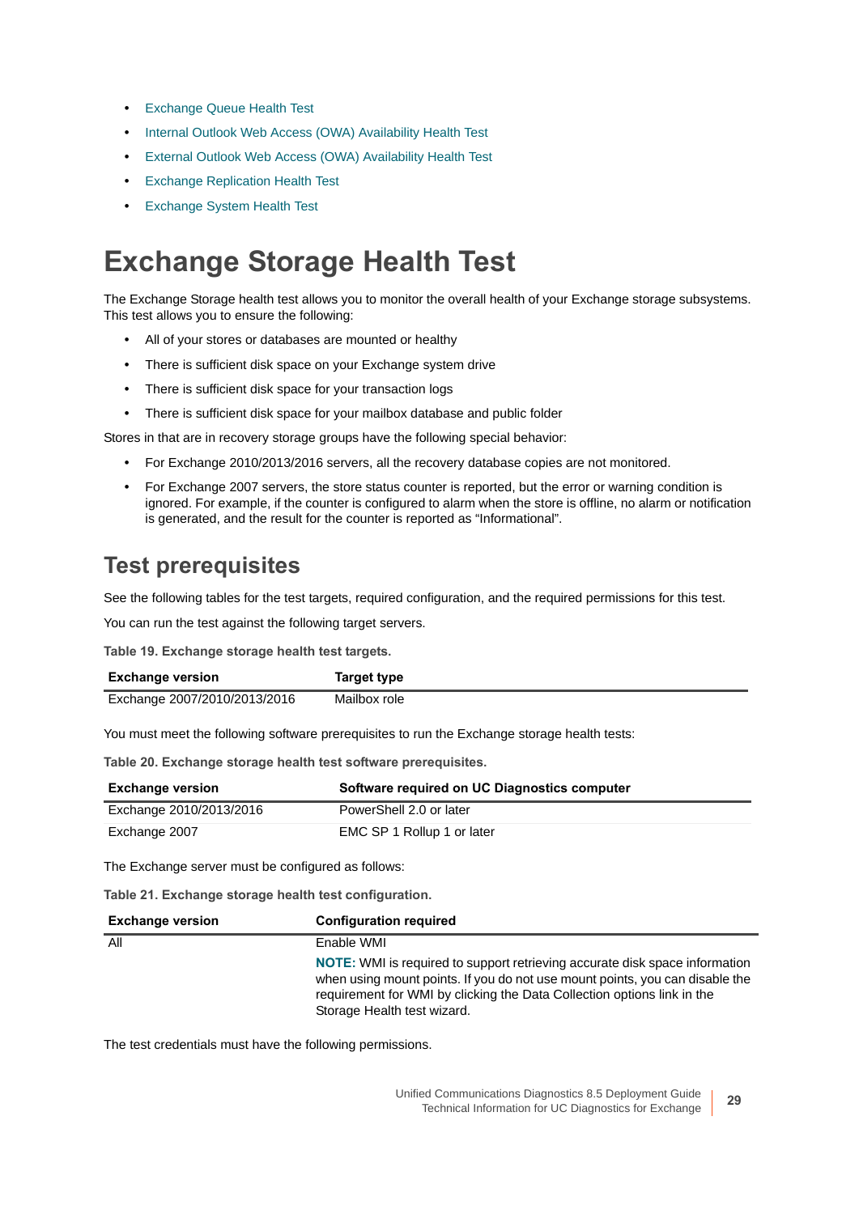- Exchange Queue Health Test
- Internal Outlook Web Access (OWA) Availability Health Test
- External Outlook Web Access (OWA) Availability Health Test
- Exchange Replication Health Test
- Exchange System Health Test

# Exchange Storage Health Test

The Exchange Storage health test allows you to monitor the overall health of your Exchange storage subsystems. This test allows you to ensure the following:

- All of your stores or databases are mounted or healthy
- There is sufficient disk space on your Exchange system drive
- There is sufficient disk space for your transaction logs
- There is sufficient disk space for your mailbox database and public folder

Stores in that are in recovery storage groups have the following special behavior:

- For Exchange 2010/2013/2016 servers, all the recovery database copies are not monitored.
- For Exchange 2007 servers, the store status counter is reported, but the error or warning condition is ignored. For example, if the counter is configured to alarm when the store is offline, no alarm or notification is generated, and the result for the counter is reported as “Informational”.

## Test prerequisites

See the following tables for the test targets, required configuration, and the required permissions for this test.

You can run the test against the following target servers.

**Table 19. Exchange storage health test targets.**

| Exchange version | Target type |
|---|---|
| Exchange 2007/2010/2013/2016 | Mailbox role |

You must meet the following software prerequisites to run the Exchange storage health tests:

**Table 20. Exchange storage health test software prerequisites.**

| Exchange version | Software required on UC Diagnostics computer |
|---|---|
| Exchange 2010/2013/2016 | PowerShell 2.0 or later |
| Exchange 2007 | EMC SP 1 Rollup 1 or later |

The Exchange server must be configured as follows:

**Table 21. Exchange storage health test configuration.**

| Exchange version | Configuration required |
|---|---|
| All | Enable WMI<br><br>**NOTE:** WMI is required to support retrieving accurate disk space information when using mount points. If you do not use mount points, you can disable the requirement for WMI by clicking the Data Collection options link in the Storage Health test wizard. |

The test credentials must have the following permissions.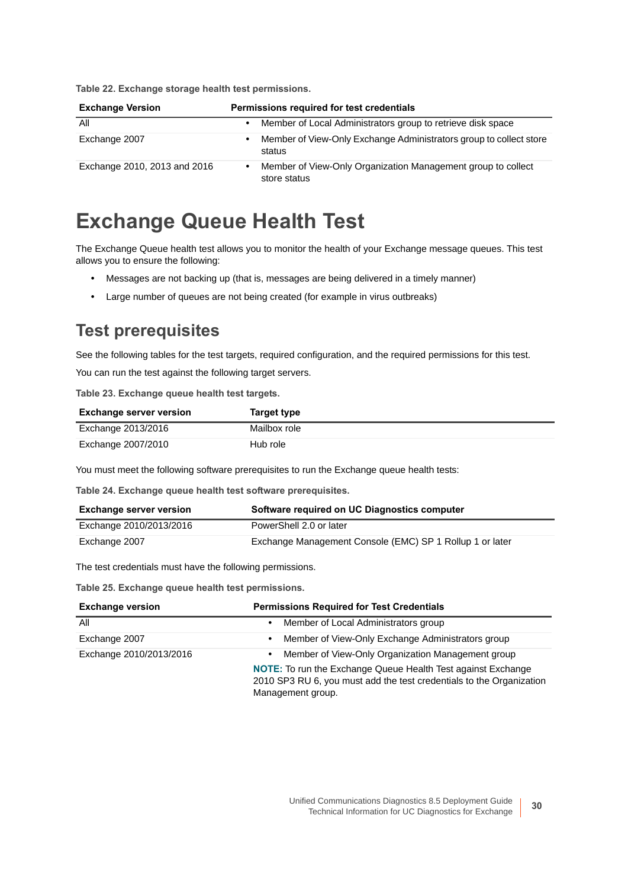**Table 22. Exchange storage health test permissions.**

| Exchange Version | Permissions required for test credentials |
|---|---|
| All | • Member of Local Administrators group to retrieve disk space |
| Exchange 2007 | • Member of View-Only Exchange Administrators group to collect store status |
| Exchange 2010, 2013 and 2016 | • Member of View-Only Organization Management group to collect store status |

# Exchange Queue Health Test

The Exchange Queue health test allows you to monitor the health of your Exchange message queues. This test allows you to ensure the following:

- Messages are not backing up (that is, messages are being delivered in a timely manner)
- Large number of queues are not being created (for example in virus outbreaks)

## Test prerequisites

See the following tables for the test targets, required configuration, and the required permissions for this test.

You can run the test against the following target servers.

**Table 23. Exchange queue health test targets.**

| Exchange server version | Target type |
|---|---|
| Exchange 2013/2016 | Mailbox role |
| Exchange 2007/2010 | Hub role |

You must meet the following software prerequisites to run the Exchange queue health tests:

**Table 24. Exchange queue health test software prerequisites.**

| Exchange server version | Software required on UC Diagnostics computer |
|---|---|
| Exchange 2010/2013/2016 | PowerShell 2.0 or later |
| Exchange 2007 | Exchange Management Console (EMC) SP 1 Rollup 1 or later |

The test credentials must have the following permissions.

**Table 25. Exchange queue health test permissions.**

| Exchange version | Permissions Required for Test Credentials |
|---|---|
| All | • Member of Local Administrators group |
| Exchange 2007 | • Member of View-Only Exchange Administrators group |
| Exchange 2010/2013/2016 | • Member of View-Only Organization Management group<br>**NOTE:** To run the Exchange Queue Health Test against Exchange 2010 SP3 RU 6, you must add the test credentials to the Organization Management group. |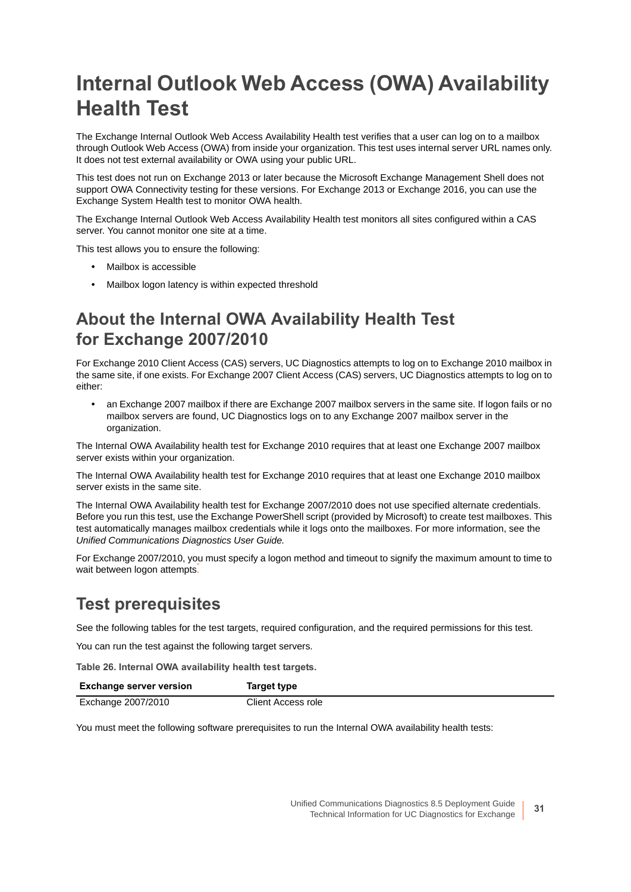# Internal Outlook Web Access (OWA) Availability Health Test

The Exchange Internal Outlook Web Access Availability Health test verifies that a user can log on to a mailbox through Outlook Web Access (OWA) from inside your organization. This test uses internal server URL names only. It does not test external availability or OWA using your public URL.

This test does not run on Exchange 2013 or later because the Microsoft Exchange Management Shell does not support OWA Connectivity testing for these versions. For Exchange 2013 or Exchange 2016, you can use the Exchange System Health test to monitor OWA health.

The Exchange Internal Outlook Web Access Availability Health test monitors all sites configured within a CAS server. You cannot monitor one site at a time.

This test allows you to ensure the following:

- Mailbox is accessible
- Mailbox logon latency is within expected threshold

## About the Internal OWA Availability Health Test for Exchange 2007/2010

For Exchange 2010 Client Access (CAS) servers, UC Diagnostics attempts to log on to Exchange 2010 mailbox in the same site, if one exists. For Exchange 2007 Client Access (CAS) servers, UC Diagnostics attempts to log on to either:

- an Exchange 2007 mailbox if there are Exchange 2007 mailbox servers in the same site. If logon fails or no mailbox servers are found, UC Diagnostics logs on to any Exchange 2007 mailbox server in the organization.

The Internal OWA Availability health test for Exchange 2010 requires that at least one Exchange 2007 mailbox server exists within your organization.

The Internal OWA Availability health test for Exchange 2010 requires that at least one Exchange 2010 mailbox server exists in the same site.

The Internal OWA Availability health test for Exchange 2007/2010 does not use specified alternate credentials. Before you run this test, use the Exchange PowerShell script (provided by Microsoft) to create test mailboxes. This test automatically manages mailbox credentials while it logs onto the mailboxes. For more information, see the *Unified Communications Diagnostics User Guide.*

For Exchange 2007/2010, you must specify a logon method and timeout to signify the maximum amount to time to wait between logon attempts.

## Test prerequisites

See the following tables for the test targets, required configuration, and the required permissions for this test.

You can run the test against the following target servers.

**Table 26. Internal OWA availability health test targets.**

| Exchange server version | Target type |
|---|---|
| Exchange 2007/2010 | Client Access role |

You must meet the following software prerequisites to run the Internal OWA availability health tests: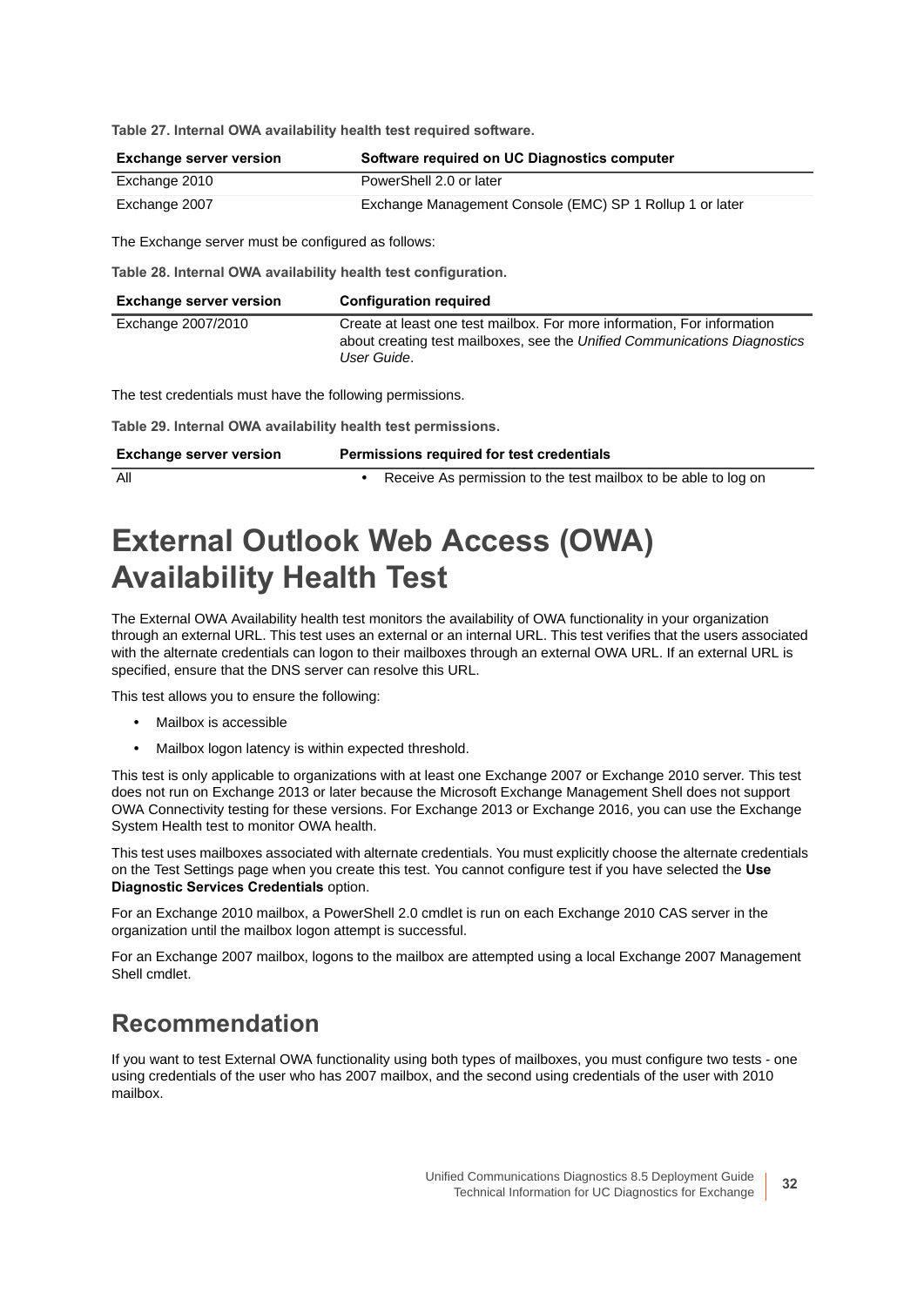**Table 27. Internal OWA availability health test required software.**

| Exchange server version | Software required on UC Diagnostics computer |
| --- | --- |
| Exchange 2010 | PowerShell 2.0 or later |
| Exchange 2007 | Exchange Management Console (EMC) SP 1 Rollup 1 or later |

The Exchange server must be configured as follows:

**Table 28. Internal OWA availability health test configuration.**

| Exchange server version | Configuration required |
| --- | --- |
| Exchange 2007/2010 | Create at least one test mailbox. For more information, For information about creating test mailboxes, see the *Unified Communications Diagnostics User Guide*. |

The test credentials must have the following permissions.

**Table 29. Internal OWA availability health test permissions.**

| Exchange server version | Permissions required for test credentials |
| --- | --- |
| All | • Receive As permission to the test mailbox to be able to log on |

# External Outlook Web Access (OWA) Availability Health Test

The External OWA Availability health test monitors the availability of OWA functionality in your organization through an external URL. This test uses an external or an internal URL. This test verifies that the users associated with the alternate credentials can logon to their mailboxes through an external OWA URL. If an external URL is specified, ensure that the DNS server can resolve this URL.

This test allows you to ensure the following:

- Mailbox is accessible
- Mailbox logon latency is within expected threshold.

This test is only applicable to organizations with at least one Exchange 2007 or Exchange 2010 server. This test does not run on Exchange 2013 or later because the Microsoft Exchange Management Shell does not support OWA Connectivity testing for these versions. For Exchange 2013 or Exchange 2016, you can use the Exchange System Health test to monitor OWA health.

This test uses mailboxes associated with alternate credentials. You must explicitly choose the alternate credentials on the Test Settings page when you create this test. You cannot configure test if you have selected the **Use Diagnostic Services Credentials** option.

For an Exchange 2010 mailbox, a PowerShell 2.0 cmdlet is run on each Exchange 2010 CAS server in the organization until the mailbox logon attempt is successful.

For an Exchange 2007 mailbox, logons to the mailbox are attempted using a local Exchange 2007 Management Shell cmdlet.

## Recommendation

If you want to test External OWA functionality using both types of mailboxes, you must configure two tests - one using credentials of the user who has 2007 mailbox, and the second using credentials of the user with 2010 mailbox.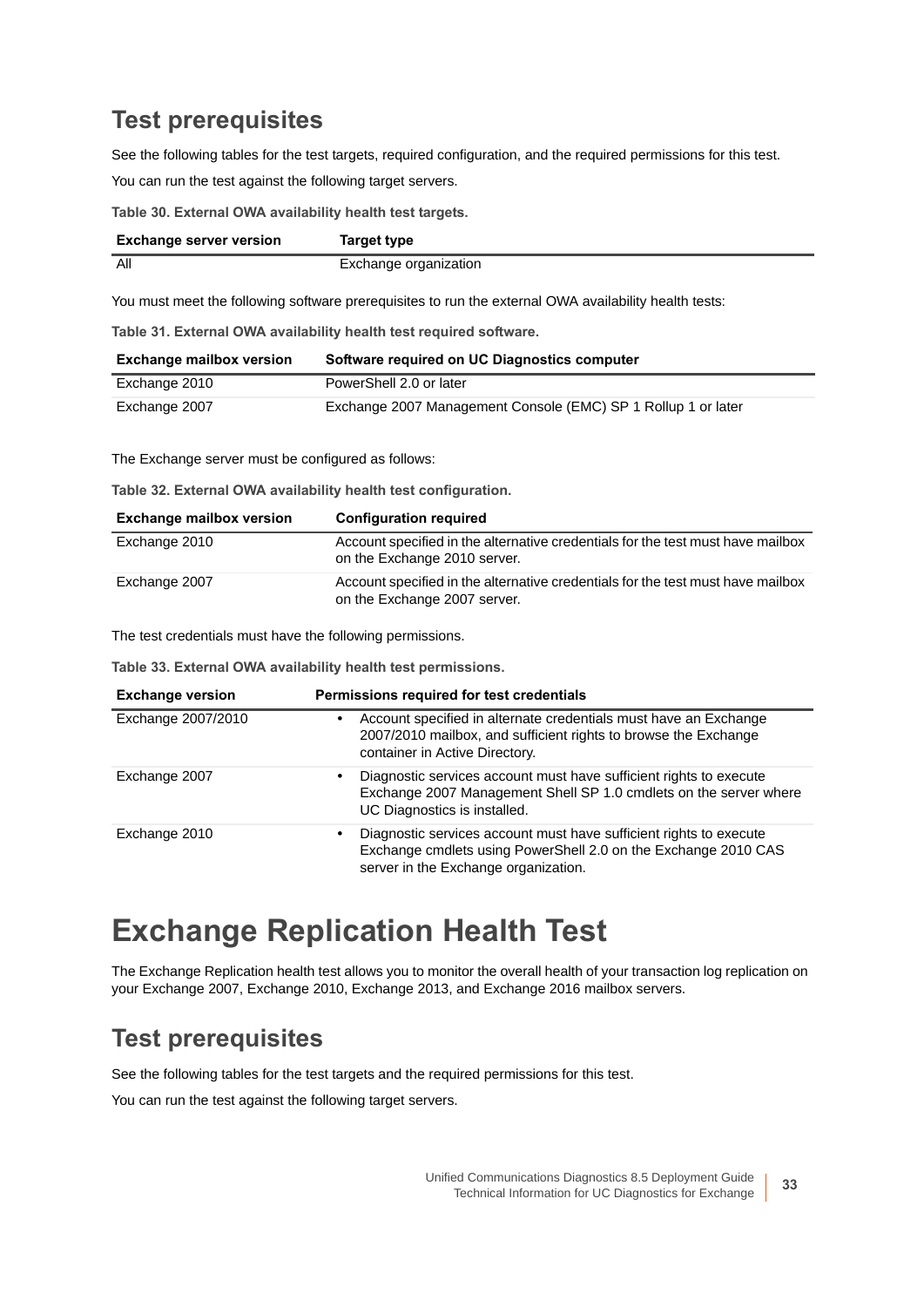## Test prerequisites

See the following tables for the test targets, required configuration, and the required permissions for this test.

You can run the test against the following target servers.

**Table 30. External OWA availability health test targets.**

| Exchange server version | Target type |
|---|---|
| All | Exchange organization |

You must meet the following software prerequisites to run the external OWA availability health tests:

**Table 31. External OWA availability health test required software.**

| Exchange mailbox version | Software required on UC Diagnostics computer |
|---|---|
| Exchange 2010 | PowerShell 2.0 or later |
| Exchange 2007 | Exchange 2007 Management Console (EMC) SP 1 Rollup 1 or later |

The Exchange server must be configured as follows:

**Table 32. External OWA availability health test configuration.**

| Exchange mailbox version | Configuration required |
|---|---|
| Exchange 2010 | Account specified in the alternative credentials for the test must have mailbox on the Exchange 2010 server. |
| Exchange 2007 | Account specified in the alternative credentials for the test must have mailbox on the Exchange 2007 server. |

The test credentials must have the following permissions.

**Table 33. External OWA availability health test permissions.**

| Exchange version | Permissions required for test credentials |
|---|---|
| Exchange 2007/2010 | • Account specified in alternate credentials must have an Exchange 2007/2010 mailbox, and sufficient rights to browse the Exchange container in Active Directory. |
| Exchange 2007 | • Diagnostic services account must have sufficient rights to execute Exchange 2007 Management Shell SP 1.0 cmdlets on the server where UC Diagnostics is installed. |
| Exchange 2010 | • Diagnostic services account must have sufficient rights to execute Exchange cmdlets using PowerShell 2.0 on the Exchange 2010 CAS server in the Exchange organization. |

# Exchange Replication Health Test

The Exchange Replication health test allows you to monitor the overall health of your transaction log replication on your Exchange 2007, Exchange 2010, Exchange 2013, and Exchange 2016 mailbox servers.

## Test prerequisites

See the following tables for the test targets and the required permissions for this test.

You can run the test against the following target servers.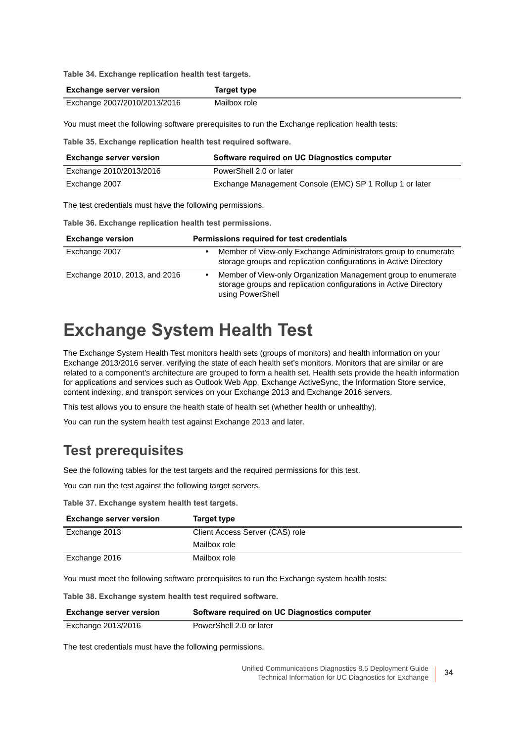Table 34. Exchange replication health test targets.

| Exchange server version | Target type |
| --- | --- |
| Exchange 2007/2010/2013/2016 | Mailbox role |

You must meet the following software prerequisites to run the Exchange replication health tests:

Table 35. Exchange replication health test required software.

| Exchange server version | Software required on UC Diagnostics computer |
| --- | --- |
| Exchange 2010/2013/2016 | PowerShell 2.0 or later |
| Exchange 2007 | Exchange Management Console (EMC) SP 1 Rollup 1 or later |

The test credentials must have the following permissions.

Table 36. Exchange replication health test permissions.

| Exchange version | Permissions required for test credentials |
| --- | --- |
| Exchange 2007 | • Member of View-only Exchange Administrators group to enumerate storage groups and replication configurations in Active Directory |
| Exchange 2010, 2013, and 2016 | • Member of View-only Organization Management group to enumerate storage groups and replication configurations in Active Directory using PowerShell |

# Exchange System Health Test

The Exchange System Health Test monitors health sets (groups of monitors) and health information on your Exchange 2013/2016 server, verifying the state of each health set's monitors. Monitors that are similar or are related to a component's architecture are grouped to form a health set. Health sets provide the health information for applications and services such as Outlook Web App, Exchange ActiveSync, the Information Store service, content indexing, and transport services on your Exchange 2013 and Exchange 2016 servers.

This test allows you to ensure the health state of health set (whether health or unhealthy).

You can run the system health test against Exchange 2013 and later.

## Test prerequisites

See the following tables for the test targets and the required permissions for this test.

You can run the test against the following target servers.

Table 37. Exchange system health test targets.

| Exchange server version | Target type |
| --- | --- |
| Exchange 2013 | Client Access Server (CAS) role<br>Mailbox role |
| Exchange 2016 | Mailbox role |

You must meet the following software prerequisites to run the Exchange system health tests:

Table 38. Exchange system health test required software.

| Exchange server version | Software required on UC Diagnostics computer |
| --- | --- |
| Exchange 2013/2016 | PowerShell 2.0 or later |

The test credentials must have the following permissions.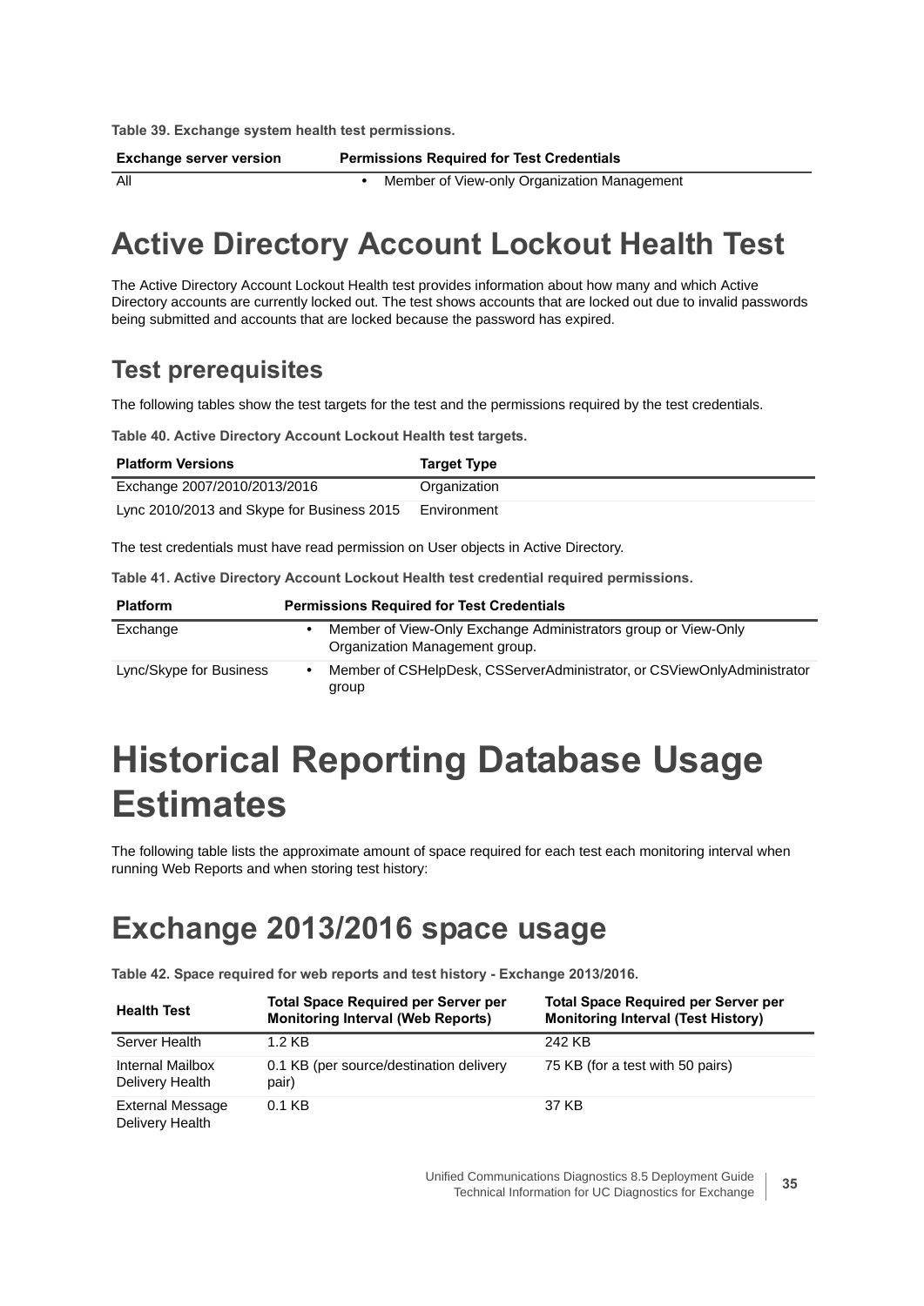**Table 39. Exchange system health test permissions.**

| Exchange server version | Permissions Required for Test Credentials |
|---|---|
| All | • Member of View-only Organization Management |

# Active Directory Account Lockout Health Test

The Active Directory Account Lockout Health test provides information about how many and which Active Directory accounts are currently locked out. The test shows accounts that are locked out due to invalid passwords being submitted and accounts that are locked because the password has expired.

## Test prerequisites

The following tables show the test targets for the test and the permissions required by the test credentials.

**Table 40. Active Directory Account Lockout Health test targets.**

| Platform Versions | Target Type |
|---|---|
| Exchange 2007/2010/2013/2016 | Organization |
| Lync 2010/2013 and Skype for Business 2015 | Environment |

The test credentials must have read permission on User objects in Active Directory.

**Table 41. Active Directory Account Lockout Health test credential required permissions.**

| Platform | Permissions Required for Test Credentials |
|---|---|
| Exchange | • Member of View-Only Exchange Administrators group or View-Only Organization Management group. |
| Lync/Skype for Business | • Member of CSHelpDesk, CSServerAdministrator, or CSViewOnlyAdministrator group |

# Historical Reporting Database Usage Estimates

The following table lists the approximate amount of space required for each test each monitoring interval when running Web Reports and when storing test history:

## Exchange 2013/2016 space usage

**Table 42. Space required for web reports and test history - Exchange 2013/2016.**

| Health Test | Total Space Required per Server per Monitoring Interval (Web Reports) | Total Space Required per Server per Monitoring Interval (Test History) |
|---|---|---|
| Server Health | 1.2 KB | 242 KB |
| Internal Mailbox Delivery Health | 0.1 KB (per source/destination delivery pair) | 75 KB (for a test with 50 pairs) |
| External Message Delivery Health | 0.1 KB | 37 KB |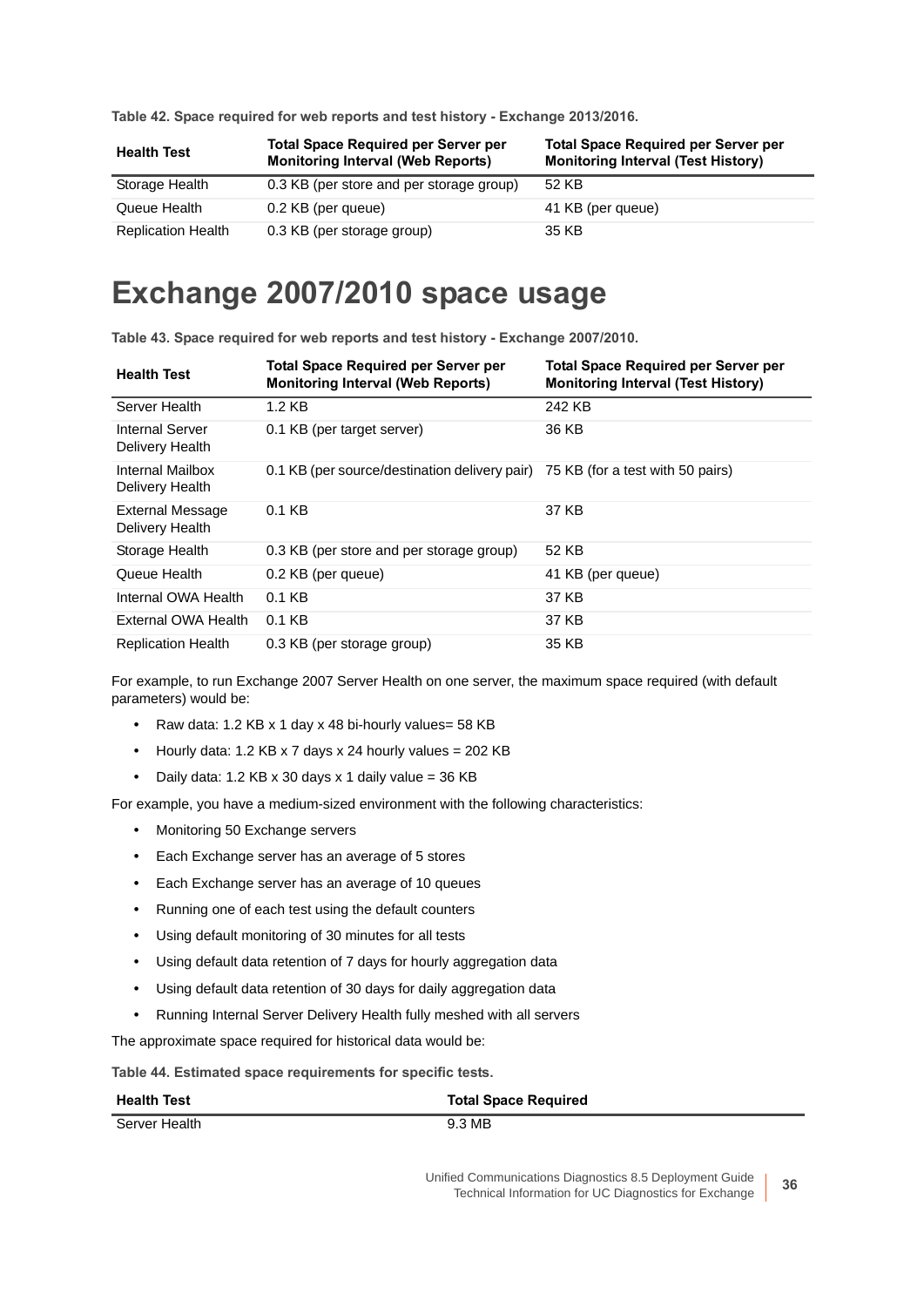**Table 42. Space required for web reports and test history - Exchange 2013/2016.**

| Health Test | Total Space Required per Server per Monitoring Interval (Web Reports) | Total Space Required per Server per Monitoring Interval (Test History) |
|---|---|---|
| Storage Health | 0.3 KB (per store and per storage group) | 52 KB |
| Queue Health | 0.2 KB (per queue) | 41 KB (per queue) |
| Replication Health | 0.3 KB (per storage group) | 35 KB |

# Exchange 2007/2010 space usage

**Table 43. Space required for web reports and test history - Exchange 2007/2010.**

| Health Test | Total Space Required per Server per Monitoring Interval (Web Reports) | Total Space Required per Server per Monitoring Interval (Test History) |
|---|---|---|
| Server Health | 1.2 KB | 242 KB |
| Internal Server Delivery Health | 0.1 KB (per target server) | 36 KB |
| Internal Mailbox Delivery Health | 0.1 KB (per source/destination delivery pair) | 75 KB (for a test with 50 pairs) |
| External Message Delivery Health | 0.1 KB | 37 KB |
| Storage Health | 0.3 KB (per store and per storage group) | 52 KB |
| Queue Health | 0.2 KB (per queue) | 41 KB (per queue) |
| Internal OWA Health | 0.1 KB | 37 KB |
| External OWA Health | 0.1 KB | 37 KB |
| Replication Health | 0.3 KB (per storage group) | 35 KB |

For example, to run Exchange 2007 Server Health on one server, the maximum space required (with default parameters) would be:

- Raw data: 1.2 KB x 1 day x 48 bi-hourly values= 58 KB
- Hourly data: 1.2 KB x 7 days x 24 hourly values = 202 KB
- Daily data: 1.2 KB x 30 days x 1 daily value = 36 KB

For example, you have a medium-sized environment with the following characteristics:

- Monitoring 50 Exchange servers
- Each Exchange server has an average of 5 stores
- Each Exchange server has an average of 10 queues
- Running one of each test using the default counters
- Using default monitoring of 30 minutes for all tests
- Using default data retention of 7 days for hourly aggregation data
- Using default data retention of 30 days for daily aggregation data
- Running Internal Server Delivery Health fully meshed with all servers

The approximate space required for historical data would be:

**Table 44. Estimated space requirements for specific tests.**

| Health Test | Total Space Required |
|---|---|
| Server Health | 9.3 MB |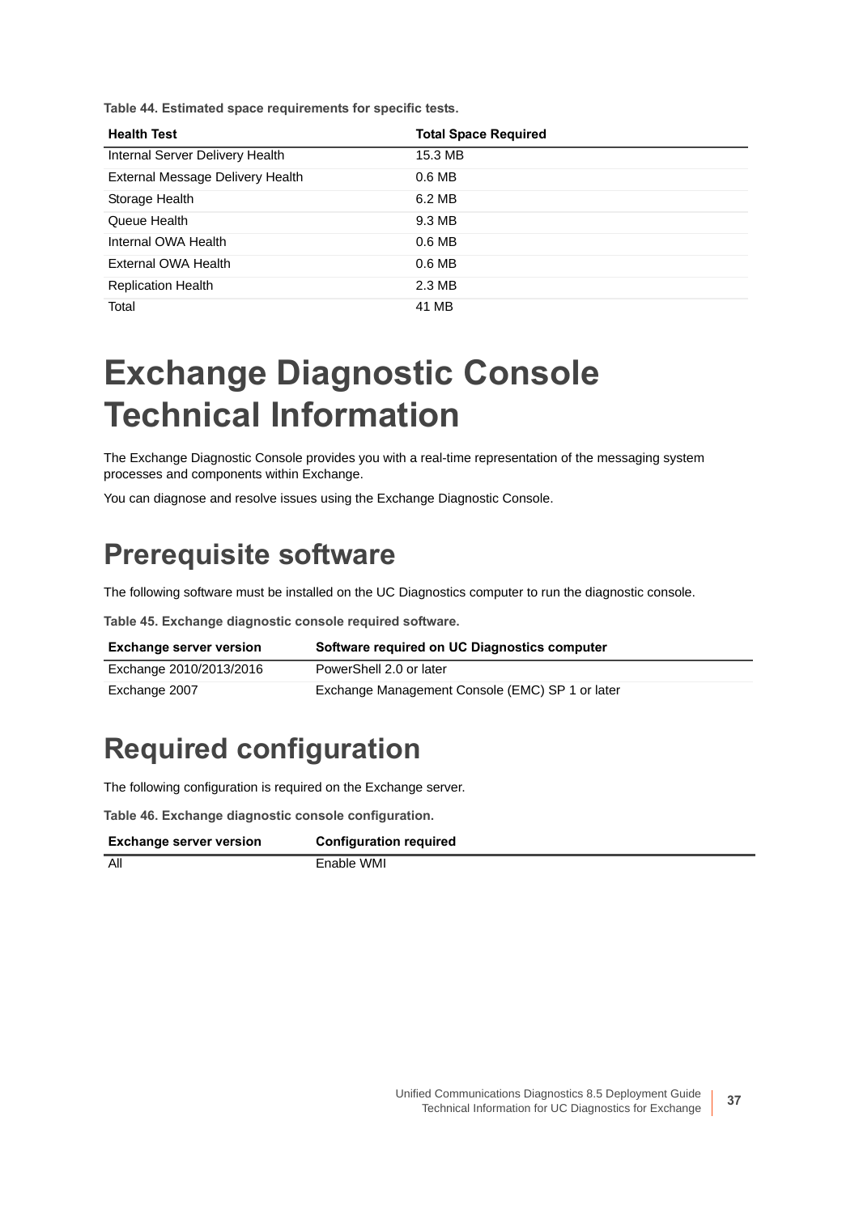**Table 44. Estimated space requirements for specific tests.**

| Health Test | Total Space Required |
|---|---|
| Internal Server Delivery Health | 15.3 MB |
| External Message Delivery Health | 0.6 MB |
| Storage Health | 6.2 MB |
| Queue Health | 9.3 MB |
| Internal OWA Health | 0.6 MB |
| External OWA Health | 0.6 MB |
| Replication Health | 2.3 MB |
| Total | 41 MB |

# Exchange Diagnostic Console Technical Information

The Exchange Diagnostic Console provides you with a real-time representation of the messaging system processes and components within Exchange.

You can diagnose and resolve issues using the Exchange Diagnostic Console.

## Prerequisite software

The following software must be installed on the UC Diagnostics computer to run the diagnostic console.

**Table 45. Exchange diagnostic console required software.**

| Exchange server version | Software required on UC Diagnostics computer |
|---|---|
| Exchange 2010/2013/2016 | PowerShell 2.0 or later |
| Exchange 2007 | Exchange Management Console (EMC) SP 1 or later |

## Required configuration

The following configuration is required on the Exchange server.

**Table 46. Exchange diagnostic console configuration.**

| Exchange server version | Configuration required |
|---|---|
| All | Enable WMI |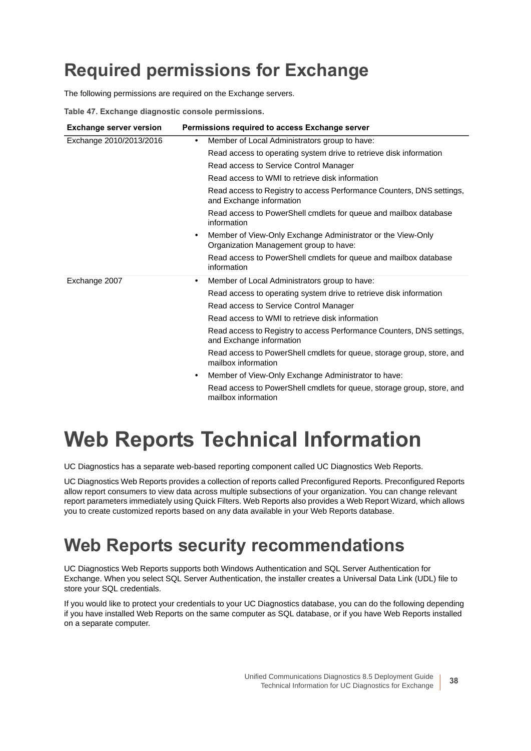# Required permissions for Exchange

The following permissions are required on the Exchange servers.

**Table 47. Exchange diagnostic console permissions.**

| Exchange server version | Permissions required to access Exchange server |
|---|---|
| Exchange 2010/2013/2016 | • Member of Local Administrators group to have:<br>Read access to operating system drive to retrieve disk information<br>Read access to Service Control Manager<br>Read access to WMI to retrieve disk information<br>Read access to Registry to access Performance Counters, DNS settings, and Exchange information<br>Read access to PowerShell cmdlets for queue and mailbox database information<br>• Member of View-Only Exchange Administrator or the View-Only Organization Management group to have:<br>Read access to PowerShell cmdlets for queue and mailbox database information |
| Exchange 2007 | • Member of Local Administrators group to have:<br>Read access to operating system drive to retrieve disk information<br>Read access to Service Control Manager<br>Read access to WMI to retrieve disk information<br>Read access to Registry to access Performance Counters, DNS settings, and Exchange information<br>Read access to PowerShell cmdlets for queue, storage group, store, and mailbox information<br>• Member of View-Only Exchange Administrator to have:<br>Read access to PowerShell cmdlets for queue, storage group, store, and mailbox information |

# Web Reports Technical Information

UC Diagnostics has a separate web-based reporting component called UC Diagnostics Web Reports.

UC Diagnostics Web Reports provides a collection of reports called Preconfigured Reports. Preconfigured Reports allow report consumers to view data across multiple subsections of your organization. You can change relevant report parameters immediately using Quick Filters. Web Reports also provides a Web Report Wizard, which allows you to create customized reports based on any data available in your Web Reports database.

# Web Reports security recommendations

UC Diagnostics Web Reports supports both Windows Authentication and SQL Server Authentication for Exchange. When you select SQL Server Authentication, the installer creates a Universal Data Link (UDL) file to store your SQL credentials.

If you would like to protect your credentials to your UC Diagnostics database, you can do the following depending if you have installed Web Reports on the same computer as SQL database, or if you have Web Reports installed on a separate computer.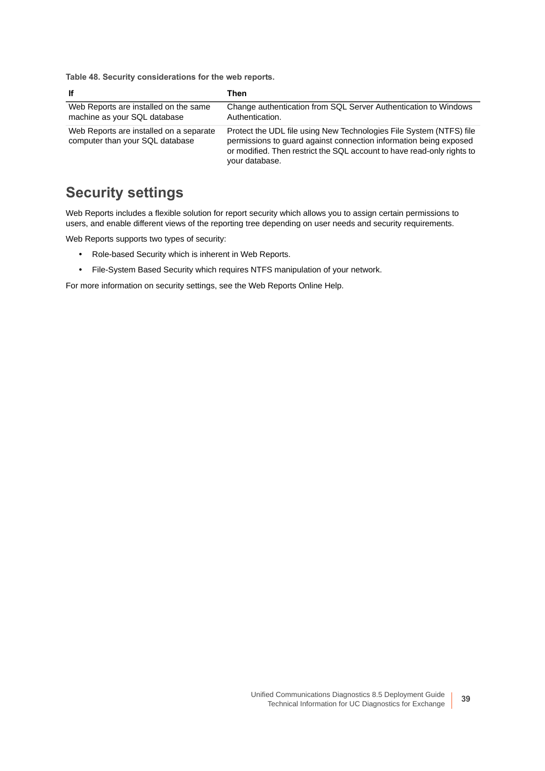**Table 48. Security considerations for the web reports.**

| If | Then |
|---|---|
| Web Reports are installed on the same machine as your SQL database | Change authentication from SQL Server Authentication to Windows Authentication. |
| Web Reports are installed on a separate computer than your SQL database | Protect the UDL file using New Technologies File System (NTFS) file permissions to guard against connection information being exposed or modified. Then restrict the SQL account to have read-only rights to your database. |

## Security settings

Web Reports includes a flexible solution for report security which allows you to assign certain permissions to users, and enable different views of the reporting tree depending on user needs and security requirements.

Web Reports supports two types of security:

- Role-based Security which is inherent in Web Reports.
- File-System Based Security which requires NTFS manipulation of your network.

For more information on security settings, see the Web Reports Online Help.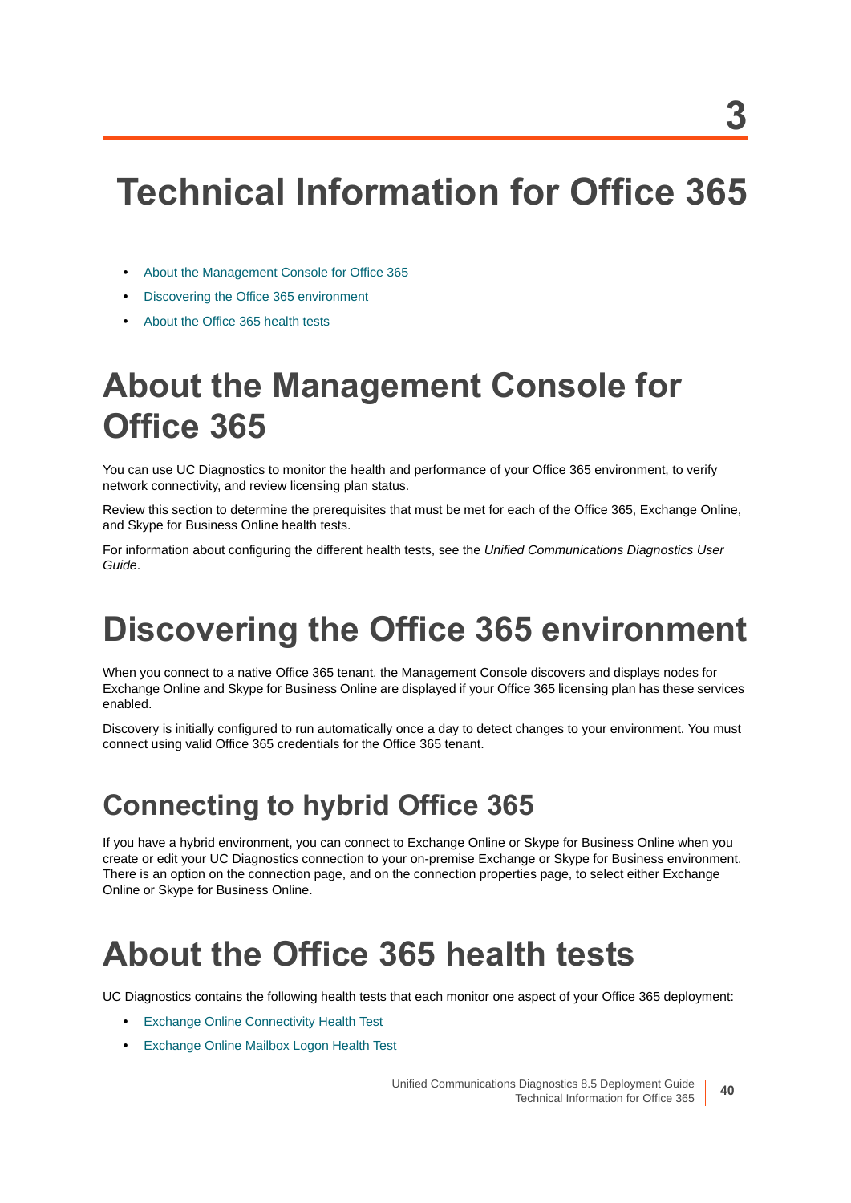# 3

# Technical Information for Office 365

- About the Management Console for Office 365
- Discovering the Office 365 environment
- About the Office 365 health tests

## About the Management Console for Office 365

You can use UC Diagnostics to monitor the health and performance of your Office 365 environment, to verify network connectivity, and review licensing plan status.

Review this section to determine the prerequisites that must be met for each of the Office 365, Exchange Online, and Skype for Business Online health tests.

For information about configuring the different health tests, see the *Unified Communications Diagnostics User Guide*.

## Discovering the Office 365 environment

When you connect to a native Office 365 tenant, the Management Console discovers and displays nodes for Exchange Online and Skype for Business Online are displayed if your Office 365 licensing plan has these services enabled.

Discovery is initially configured to run automatically once a day to detect changes to your environment. You must connect using valid Office 365 credentials for the Office 365 tenant.

### Connecting to hybrid Office 365

If you have a hybrid environment, you can connect to Exchange Online or Skype for Business Online when you create or edit your UC Diagnostics connection to your on-premise Exchange or Skype for Business environment. There is an option on the connection page, and on the connection properties page, to select either Exchange Online or Skype for Business Online.

## About the Office 365 health tests

UC Diagnostics contains the following health tests that each monitor one aspect of your Office 365 deployment:

- Exchange Online Connectivity Health Test
- Exchange Online Mailbox Logon Health Test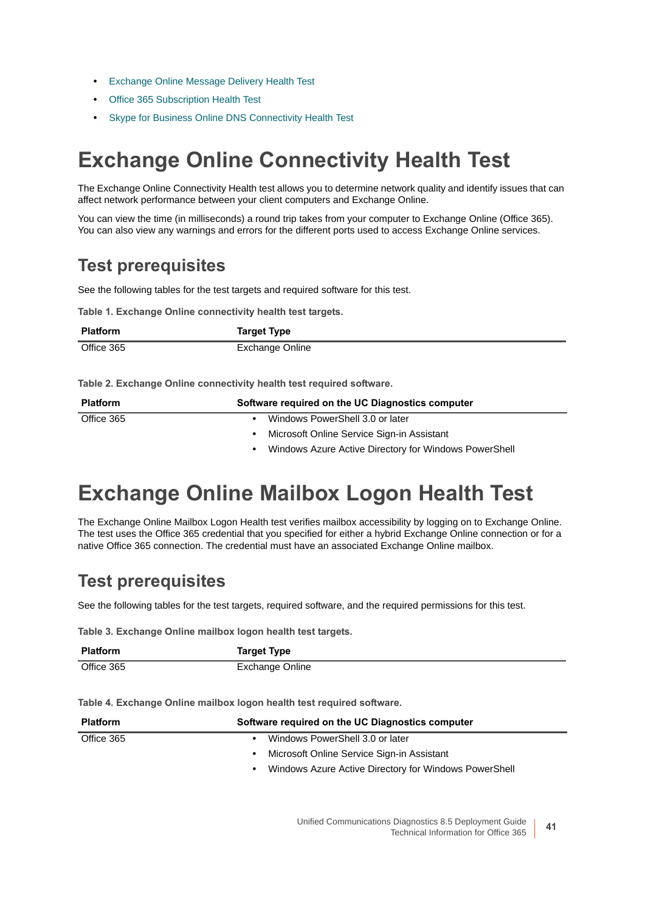- Exchange Online Message Delivery Health Test
- Office 365 Subscription Health Test
- Skype for Business Online DNS Connectivity Health Test

# Exchange Online Connectivity Health Test

The Exchange Online Connectivity Health test allows you to determine network quality and identify issues that can affect network performance between your client computers and Exchange Online.

You can view the time (in milliseconds) a round trip takes from your computer to Exchange Online (Office 365). You can also view any warnings and errors for the different ports used to access Exchange Online services.

## Test prerequisites

See the following tables for the test targets and required software for this test.

**Table 1. Exchange Online connectivity health test targets.**

| Platform | Target Type |
|---|---|
| Office 365 | Exchange Online |

**Table 2. Exchange Online connectivity health test required software.**

| Platform | Software required on the UC Diagnostics computer |
|---|---|
| Office 365 | • Windows PowerShell 3.0 or later<br>• Microsoft Online Service Sign-in Assistant<br>• Windows Azure Active Directory for Windows PowerShell |

# Exchange Online Mailbox Logon Health Test

The Exchange Online Mailbox Logon Health test verifies mailbox accessibility by logging on to Exchange Online. The test uses the Office 365 credential that you specified for either a hybrid Exchange Online connection or for a native Office 365 connection. The credential must have an associated Exchange Online mailbox.

## Test prerequisites

See the following tables for the test targets, required software, and the required permissions for this test.

**Table 3. Exchange Online mailbox logon health test targets.**

| Platform | Target Type |
|---|---|
| Office 365 | Exchange Online |

**Table 4. Exchange Online mailbox logon health test required software.**

| Platform | Software required on the UC Diagnostics computer |
|---|---|
| Office 365 | • Windows PowerShell 3.0 or later<br>• Microsoft Online Service Sign-in Assistant<br>• Windows Azure Active Directory for Windows PowerShell |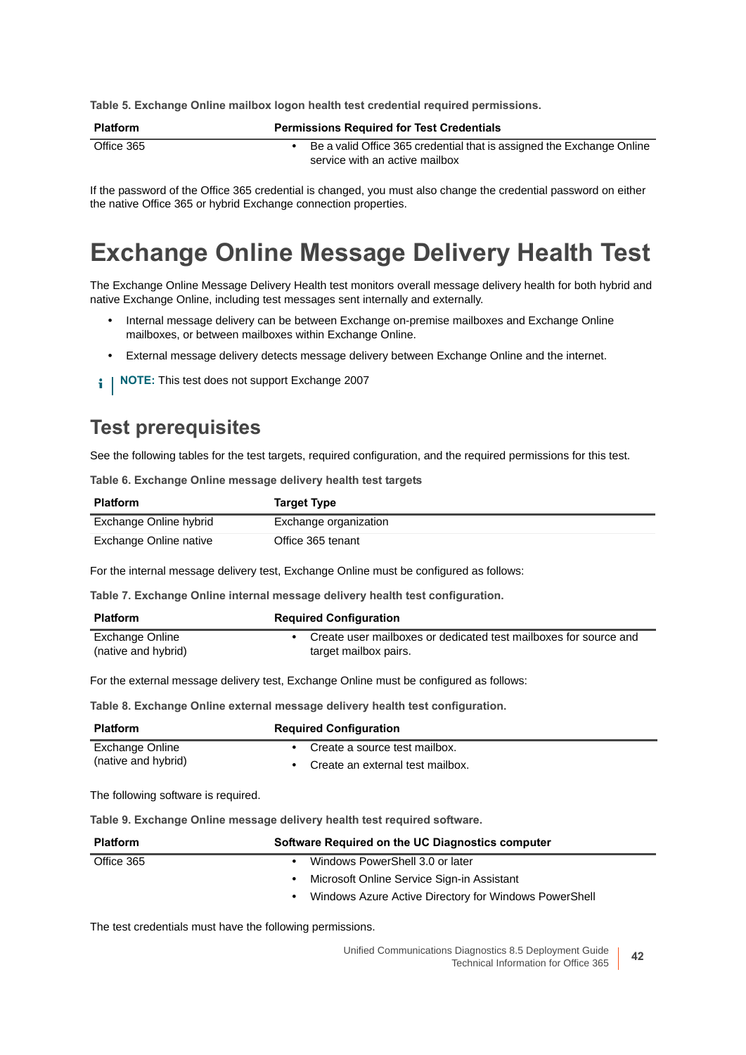**Table 5. Exchange Online mailbox logon health test credential required permissions.**

| Platform | Permissions Required for Test Credentials |
| --- | --- |
| Office 365 | • Be a valid Office 365 credential that is assigned the Exchange Online service with an active mailbox |

If the password of the Office 365 credential is changed, you must also change the credential password on either the native Office 365 or hybrid Exchange connection properties.

# Exchange Online Message Delivery Health Test

The Exchange Online Message Delivery Health test monitors overall message delivery health for both hybrid and native Exchange Online, including test messages sent internally and externally.

- Internal message delivery can be between Exchange on-premise mailboxes and Exchange Online mailboxes, or between mailboxes within Exchange Online.
- External message delivery detects message delivery between Exchange Online and the internet.

**NOTE:** This test does not support Exchange 2007

## Test prerequisites

See the following tables for the test targets, required configuration, and the required permissions for this test.

**Table 6. Exchange Online message delivery health test targets**

| Platform | Target Type |
| --- | --- |
| Exchange Online hybrid | Exchange organization |
| Exchange Online native | Office 365 tenant |

For the internal message delivery test, Exchange Online must be configured as follows:

**Table 7. Exchange Online internal message delivery health test configuration.**

| Platform | Required Configuration |
| --- | --- |
| Exchange Online (native and hybrid) | • Create user mailboxes or dedicated test mailboxes for source and target mailbox pairs. |

For the external message delivery test, Exchange Online must be configured as follows:

**Table 8. Exchange Online external message delivery health test configuration.**

| Platform | Required Configuration |
| --- | --- |
| Exchange Online (native and hybrid) | • Create a source test mailbox.<br>• Create an external test mailbox. |

The following software is required.

**Table 9. Exchange Online message delivery health test required software.**

| Platform | Software Required on the UC Diagnostics computer |
| --- | --- |
| Office 365 | • Windows PowerShell 3.0 or later<br>• Microsoft Online Service Sign-in Assistant<br>• Windows Azure Active Directory for Windows PowerShell |

The test credentials must have the following permissions.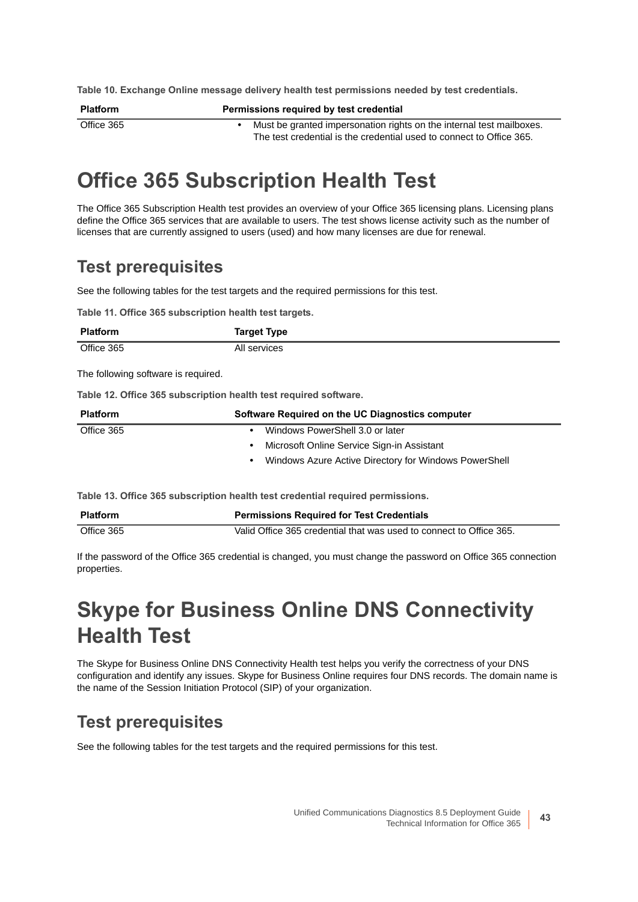**Table 10. Exchange Online message delivery health test permissions needed by test credentials.**

| Platform | Permissions required by test credential |
| --- | --- |
| Office 365 | • Must be granted impersonation rights on the internal test mailboxes. The test credential is the credential used to connect to Office 365. |

# Office 365 Subscription Health Test

The Office 365 Subscription Health test provides an overview of your Office 365 licensing plans. Licensing plans define the Office 365 services that are available to users. The test shows license activity such as the number of licenses that are currently assigned to users (used) and how many licenses are due for renewal.

## Test prerequisites

See the following tables for the test targets and the required permissions for this test.

**Table 11. Office 365 subscription health test targets.**

| Platform | Target Type |
| --- | --- |
| Office 365 | All services |

The following software is required.

**Table 12. Office 365 subscription health test required software.**

| Platform | Software Required on the UC Diagnostics computer |
| --- | --- |
| Office 365 | • Windows PowerShell 3.0 or later<br>• Microsoft Online Service Sign-in Assistant<br>• Windows Azure Active Directory for Windows PowerShell |

**Table 13. Office 365 subscription health test credential required permissions.**

| Platform | Permissions Required for Test Credentials |
| --- | --- |
| Office 365 | Valid Office 365 credential that was used to connect to Office 365. |

If the password of the Office 365 credential is changed, you must change the password on Office 365 connection properties.

# Skype for Business Online DNS Connectivity Health Test

The Skype for Business Online DNS Connectivity Health test helps you verify the correctness of your DNS configuration and identify any issues. Skype for Business Online requires four DNS records. The domain name is the name of the Session Initiation Protocol (SIP) of your organization.

## Test prerequisites

See the following tables for the test targets and the required permissions for this test.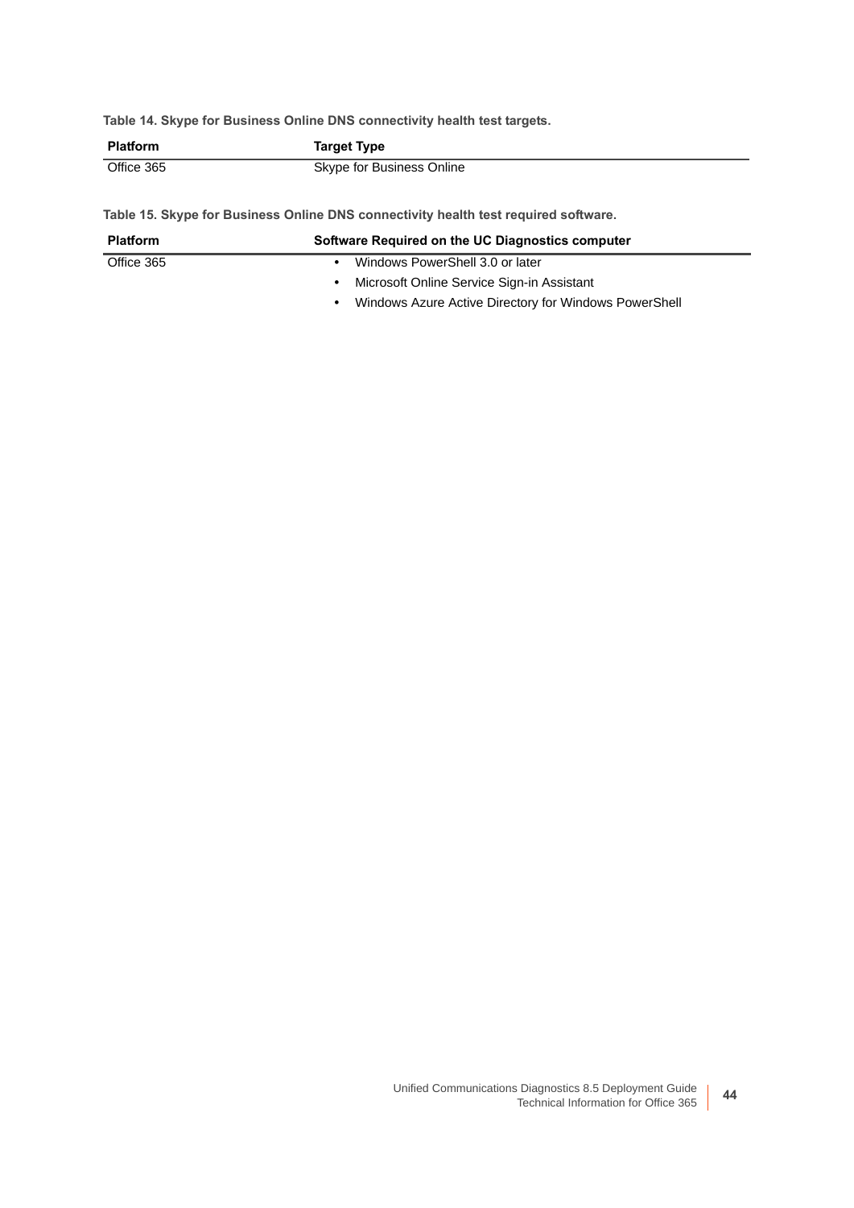**Table 14. Skype for Business Online DNS connectivity health test targets.**

| Platform | Target Type |
|---|---|
| Office 365 | Skype for Business Online |

**Table 15. Skype for Business Online DNS connectivity health test required software.**

| Platform | Software Required on the UC Diagnostics computer |
|---|---|
| Office 365 | • Windows PowerShell 3.0 or later<br>• Microsoft Online Service Sign-in Assistant<br>• Windows Azure Active Directory for Windows PowerShell |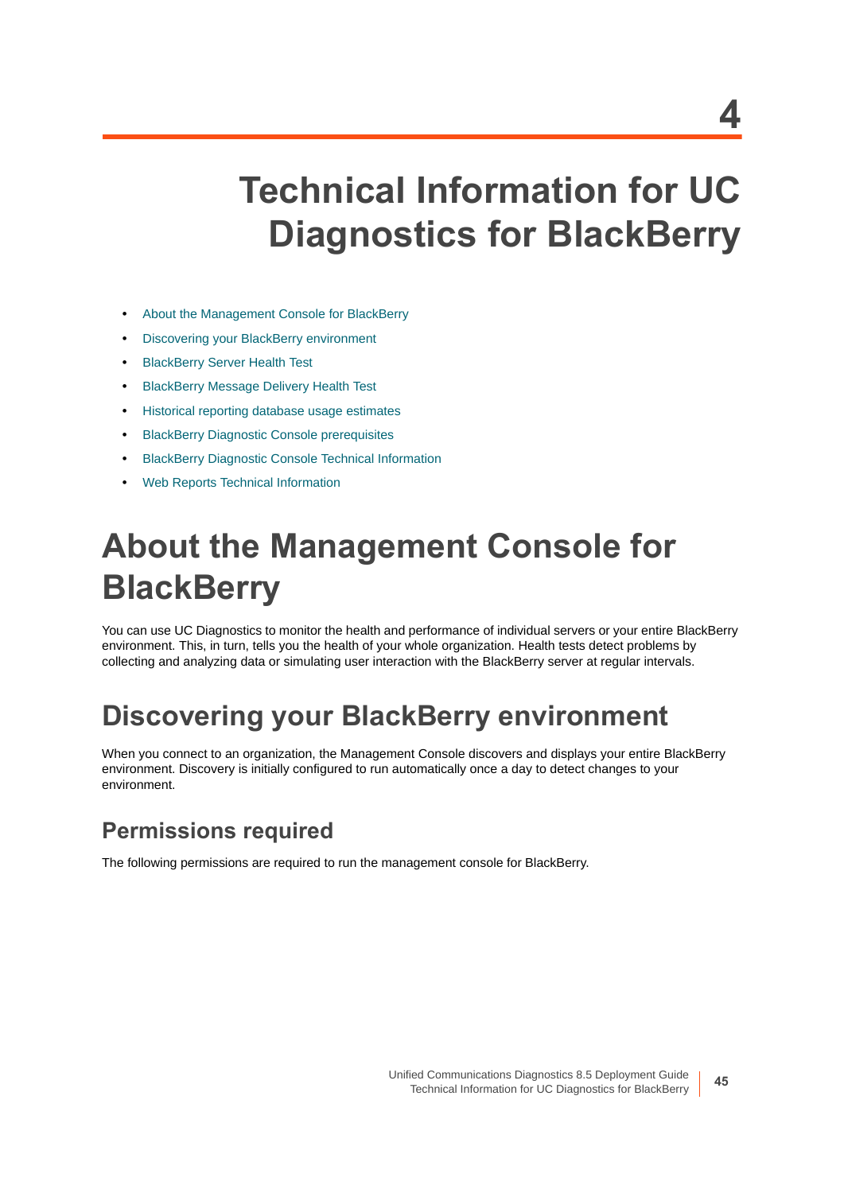# 4 Technical Information for UC Diagnostics for BlackBerry

- About the Management Console for BlackBerry
- Discovering your BlackBerry environment
- BlackBerry Server Health Test
- BlackBerry Message Delivery Health Test
- Historical reporting database usage estimates
- BlackBerry Diagnostic Console prerequisites
- BlackBerry Diagnostic Console Technical Information
- Web Reports Technical Information

# About the Management Console for BlackBerry

You can use UC Diagnostics to monitor the health and performance of individual servers or your entire BlackBerry environment. This, in turn, tells you the health of your whole organization. Health tests detect problems by collecting and analyzing data or simulating user interaction with the BlackBerry server at regular intervals.

## Discovering your BlackBerry environment

When you connect to an organization, the Management Console discovers and displays your entire BlackBerry environment. Discovery is initially configured to run automatically once a day to detect changes to your environment.

### Permissions required

The following permissions are required to run the management console for BlackBerry.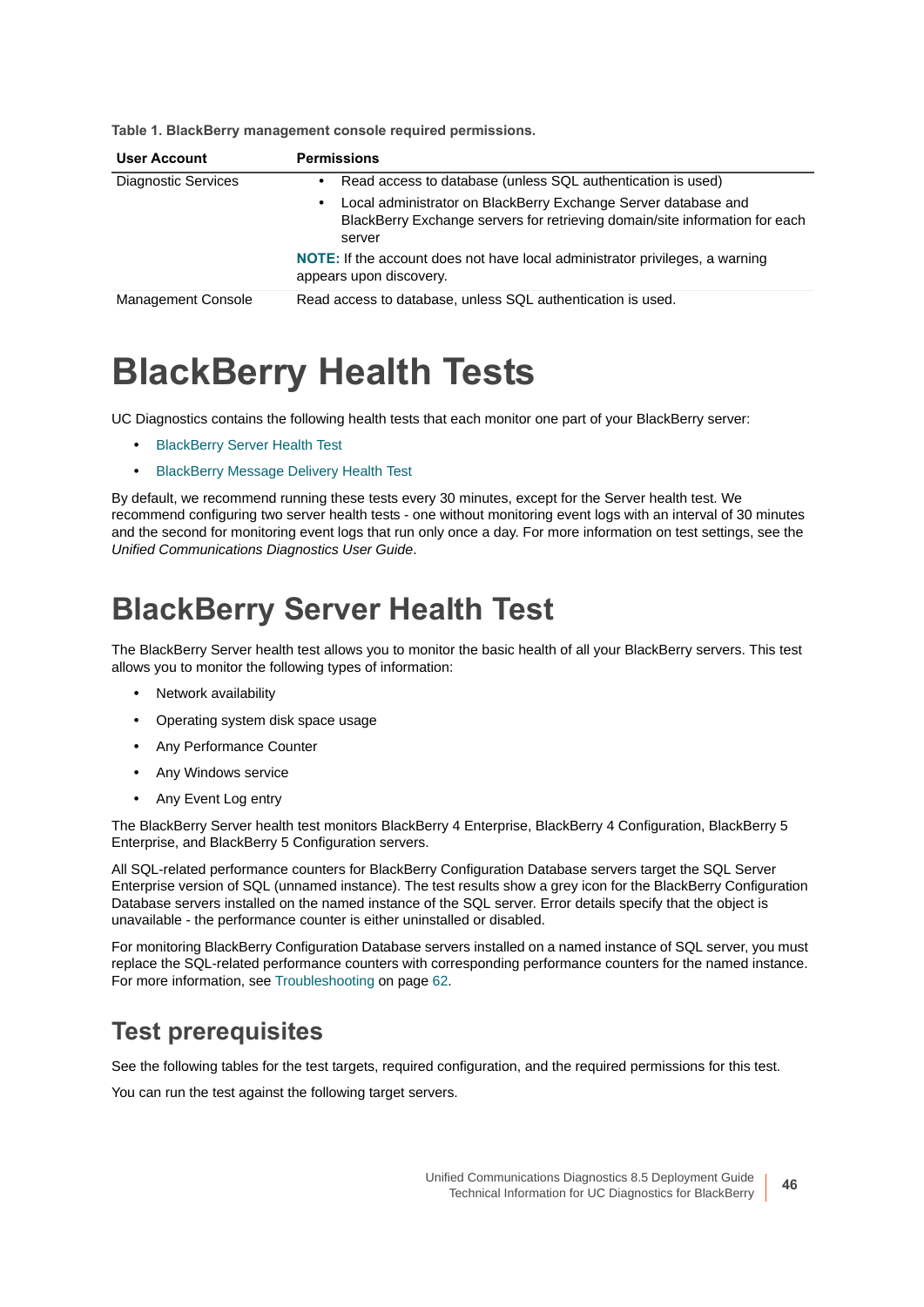**Table 1. BlackBerry management console required permissions.**

| User Account | Permissions |
|---|---|
| Diagnostic Services | • Read access to database (unless SQL authentication is used)<br>• Local administrator on BlackBerry Exchange Server database and BlackBerry Exchange servers for retrieving domain/site information for each server<br>**NOTE:** If the account does not have local administrator privileges, a warning appears upon discovery. |
| Management Console | Read access to database, unless SQL authentication is used. |

# BlackBerry Health Tests

UC Diagnostics contains the following health tests that each monitor one part of your BlackBerry server:

- BlackBerry Server Health Test
- BlackBerry Message Delivery Health Test

By default, we recommend running these tests every 30 minutes, except for the Server health test. We recommend configuring two server health tests - one without monitoring event logs with an interval of 30 minutes and the second for monitoring event logs that run only once a day. For more information on test settings, see the *Unified Communications Diagnostics User Guide*.

# BlackBerry Server Health Test

The BlackBerry Server health test allows you to monitor the basic health of all your BlackBerry servers. This test allows you to monitor the following types of information:

- Network availability
- Operating system disk space usage
- Any Performance Counter
- Any Windows service
- Any Event Log entry

The BlackBerry Server health test monitors BlackBerry 4 Enterprise, BlackBerry 4 Configuration, BlackBerry 5 Enterprise, and BlackBerry 5 Configuration servers.

All SQL-related performance counters for BlackBerry Configuration Database servers target the SQL Server Enterprise version of SQL (unnamed instance). The test results show a grey icon for the BlackBerry Configuration Database servers installed on the named instance of the SQL server. Error details specify that the object is unavailable - the performance counter is either uninstalled or disabled.

For monitoring BlackBerry Configuration Database servers installed on a named instance of SQL server, you must replace the SQL-related performance counters with corresponding performance counters for the named instance. For more information, see Troubleshooting on page 62.

## Test prerequisites

See the following tables for the test targets, required configuration, and the required permissions for this test.

You can run the test against the following target servers.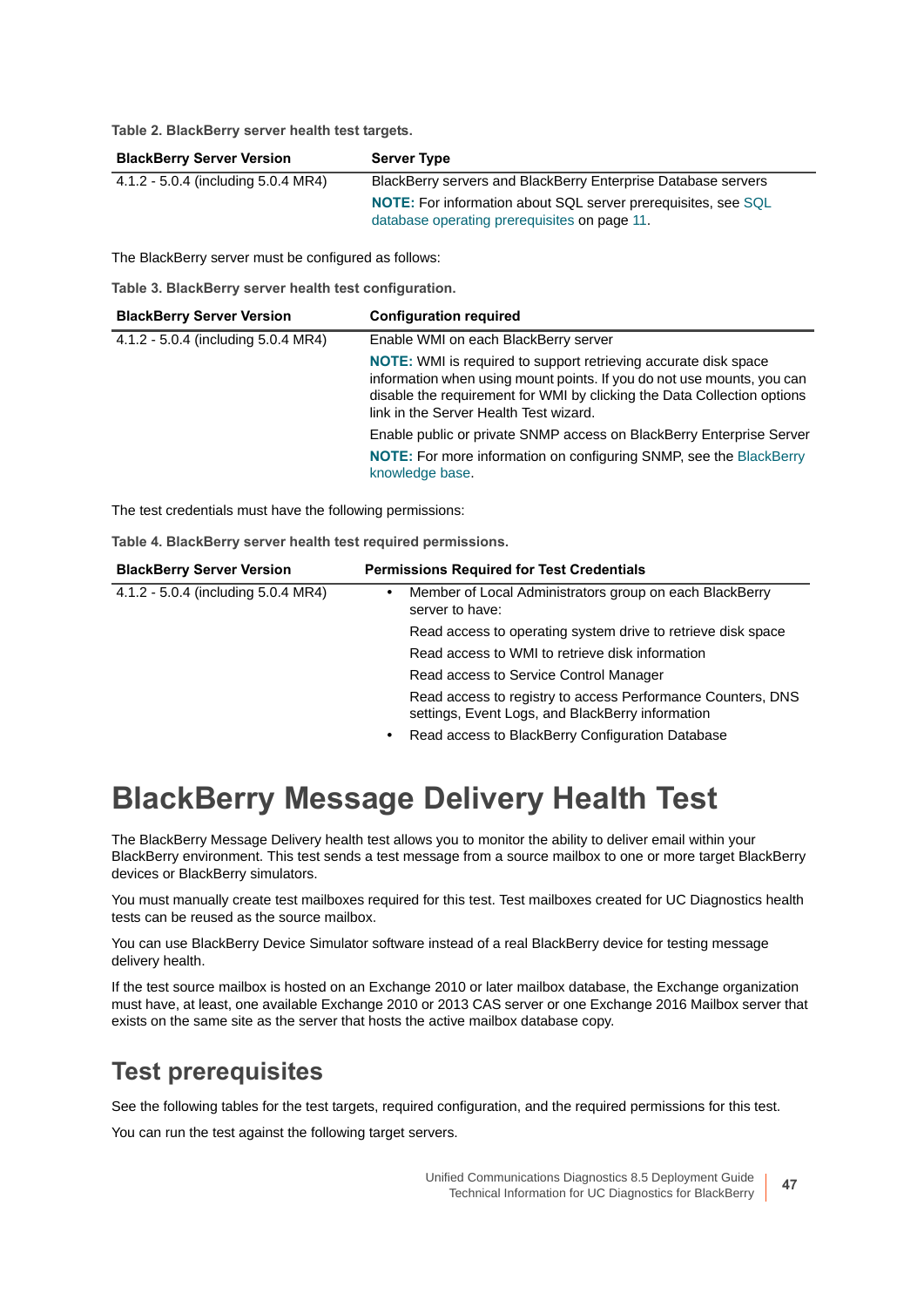Table 2. BlackBerry server health test targets.

| BlackBerry Server Version | Server Type |
|---|---|
| 4.1.2 - 5.0.4 (including 5.0.4 MR4) | BlackBerry servers and BlackBerry Enterprise Database servers<br>**NOTE:** For information about SQL server prerequisites, see SQL database operating prerequisites on page 11. |

The BlackBerry server must be configured as follows:

Table 3. BlackBerry server health test configuration.

| BlackBerry Server Version | Configuration required |
|---|---|
| 4.1.2 - 5.0.4 (including 5.0.4 MR4) | Enable WMI on each BlackBerry server<br>**NOTE:** WMI is required to support retrieving accurate disk space information when using mount points. If you do not use mounts, you can disable the requirement for WMI by clicking the Data Collection options link in the Server Health Test wizard.<br>Enable public or private SNMP access on BlackBerry Enterprise Server<br>**NOTE:** For more information on configuring SNMP, see the BlackBerry knowledge base. |

The test credentials must have the following permissions:

Table 4. BlackBerry server health test required permissions.

| BlackBerry Server Version | Permissions Required for Test Credentials |
|---|---|
| 4.1.2 - 5.0.4 (including 5.0.4 MR4) | • Member of Local Administrators group on each BlackBerry server to have:<br>Read access to operating system drive to retrieve disk space<br>Read access to WMI to retrieve disk information<br>Read access to Service Control Manager<br>Read access to registry to access Performance Counters, DNS settings, Event Logs, and BlackBerry information<br>• Read access to BlackBerry Configuration Database |

# BlackBerry Message Delivery Health Test

The BlackBerry Message Delivery health test allows you to monitor the ability to deliver email within your BlackBerry environment. This test sends a test message from a source mailbox to one or more target BlackBerry devices or BlackBerry simulators.

You must manually create test mailboxes required for this test. Test mailboxes created for UC Diagnostics health tests can be reused as the source mailbox.

You can use BlackBerry Device Simulator software instead of a real BlackBerry device for testing message delivery health.

If the test source mailbox is hosted on an Exchange 2010 or later mailbox database, the Exchange organization must have, at least, one available Exchange 2010 or 2013 CAS server or one Exchange 2016 Mailbox server that exists on the same site as the server that hosts the active mailbox database copy.

## Test prerequisites

See the following tables for the test targets, required configuration, and the required permissions for this test.

You can run the test against the following target servers.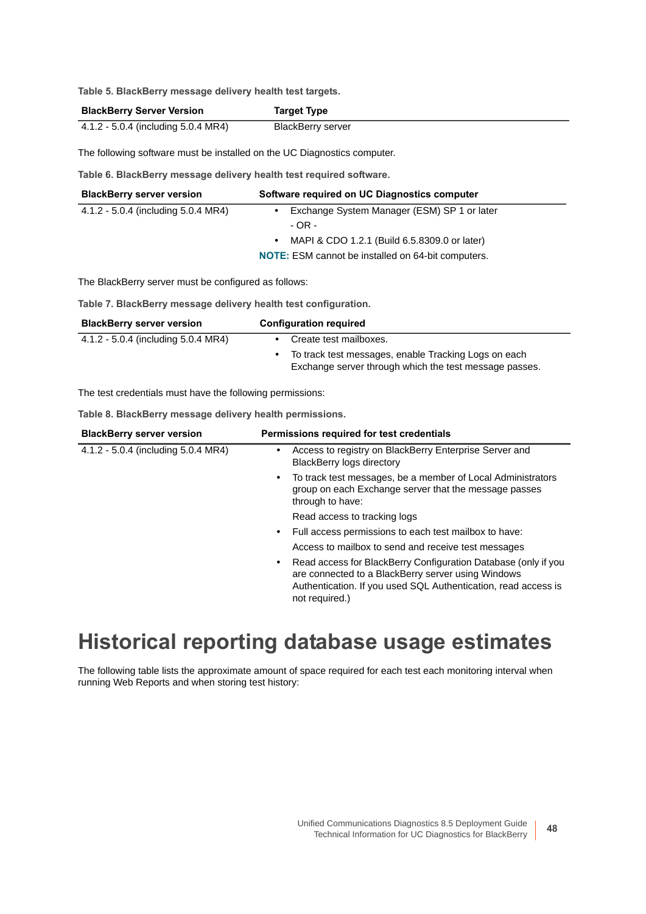**Table 5. BlackBerry message delivery health test targets.**

| BlackBerry Server Version | Target Type |
| --- | --- |
| 4.1.2 - 5.0.4 (including 5.0.4 MR4) | BlackBerry server |

The following software must be installed on the UC Diagnostics computer.

**Table 6. BlackBerry message delivery health test required software.**

| BlackBerry server version | Software required on UC Diagnostics computer |
| --- | --- |
| 4.1.2 - 5.0.4 (including 5.0.4 MR4) | • Exchange System Manager (ESM) SP 1 or later<br>- OR -<br>• MAPI & CDO 1.2.1 (Build 6.5.8309.0 or later)<br>**NOTE:** ESM cannot be installed on 64-bit computers. |

The BlackBerry server must be configured as follows:

**Table 7. BlackBerry message delivery health test configuration.**

| BlackBerry server version | Configuration required |
| --- | --- |
| 4.1.2 - 5.0.4 (including 5.0.4 MR4) | • Create test mailboxes.<br>• To track test messages, enable Tracking Logs on each Exchange server through which the test message passes. |

The test credentials must have the following permissions:

**Table 8. BlackBerry message delivery health permissions.**

| BlackBerry server version | Permissions required for test credentials |
| --- | --- |
| 4.1.2 - 5.0.4 (including 5.0.4 MR4) | • Access to registry on BlackBerry Enterprise Server and BlackBerry logs directory<br>• To track test messages, be a member of Local Administrators group on each Exchange server that the message passes through to have:<br>Read access to tracking logs<br>• Full access permissions to each test mailbox to have:<br>Access to mailbox to send and receive test messages<br>• Read access for BlackBerry Configuration Database (only if you are connected to a BlackBerry server using Windows Authentication. If you used SQL Authentication, read access is not required.) |

# Historical reporting database usage estimates

The following table lists the approximate amount of space required for each test each monitoring interval when running Web Reports and when storing test history: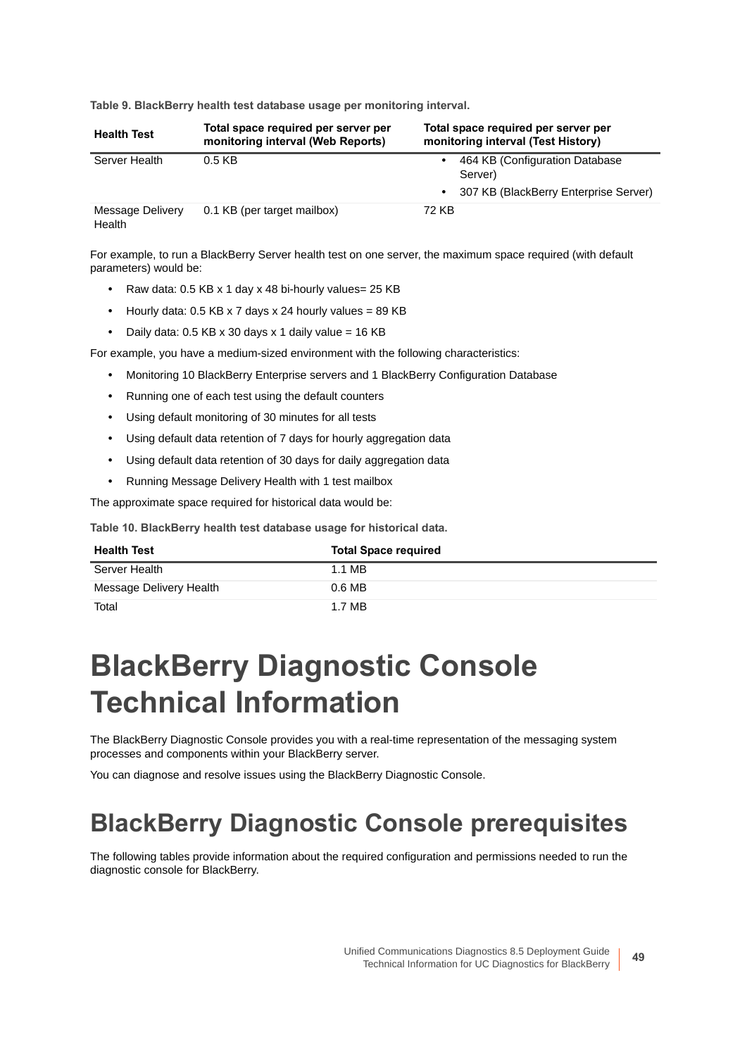**Table 9. BlackBerry health test database usage per monitoring interval.**

| Health Test | Total space required per server per monitoring interval (Web Reports) | Total space required per server per monitoring interval (Test History) |
|---|---|---|
| Server Health | 0.5 KB | • 464 KB (Configuration Database Server)<br>• 307 KB (BlackBerry Enterprise Server) |
| Message Delivery Health | 0.1 KB (per target mailbox) | 72 KB |

For example, to run a BlackBerry Server health test on one server, the maximum space required (with default parameters) would be:

- Raw data: 0.5 KB x 1 day x 48 bi-hourly values= 25 KB
- Hourly data: 0.5 KB x 7 days x 24 hourly values = 89 KB
- Daily data: 0.5 KB x 30 days x 1 daily value = 16 KB

For example, you have a medium-sized environment with the following characteristics:

- Monitoring 10 BlackBerry Enterprise servers and 1 BlackBerry Configuration Database
- Running one of each test using the default counters
- Using default monitoring of 30 minutes for all tests
- Using default data retention of 7 days for hourly aggregation data
- Using default data retention of 30 days for daily aggregation data
- Running Message Delivery Health with 1 test mailbox

The approximate space required for historical data would be:

**Table 10. BlackBerry health test database usage for historical data.**

| Health Test | Total Space required |
|---|---|
| Server Health | 1.1 MB |
| Message Delivery Health | 0.6 MB |
| Total | 1.7 MB |

# BlackBerry Diagnostic Console Technical Information

The BlackBerry Diagnostic Console provides you with a real-time representation of the messaging system processes and components within your BlackBerry server.

You can diagnose and resolve issues using the BlackBerry Diagnostic Console.

## BlackBerry Diagnostic Console prerequisites

The following tables provide information about the required configuration and permissions needed to run the diagnostic console for BlackBerry.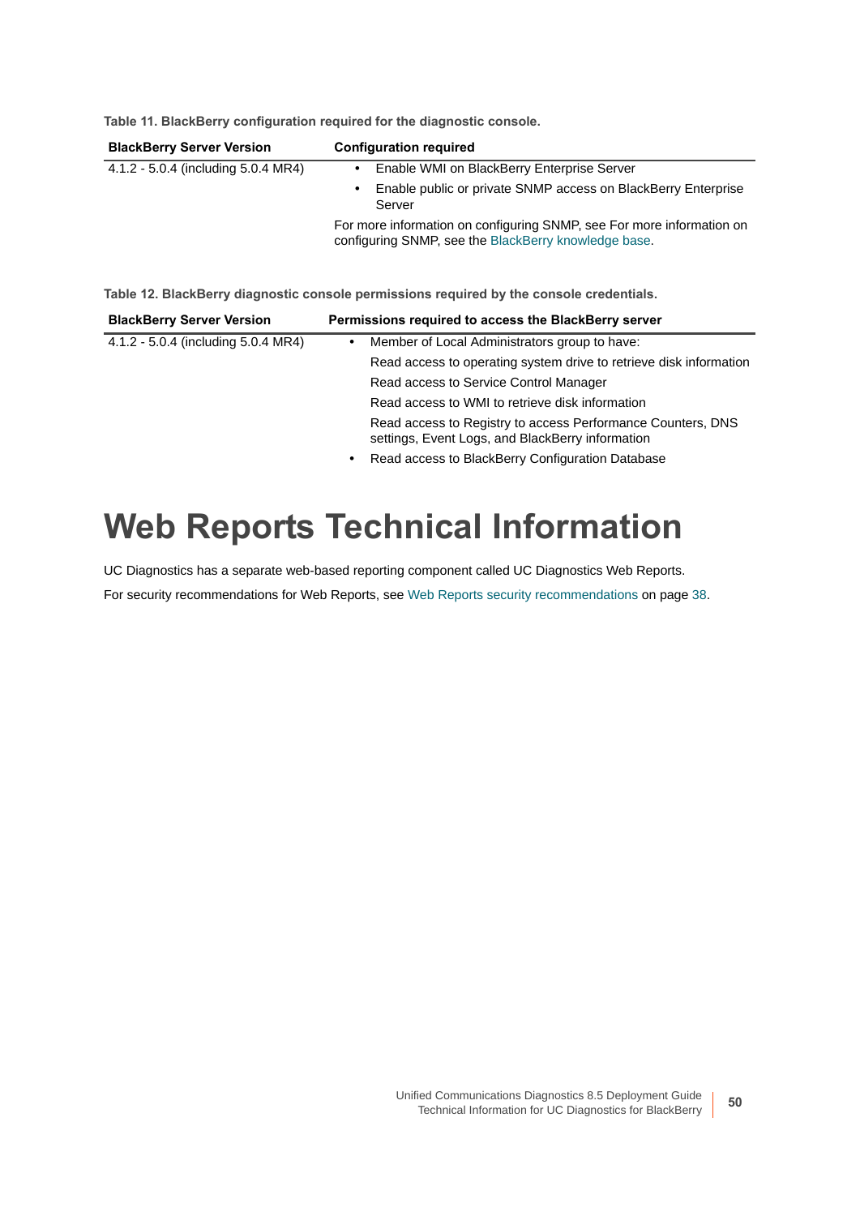**Table 11. BlackBerry configuration required for the diagnostic console.**

| BlackBerry Server Version | Configuration required |
|---|---|
| 4.1.2 - 5.0.4 (including 5.0.4 MR4) | • Enable WMI on BlackBerry Enterprise Server<br>• Enable public or private SNMP access on BlackBerry Enterprise Server<br>For more information on configuring SNMP, see For more information on configuring SNMP, see the BlackBerry knowledge base. |

**Table 12. BlackBerry diagnostic console permissions required by the console credentials.**

| BlackBerry Server Version | Permissions required to access the BlackBerry server |
|---|---|
| 4.1.2 - 5.0.4 (including 5.0.4 MR4) | • Member of Local Administrators group to have:<br>Read access to operating system drive to retrieve disk information<br>Read access to Service Control Manager<br>Read access to WMI to retrieve disk information<br>Read access to Registry to access Performance Counters, DNS settings, Event Logs, and BlackBerry information<br>• Read access to BlackBerry Configuration Database |

# Web Reports Technical Information

UC Diagnostics has a separate web-based reporting component called UC Diagnostics Web Reports.

For security recommendations for Web Reports, see Web Reports security recommendations on page 38.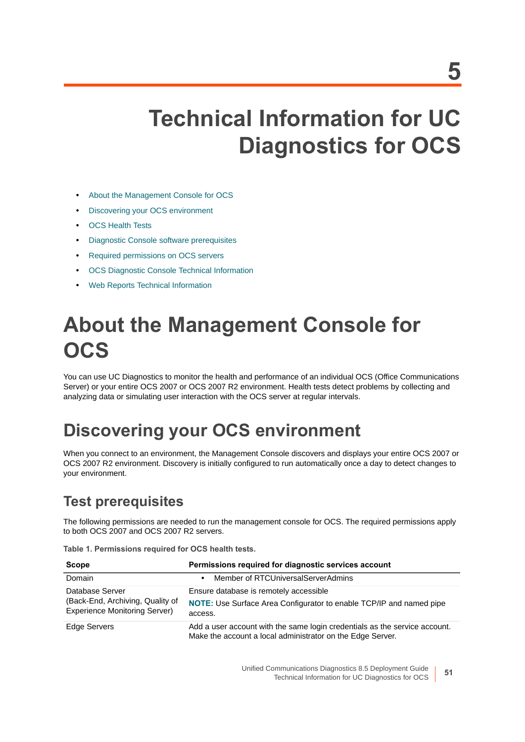# 5

# Technical Information for UC Diagnostics for OCS

- About the Management Console for OCS
- Discovering your OCS environment
- OCS Health Tests
- Diagnostic Console software prerequisites
- Required permissions on OCS servers
- OCS Diagnostic Console Technical Information
- Web Reports Technical Information

## About the Management Console for OCS

You can use UC Diagnostics to monitor the health and performance of an individual OCS (Office Communications Server) or your entire OCS 2007 or OCS 2007 R2 environment. Health tests detect problems by collecting and analyzing data or simulating user interaction with the OCS server at regular intervals.

## Discovering your OCS environment

When you connect to an environment, the Management Console discovers and displays your entire OCS 2007 or OCS 2007 R2 environment. Discovery is initially configured to run automatically once a day to detect changes to your environment.

### Test prerequisites

The following permissions are needed to run the management console for OCS. The required permissions apply to both OCS 2007 and OCS 2007 R2 servers.

**Table 1. Permissions required for OCS health tests.**

| Scope | Permissions required for diagnostic services account |
|---|---|
| Domain | • Member of RTCUniversalServerAdmins |
| Database Server (Back-End, Archiving, Quality of Experience Monitoring Server) | Ensure database is remotely accessible<br>**NOTE:** Use Surface Area Configurator to enable TCP/IP and named pipe access. |
| Edge Servers | Add a user account with the same login credentials as the service account. Make the account a local administrator on the Edge Server. |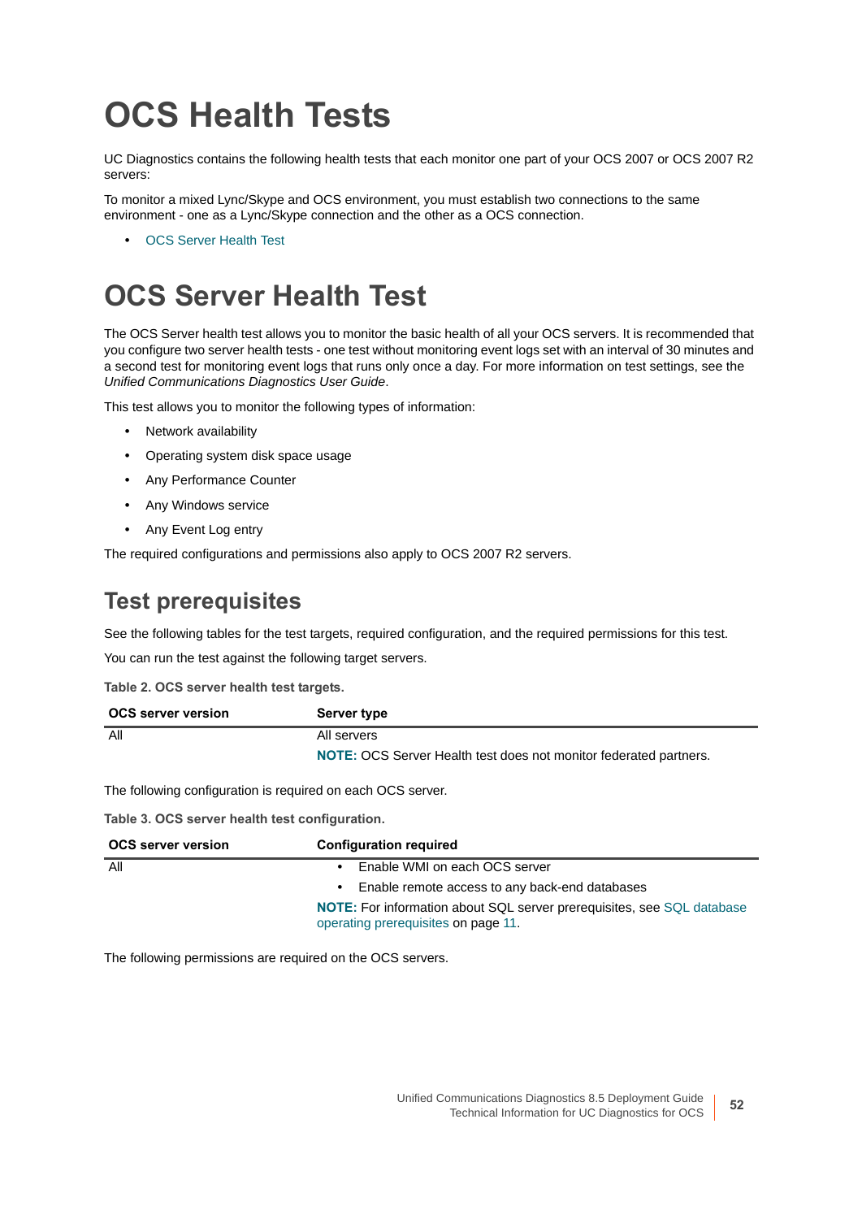# OCS Health Tests

UC Diagnostics contains the following health tests that each monitor one part of your OCS 2007 or OCS 2007 R2 servers:

To monitor a mixed Lync/Skype and OCS environment, you must establish two connections to the same environment - one as a Lync/Skype connection and the other as a OCS connection.

- OCS Server Health Test

# OCS Server Health Test

The OCS Server health test allows you to monitor the basic health of all your OCS servers. It is recommended that you configure two server health tests - one test without monitoring event logs set with an interval of 30 minutes and a second test for monitoring event logs that runs only once a day. For more information on test settings, see the *Unified Communications Diagnostics User Guide*.

This test allows you to monitor the following types of information:

- Network availability
- Operating system disk space usage
- Any Performance Counter
- Any Windows service
- Any Event Log entry

The required configurations and permissions also apply to OCS 2007 R2 servers.

## Test prerequisites

See the following tables for the test targets, required configuration, and the required permissions for this test.

You can run the test against the following target servers.

**Table 2. OCS server health test targets.**

| OCS server version | Server type |
|---|---|
| All | All servers<br>**NOTE:** OCS Server Health test does not monitor federated partners. |

The following configuration is required on each OCS server.

**Table 3. OCS server health test configuration.**

| OCS server version | Configuration required |
|---|---|
| All | • Enable WMI on each OCS server<br>• Enable remote access to any back-end databases<br>**NOTE:** For information about SQL server prerequisites, see SQL database operating prerequisites on page 11. |

The following permissions are required on the OCS servers.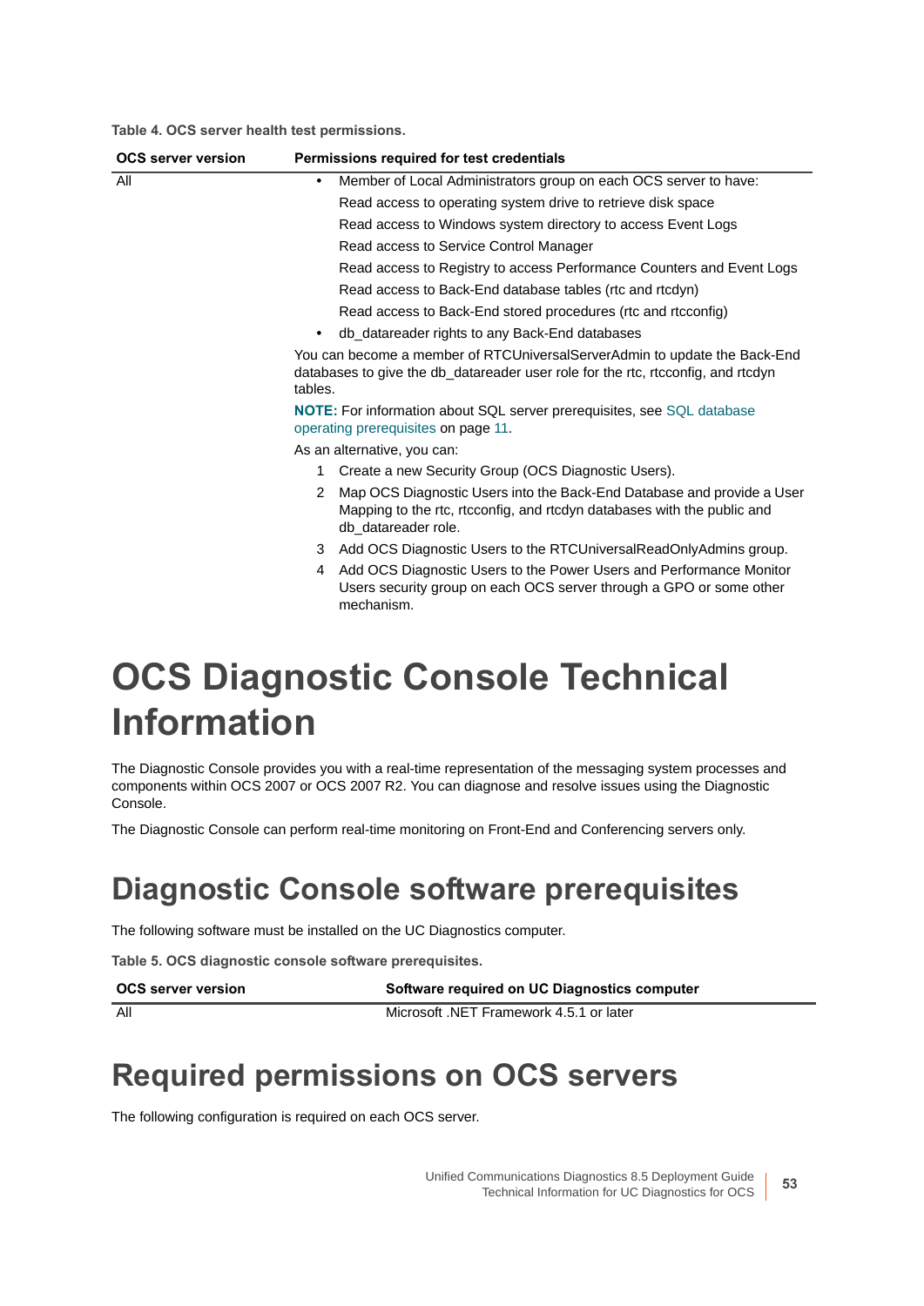**Table 4. OCS server health test permissions.**

| OCS server version | Permissions required for test credentials |
| --- | --- |
| All | • Member of Local Administrators group on each OCS server to have:<br>Read access to operating system drive to retrieve disk space<br>Read access to Windows system directory to access Event Logs<br>Read access to Service Control Manager<br>Read access to Registry to access Performance Counters and Event Logs<br>Read access to Back-End database tables (rtc and rtcdyn)<br>Read access to Back-End stored procedures (rtc and rtcconfig)<br>• db_datareader rights to any Back-End databases<br>You can become a member of RTCUniversalServerAdmin to update the Back-End databases to give the db_datareader user role for the rtc, rtcconfig, and rtcdyn tables.<br>**NOTE:** For information about SQL server prerequisites, see SQL database operating prerequisites on page 11.<br>As an alternative, you can:<br>1 Create a new Security Group (OCS Diagnostic Users).<br>2 Map OCS Diagnostic Users into the Back-End Database and provide a User Mapping to the rtc, rtcconfig, and rtcdyn databases with the public and db_datareader role.<br>3 Add OCS Diagnostic Users to the RTCUniversalReadOnlyAdmins group.<br>4 Add OCS Diagnostic Users to the Power Users and Performance Monitor Users security group on each OCS server through a GPO or some other mechanism. |

# OCS Diagnostic Console Technical Information

The Diagnostic Console provides you with a real-time representation of the messaging system processes and components within OCS 2007 or OCS 2007 R2. You can diagnose and resolve issues using the Diagnostic Console.

The Diagnostic Console can perform real-time monitoring on Front-End and Conferencing servers only.

## Diagnostic Console software prerequisites

The following software must be installed on the UC Diagnostics computer.

**Table 5. OCS diagnostic console software prerequisites.**

| OCS server version | Software required on UC Diagnostics computer |
| --- | --- |
| All | Microsoft .NET Framework 4.5.1 or later |

## Required permissions on OCS servers

The following configuration is required on each OCS server.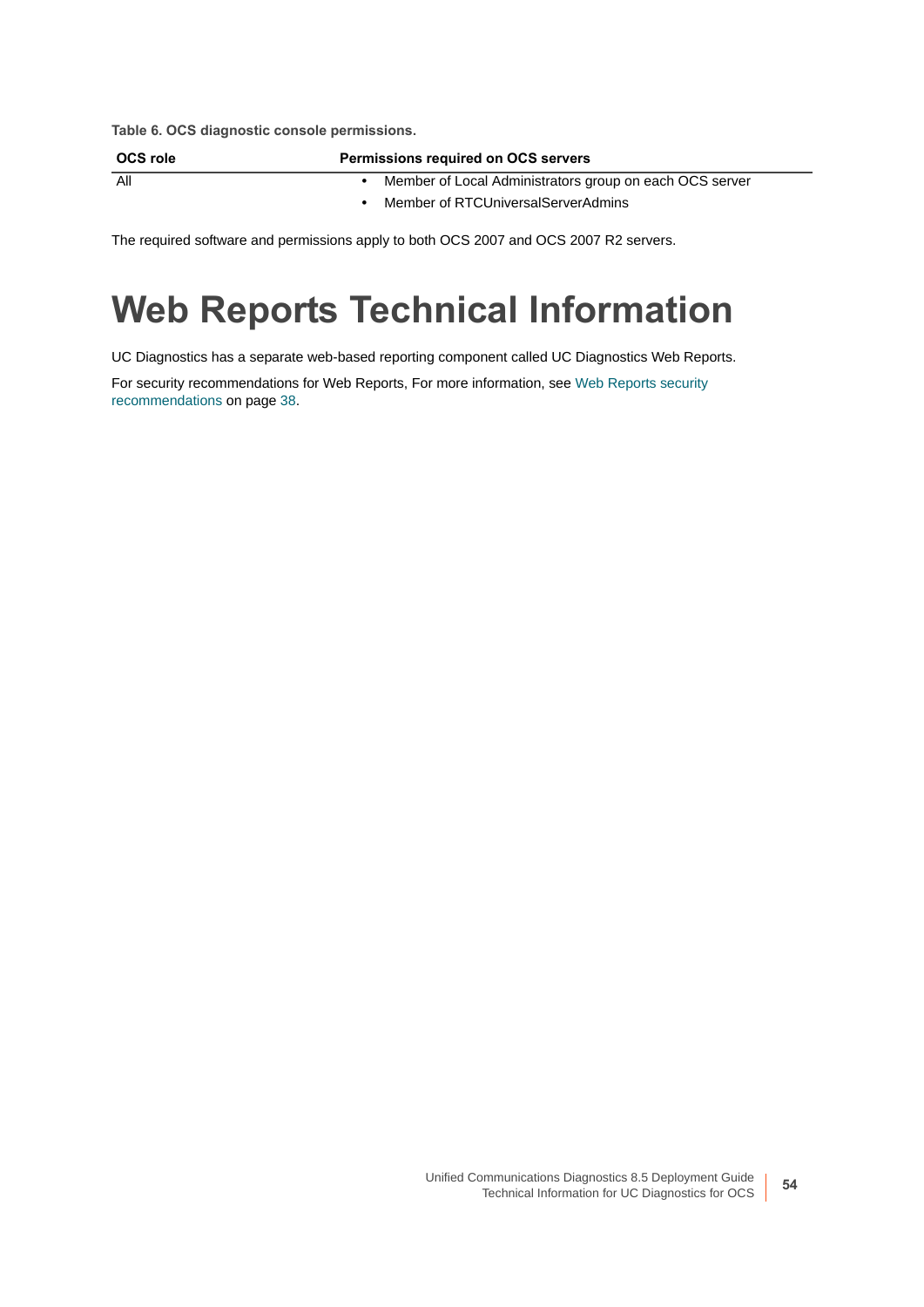**Table 6. OCS diagnostic console permissions.**

| OCS role | Permissions required on OCS servers |
| --- | --- |
| All | • Member of Local Administrators group on each OCS server<br>• Member of RTCUniversalServerAdmins |

The required software and permissions apply to both OCS 2007 and OCS 2007 R2 servers.

# Web Reports Technical Information

UC Diagnostics has a separate web-based reporting component called UC Diagnostics Web Reports.

For security recommendations for Web Reports, For more information, see Web Reports security recommendations on page 38.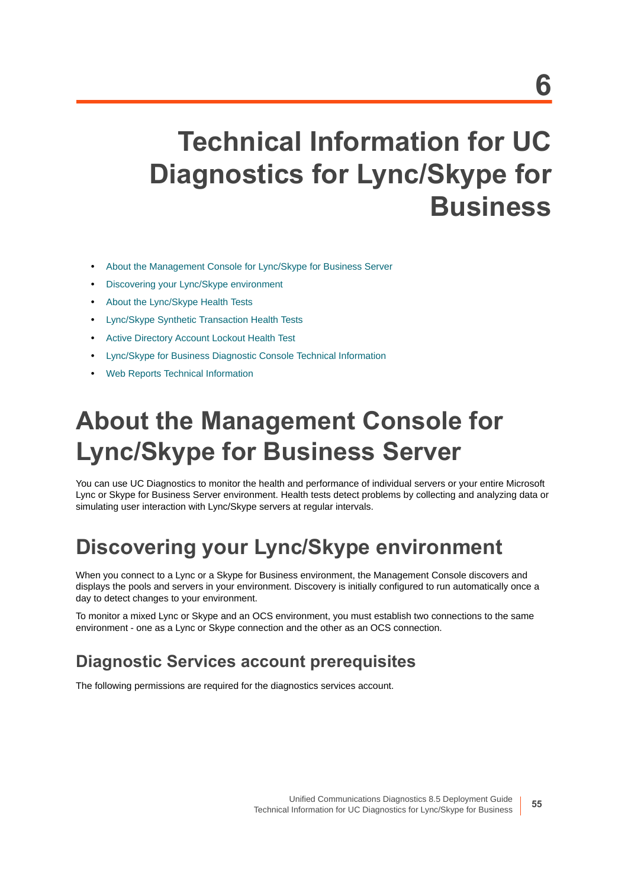# 6

# Technical Information for UC Diagnostics for Lync/Skype for Business

- About the Management Console for Lync/Skype for Business Server
- Discovering your Lync/Skype environment
- About the Lync/Skype Health Tests
- Lync/Skype Synthetic Transaction Health Tests
- Active Directory Account Lockout Health Test
- Lync/Skype for Business Diagnostic Console Technical Information
- Web Reports Technical Information

## About the Management Console for Lync/Skype for Business Server

You can use UC Diagnostics to monitor the health and performance of individual servers or your entire Microsoft Lync or Skype for Business Server environment. Health tests detect problems by collecting and analyzing data or simulating user interaction with Lync/Skype servers at regular intervals.

## Discovering your Lync/Skype environment

When you connect to a Lync or a Skype for Business environment, the Management Console discovers and displays the pools and servers in your environment. Discovery is initially configured to run automatically once a day to detect changes to your environment.

To monitor a mixed Lync or Skype and an OCS environment, you must establish two connections to the same environment - one as a Lync or Skype connection and the other as an OCS connection.

### Diagnostic Services account prerequisites

The following permissions are required for the diagnostics services account.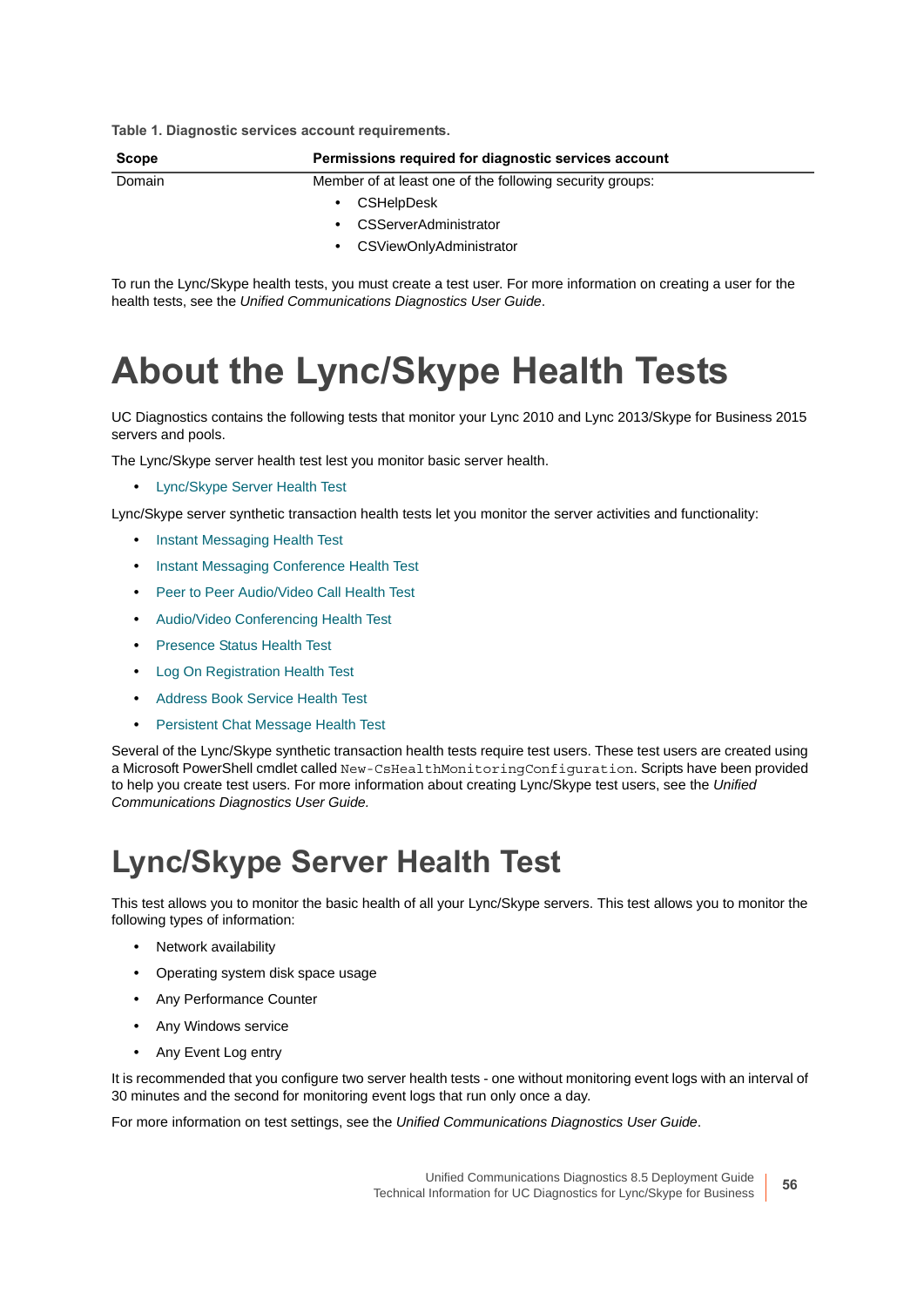**Table 1. Diagnostic services account requirements.**

| Scope | Permissions required for diagnostic services account |
| --- | --- |
| Domain | Member of at least one of the following security groups:<br>• CSHelpDesk<br>• CSServerAdministrator<br>• CSViewOnlyAdministrator |

To run the Lync/Skype health tests, you must create a test user. For more information on creating a user for the health tests, see the *Unified Communications Diagnostics User Guide*.

# About the Lync/Skype Health Tests

UC Diagnostics contains the following tests that monitor your Lync 2010 and Lync 2013/Skype for Business 2015 servers and pools.

The Lync/Skype server health test lest you monitor basic server health.

- Lync/Skype Server Health Test

Lync/Skype server synthetic transaction health tests let you monitor the server activities and functionality:

- Instant Messaging Health Test
- Instant Messaging Conference Health Test
- Peer to Peer Audio/Video Call Health Test
- Audio/Video Conferencing Health Test
- Presence Status Health Test
- Log On Registration Health Test
- Address Book Service Health Test
- Persistent Chat Message Health Test

Several of the Lync/Skype synthetic transaction health tests require test users. These test users are created using a Microsoft PowerShell cmdlet called `New-CsHealthMonitoringConfiguration`. Scripts have been provided to help you create test users. For more information about creating Lync/Skype test users, see the *Unified Communications Diagnostics User Guide.*

# Lync/Skype Server Health Test

This test allows you to monitor the basic health of all your Lync/Skype servers. This test allows you to monitor the following types of information:

- Network availability
- Operating system disk space usage
- Any Performance Counter
- Any Windows service
- Any Event Log entry

It is recommended that you configure two server health tests - one without monitoring event logs with an interval of 30 minutes and the second for monitoring event logs that run only once a day.

For more information on test settings, see the *Unified Communications Diagnostics User Guide*.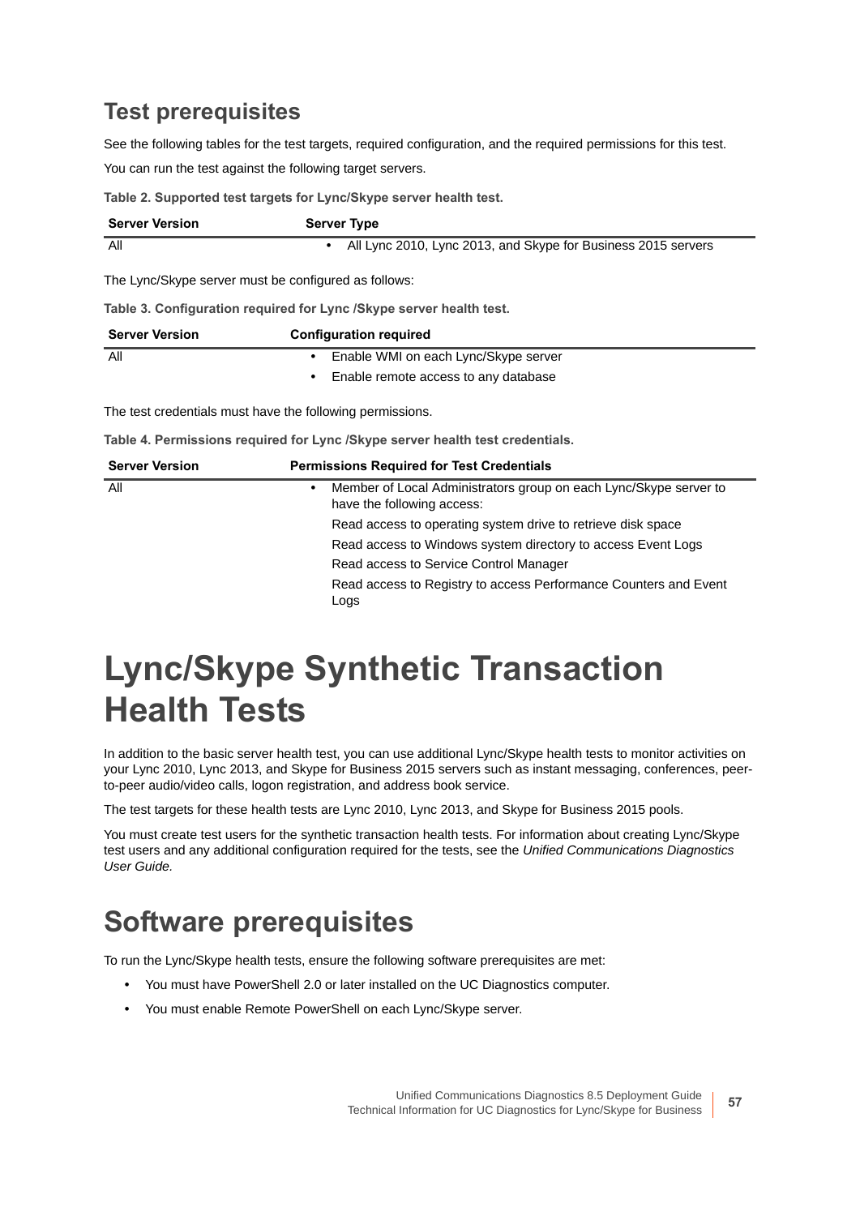## Test prerequisites

See the following tables for the test targets, required configuration, and the required permissions for this test.

You can run the test against the following target servers.

**Table 2. Supported test targets for Lync/Skype server health test.**

| Server Version | Server Type |
|---|---|
| All | • All Lync 2010, Lync 2013, and Skype for Business 2015 servers |

The Lync/Skype server must be configured as follows:

**Table 3. Configuration required for Lync /Skype server health test.**

| Server Version | Configuration required |
|---|---|
| All | • Enable WMI on each Lync/Skype server<br>• Enable remote access to any database |

The test credentials must have the following permissions.

**Table 4. Permissions required for Lync /Skype server health test credentials.**

| Server Version | Permissions Required for Test Credentials |
|---|---|
| All | • Member of Local Administrators group on each Lync/Skype server to have the following access:<br>Read access to operating system drive to retrieve disk space<br>Read access to Windows system directory to access Event Logs<br>Read access to Service Control Manager<br>Read access to Registry to access Performance Counters and Event Logs |

# Lync/Skype Synthetic Transaction Health Tests

In addition to the basic server health test, you can use additional Lync/Skype health tests to monitor activities on your Lync 2010, Lync 2013, and Skype for Business 2015 servers such as instant messaging, conferences, peer-to-peer audio/video calls, logon registration, and address book service.

The test targets for these health tests are Lync 2010, Lync 2013, and Skype for Business 2015 pools.

You must create test users for the synthetic transaction health tests. For information about creating Lync/Skype test users and any additional configuration required for the tests, see the *Unified Communications Diagnostics User Guide.*

## Software prerequisites

To run the Lync/Skype health tests, ensure the following software prerequisites are met:

- You must have PowerShell 2.0 or later installed on the UC Diagnostics computer.
- You must enable Remote PowerShell on each Lync/Skype server.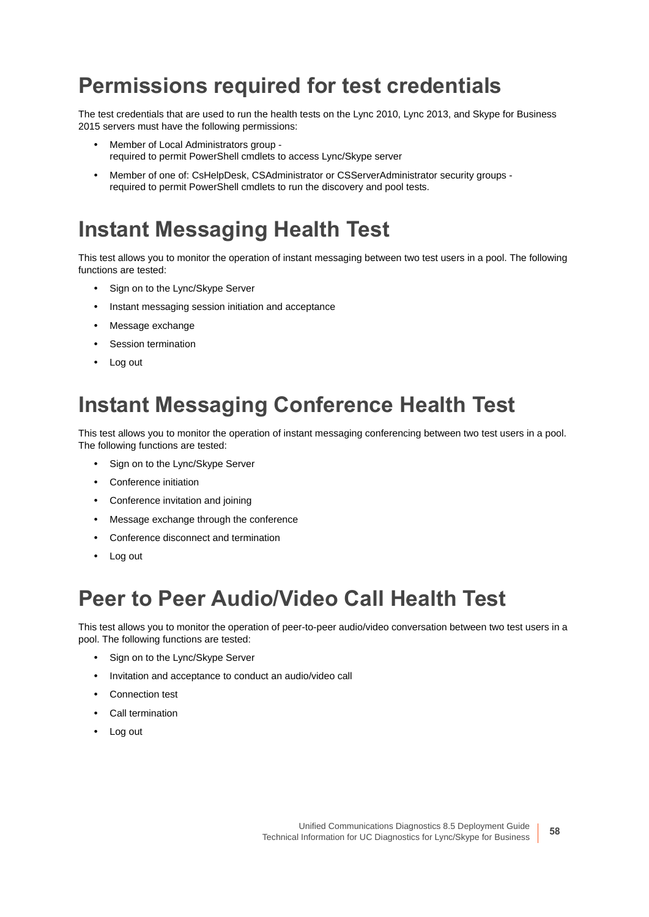# Permissions required for test credentials

The test credentials that are used to run the health tests on the Lync 2010, Lync 2013, and Skype for Business 2015 servers must have the following permissions:

- Member of Local Administrators group -
  required to permit PowerShell cmdlets to access Lync/Skype server
- Member of one of: CsHelpDesk, CSAdministrator or CSServerAdministrator security groups -
  required to permit PowerShell cmdlets to run the discovery and pool tests.

# Instant Messaging Health Test

This test allows you to monitor the operation of instant messaging between two test users in a pool. The following functions are tested:

- Sign on to the Lync/Skype Server
- Instant messaging session initiation and acceptance
- Message exchange
- Session termination
- Log out

# Instant Messaging Conference Health Test

This test allows you to monitor the operation of instant messaging conferencing between two test users in a pool. The following functions are tested:

- Sign on to the Lync/Skype Server
- Conference initiation
- Conference invitation and joining
- Message exchange through the conference
- Conference disconnect and termination
- Log out

# Peer to Peer Audio/Video Call Health Test

This test allows you to monitor the operation of peer-to-peer audio/video conversation between two test users in a pool. The following functions are tested:

- Sign on to the Lync/Skype Server
- Invitation and acceptance to conduct an audio/video call
- Connection test
- Call termination
- Log out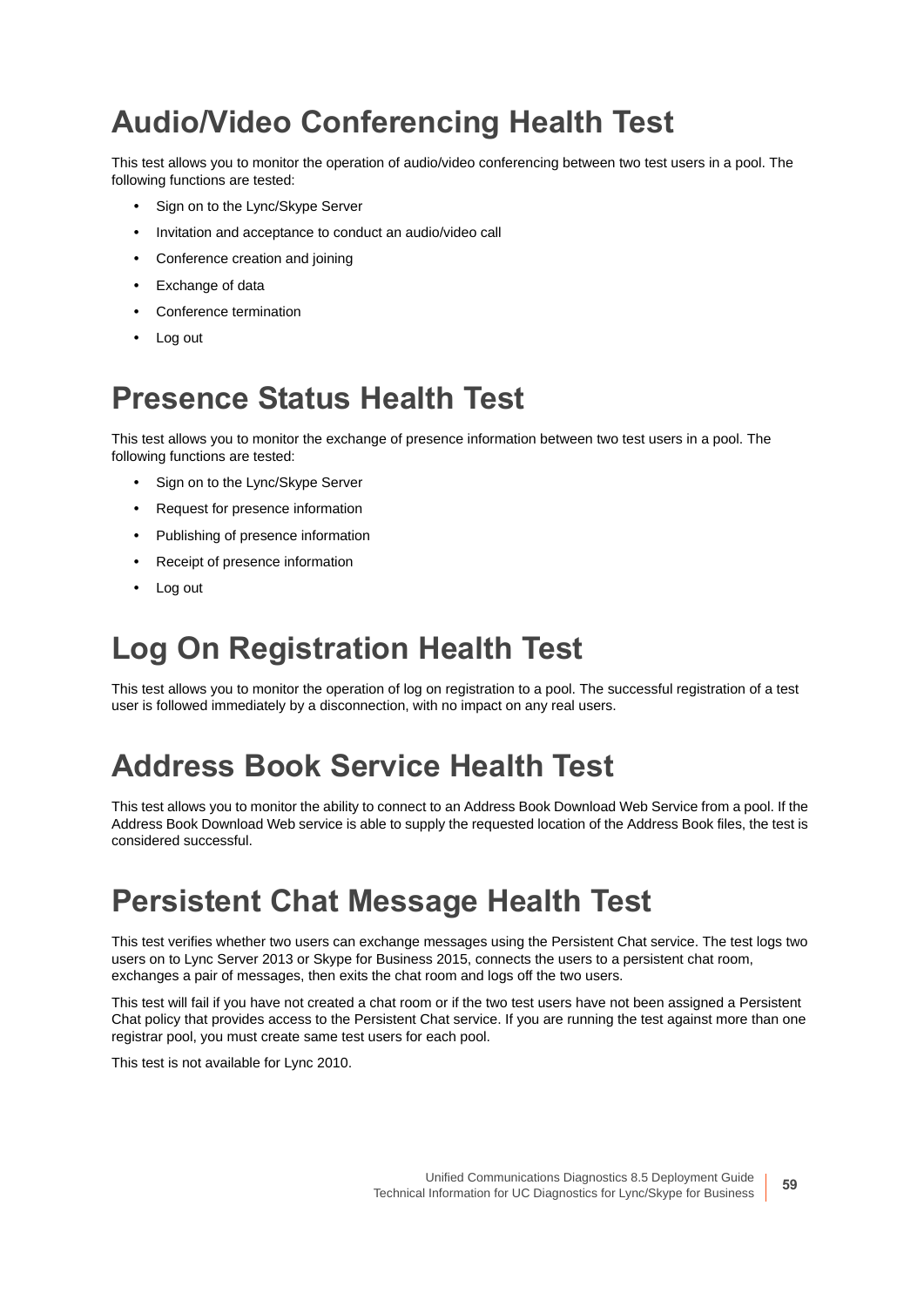# Audio/Video Conferencing Health Test

This test allows you to monitor the operation of audio/video conferencing between two test users in a pool. The following functions are tested:

- Sign on to the Lync/Skype Server
- Invitation and acceptance to conduct an audio/video call
- Conference creation and joining
- Exchange of data
- Conference termination
- Log out

# Presence Status Health Test

This test allows you to monitor the exchange of presence information between two test users in a pool. The following functions are tested:

- Sign on to the Lync/Skype Server
- Request for presence information
- Publishing of presence information
- Receipt of presence information
- Log out

# Log On Registration Health Test

This test allows you to monitor the operation of log on registration to a pool. The successful registration of a test user is followed immediately by a disconnection, with no impact on any real users.

# Address Book Service Health Test

This test allows you to monitor the ability to connect to an Address Book Download Web Service from a pool. If the Address Book Download Web service is able to supply the requested location of the Address Book files, the test is considered successful.

# Persistent Chat Message Health Test

This test verifies whether two users can exchange messages using the Persistent Chat service. The test logs two users on to Lync Server 2013 or Skype for Business 2015, connects the users to a persistent chat room, exchanges a pair of messages, then exits the chat room and logs off the two users.

This test will fail if you have not created a chat room or if the two test users have not been assigned a Persistent Chat policy that provides access to the Persistent Chat service. If you are running the test against more than one registrar pool, you must create same test users for each pool.

This test is not available for Lync 2010.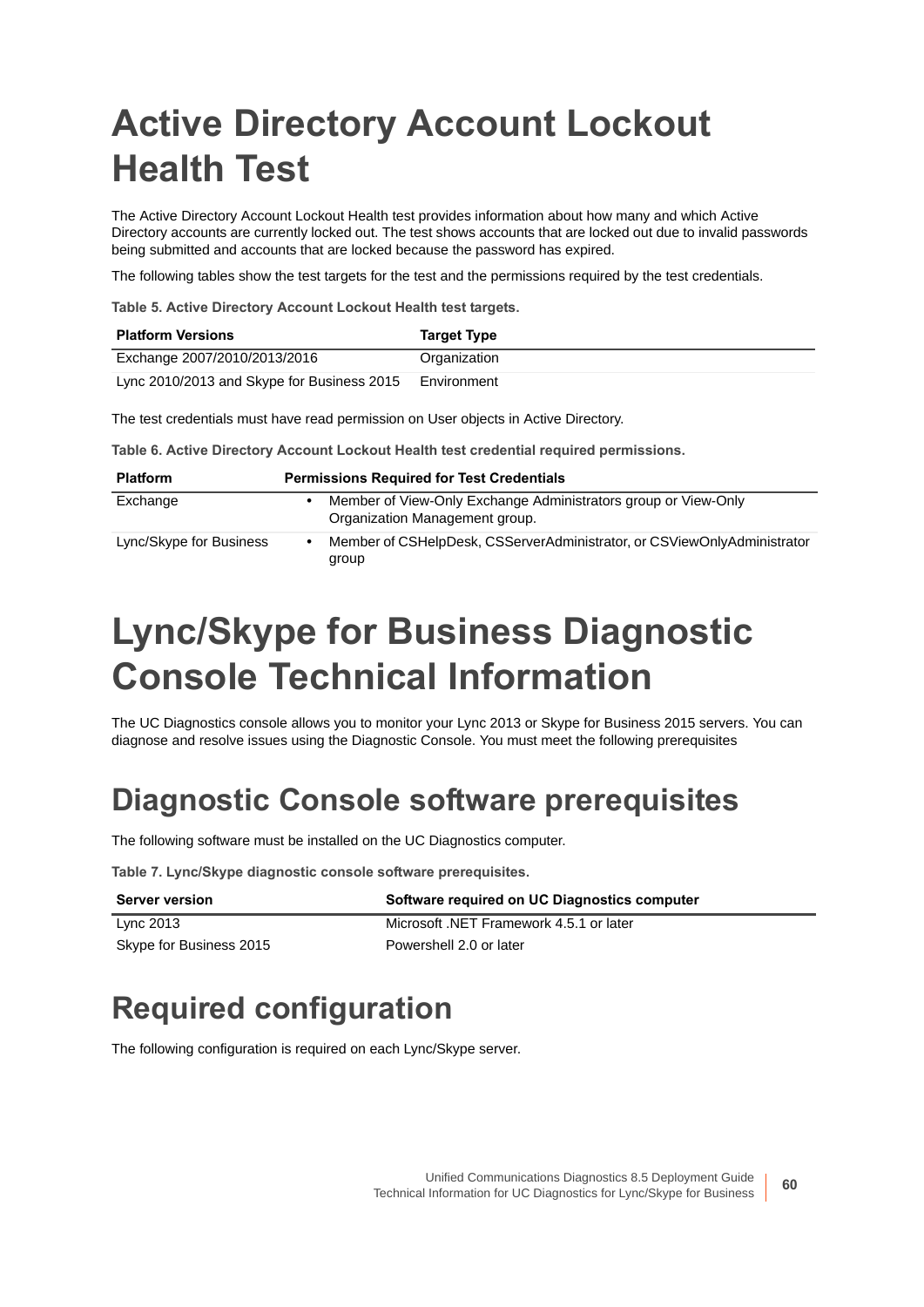# Active Directory Account Lockout Health Test

The Active Directory Account Lockout Health test provides information about how many and which Active Directory accounts are currently locked out. The test shows accounts that are locked out due to invalid passwords being submitted and accounts that are locked because the password has expired.

The following tables show the test targets for the test and the permissions required by the test credentials.

**Table 5. Active Directory Account Lockout Health test targets.**

| Platform Versions | Target Type |
|---|---|
| Exchange 2007/2010/2013/2016 | Organization |
| Lync 2010/2013 and Skype for Business 2015 | Environment |

The test credentials must have read permission on User objects in Active Directory.

**Table 6. Active Directory Account Lockout Health test credential required permissions.**

| Platform | Permissions Required for Test Credentials |
|---|---|
| Exchange | • Member of View-Only Exchange Administrators group or View-Only Organization Management group. |
| Lync/Skype for Business | • Member of CSHelpDesk, CSServerAdministrator, or CSViewOnlyAdministrator group |

# Lync/Skype for Business Diagnostic Console Technical Information

The UC Diagnostics console allows you to monitor your Lync 2013 or Skype for Business 2015 servers. You can diagnose and resolve issues using the Diagnostic Console. You must meet the following prerequisites

## Diagnostic Console software prerequisites

The following software must be installed on the UC Diagnostics computer.

**Table 7. Lync/Skype diagnostic console software prerequisites.**

| Server version | Software required on UC Diagnostics computer |
|---|---|
| Lync 2013 | Microsoft .NET Framework 4.5.1 or later |
| Skype for Business 2015 | Powershell 2.0 or later |

## Required configuration

The following configuration is required on each Lync/Skype server.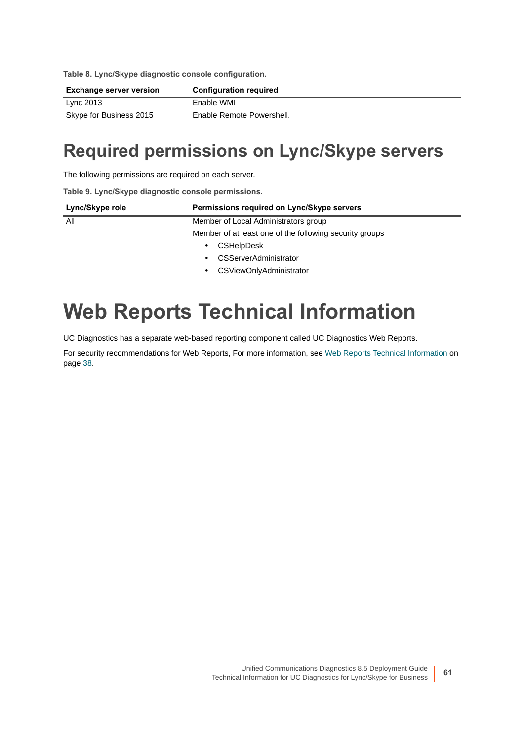**Table 8. Lync/Skype diagnostic console configuration.**

| Exchange server version | Configuration required |
| --- | --- |
| Lync 2013 | Enable WMI |
| Skype for Business 2015 | Enable Remote Powershell. |

## Required permissions on Lync/Skype servers

The following permissions are required on each server.

**Table 9. Lync/Skype diagnostic console permissions.**

| Lync/Skype role | Permissions required on Lync/Skype servers |
| --- | --- |
| All | Member of Local Administrators group<br>Member of at least one of the following security groups<br>• CSHelpDesk<br>• CSServerAdministrator<br>• CSViewOnlyAdministrator |

# Web Reports Technical Information

UC Diagnostics has a separate web-based reporting component called UC Diagnostics Web Reports.

For security recommendations for Web Reports, For more information, see Web Reports Technical Information on page 38.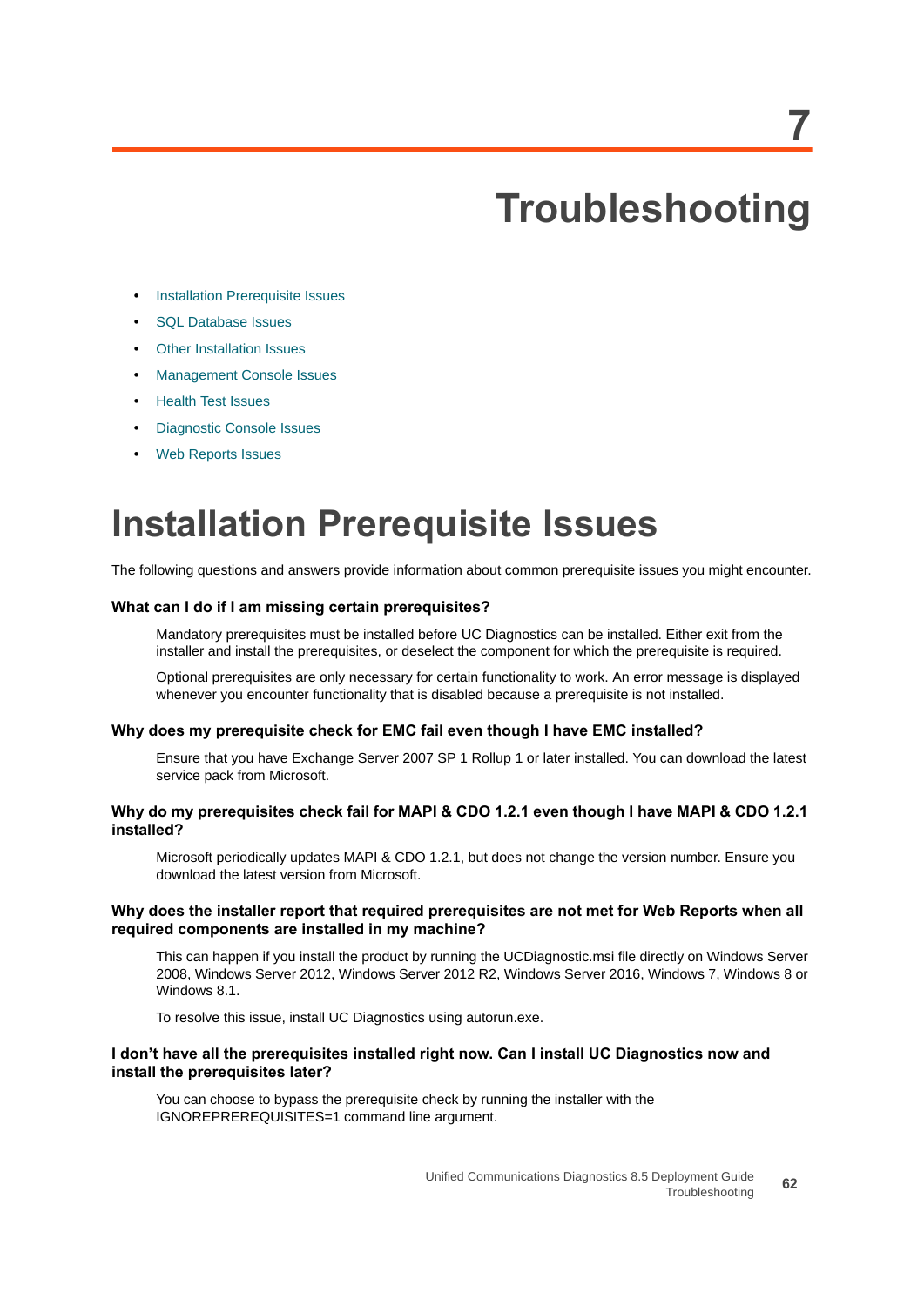# 7 Troubleshooting

- Installation Prerequisite Issues
- SQL Database Issues
- Other Installation Issues
- Management Console Issues
- Health Test Issues
- Diagnostic Console Issues
- Web Reports Issues

# Installation Prerequisite Issues

The following questions and answers provide information about common prerequisite issues you might encounter.

**What can I do if I am missing certain prerequisites?**

Mandatory prerequisites must be installed before UC Diagnostics can be installed. Either exit from the installer and install the prerequisites, or deselect the component for which the prerequisite is required.

Optional prerequisites are only necessary for certain functionality to work. An error message is displayed whenever you encounter functionality that is disabled because a prerequisite is not installed.

**Why does my prerequisite check for EMC fail even though I have EMC installed?**

Ensure that you have Exchange Server 2007 SP 1 Rollup 1 or later installed. You can download the latest service pack from Microsoft.

**Why do my prerequisites check fail for MAPI & CDO 1.2.1 even though I have MAPI & CDO 1.2.1 installed?**

Microsoft periodically updates MAPI & CDO 1.2.1, but does not change the version number. Ensure you download the latest version from Microsoft.

**Why does the installer report that required prerequisites are not met for Web Reports when all required components are installed in my machine?**

This can happen if you install the product by running the UCDiagnostic.msi file directly on Windows Server 2008, Windows Server 2012, Windows Server 2012 R2, Windows Server 2016, Windows 7, Windows 8 or Windows 8.1.

To resolve this issue, install UC Diagnostics using autorun.exe.

**I don't have all the prerequisites installed right now. Can I install UC Diagnostics now and install the prerequisites later?**

You can choose to bypass the prerequisite check by running the installer with the IGNOREPREREQUISITES=1 command line argument.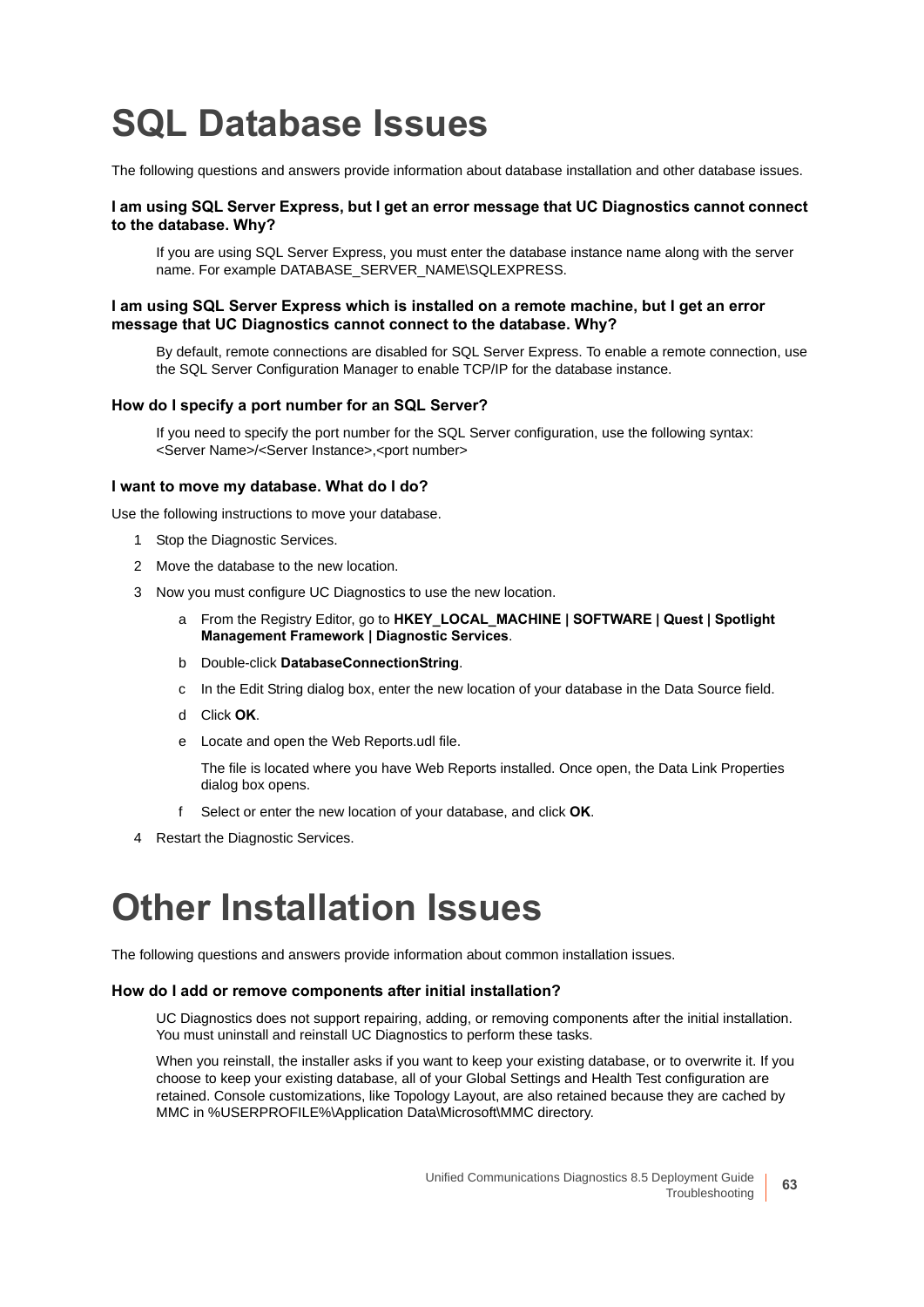# SQL Database Issues

The following questions and answers provide information about database installation and other database issues.

### I am using SQL Server Express, but I get an error message that UC Diagnostics cannot connect to the database. Why?

If you are using SQL Server Express, you must enter the database instance name along with the server name. For example DATABASE_SERVER_NAME\SQLEXPRESS.

### I am using SQL Server Express which is installed on a remote machine, but I get an error message that UC Diagnostics cannot connect to the database. Why?

By default, remote connections are disabled for SQL Server Express. To enable a remote connection, use the SQL Server Configuration Manager to enable TCP/IP for the database instance.

### How do I specify a port number for an SQL Server?

If you need to specify the port number for the SQL Server configuration, use the following syntax: <Server Name>/<Server Instance>,<port number>

### I want to move my database. What do I do?

Use the following instructions to move your database.

1. Stop the Diagnostic Services.
2. Move the database to the new location.
3. Now you must configure UC Diagnostics to use the new location.
   a. From the Registry Editor, go to **HKEY_LOCAL_MACHINE | SOFTWARE | Quest | Spotlight Management Framework | Diagnostic Services**.
   b. Double-click **DatabaseConnectionString**.
   c. In the Edit String dialog box, enter the new location of your database in the Data Source field.
   d. Click **OK**.
   e. Locate and open the Web Reports.udl file.

      The file is located where you have Web Reports installed. Once open, the Data Link Properties dialog box opens.
   f. Select or enter the new location of your database, and click **OK**.
4. Restart the Diagnostic Services.

# Other Installation Issues

The following questions and answers provide information about common installation issues.

### How do I add or remove components after initial installation?

UC Diagnostics does not support repairing, adding, or removing components after the initial installation. You must uninstall and reinstall UC Diagnostics to perform these tasks.

When you reinstall, the installer asks if you want to keep your existing database, or to overwrite it. If you choose to keep your existing database, all of your Global Settings and Health Test configuration are retained. Console customizations, like Topology Layout, are also retained because they are cached by MMC in %USERPROFILE%\Application Data\Microsoft\MMC directory.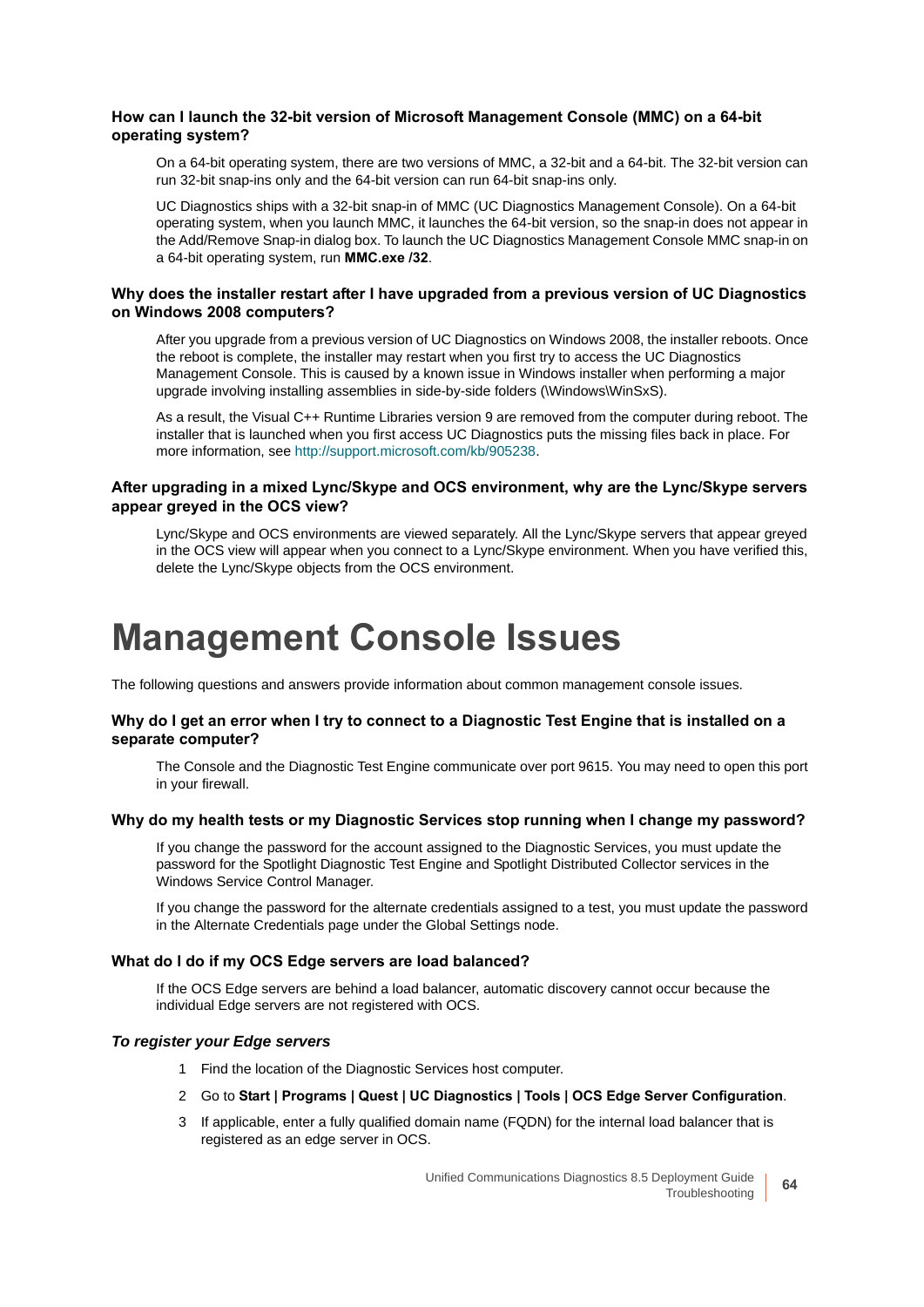### How can I launch the 32-bit version of Microsoft Management Console (MMC) on a 64-bit operating system?

On a 64-bit operating system, there are two versions of MMC, a 32-bit and a 64-bit. The 32-bit version can run 32-bit snap-ins only and the 64-bit version can run 64-bit snap-ins only.

UC Diagnostics ships with a 32-bit snap-in of MMC (UC Diagnostics Management Console). On a 64-bit operating system, when you launch MMC, it launches the 64-bit version, so the snap-in does not appear in the Add/Remove Snap-in dialog box. To launch the UC Diagnostics Management Console MMC snap-in on a 64-bit operating system, run **MMC.exe /32**.

### Why does the installer restart after I have upgraded from a previous version of UC Diagnostics on Windows 2008 computers?

After you upgrade from a previous version of UC Diagnostics on Windows 2008, the installer reboots. Once the reboot is complete, the installer may restart when you first try to access the UC Diagnostics Management Console. This is caused by a known issue in Windows installer when performing a major upgrade involving installing assemblies in side-by-side folders (\Windows\WinSxS).

As a result, the Visual C++ Runtime Libraries version 9 are removed from the computer during reboot. The installer that is launched when you first access UC Diagnostics puts the missing files back in place. For more information, see http://support.microsoft.com/kb/905238.

### After upgrading in a mixed Lync/Skype and OCS environment, why are the Lync/Skype servers appear greyed in the OCS view?

Lync/Skype and OCS environments are viewed separately. All the Lync/Skype servers that appear greyed in the OCS view will appear when you connect to a Lync/Skype environment. When you have verified this, delete the Lync/Skype objects from the OCS environment.

# Management Console Issues

The following questions and answers provide information about common management console issues.

### Why do I get an error when I try to connect to a Diagnostic Test Engine that is installed on a separate computer?

The Console and the Diagnostic Test Engine communicate over port 9615. You may need to open this port in your firewall.

### Why do my health tests or my Diagnostic Services stop running when I change my password?

If you change the password for the account assigned to the Diagnostic Services, you must update the password for the Spotlight Diagnostic Test Engine and Spotlight Distributed Collector services in the Windows Service Control Manager.

If you change the password for the alternate credentials assigned to a test, you must update the password in the Alternate Credentials page under the Global Settings node.

### What do I do if my OCS Edge servers are load balanced?

If the OCS Edge servers are behind a load balancer, automatic discovery cannot occur because the individual Edge servers are not registered with OCS.

#### *To register your Edge servers*

1. Find the location of the Diagnostic Services host computer.
2. Go to **Start | Programs | Quest | UC Diagnostics | Tools | OCS Edge Server Configuration**.
3. If applicable, enter a fully qualified domain name (FQDN) for the internal load balancer that is registered as an edge server in OCS.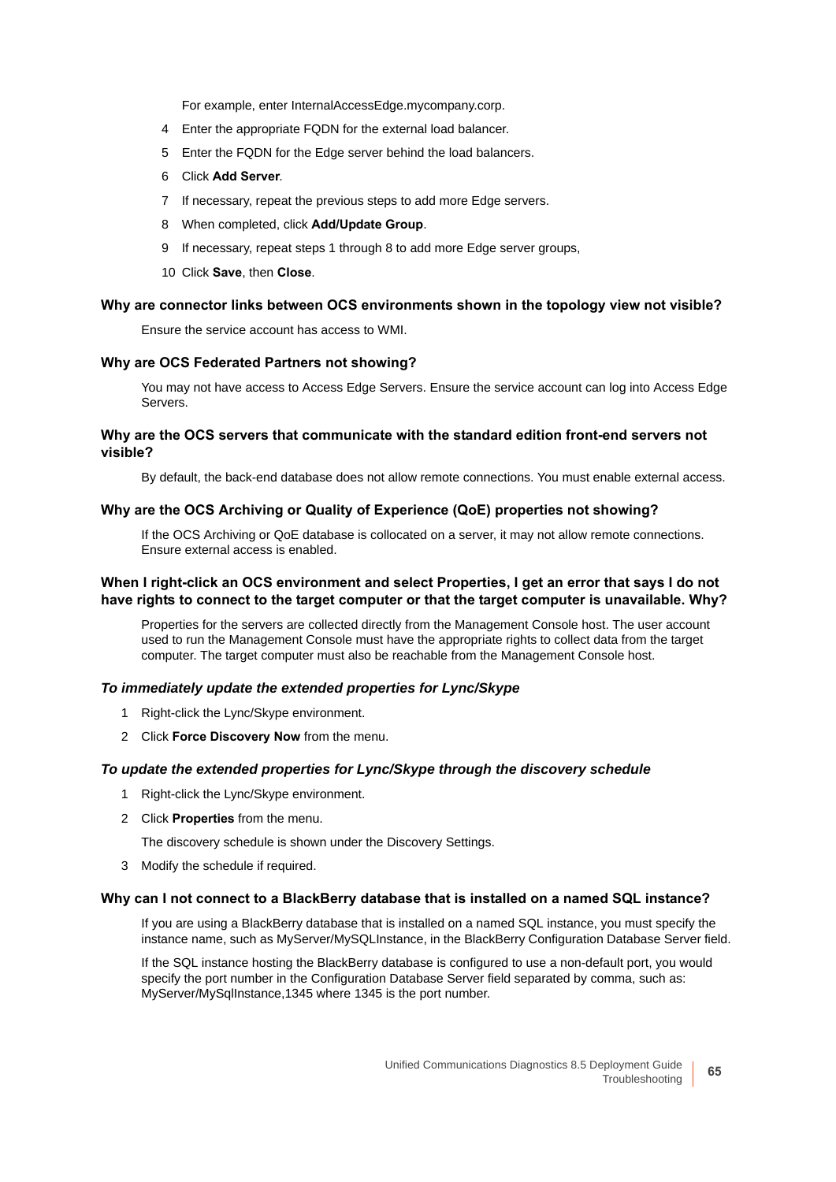For example, enter InternalAccessEdge.mycompany.corp.

4. Enter the appropriate FQDN for the external load balancer.
5. Enter the FQDN for the Edge server behind the load balancers.
6. Click **Add Server**.
7. If necessary, repeat the previous steps to add more Edge servers.
8. When completed, click **Add/Update Group**.
9. If necessary, repeat steps 1 through 8 to add more Edge server groups,
10. Click **Save**, then **Close**.

**Why are connector links between OCS environments shown in the topology view not visible?**

Ensure the service account has access to WMI.

**Why are OCS Federated Partners not showing?**

You may not have access to Access Edge Servers. Ensure the service account can log into Access Edge Servers.

**Why are the OCS servers that communicate with the standard edition front-end servers not visible?**

By default, the back-end database does not allow remote connections. You must enable external access.

**Why are the OCS Archiving or Quality of Experience (QoE) properties not showing?**

If the OCS Archiving or QoE database is collocated on a server, it may not allow remote connections. Ensure external access is enabled.

**When I right-click an OCS environment and select Properties, I get an error that says I do not have rights to connect to the target computer or that the target computer is unavailable. Why?**

Properties for the servers are collected directly from the Management Console host. The user account used to run the Management Console must have the appropriate rights to collect data from the target computer. The target computer must also be reachable from the Management Console host.

***To immediately update the extended properties for Lync/Skype***

1. Right-click the Lync/Skype environment.
2. Click **Force Discovery Now** from the menu.

***To update the extended properties for Lync/Skype through the discovery schedule***

1. Right-click the Lync/Skype environment.
2. Click **Properties** from the menu.

   The discovery schedule is shown under the Discovery Settings.
3. Modify the schedule if required.

**Why can I not connect to a BlackBerry database that is installed on a named SQL instance?**

If you are using a BlackBerry database that is installed on a named SQL instance, you must specify the instance name, such as MyServer/MySQLInstance, in the BlackBerry Configuration Database Server field.

If the SQL instance hosting the BlackBerry database is configured to use a non-default port, you would specify the port number in the Configuration Database Server field separated by comma, such as: MyServer/MySqlInstance,1345 where 1345 is the port number.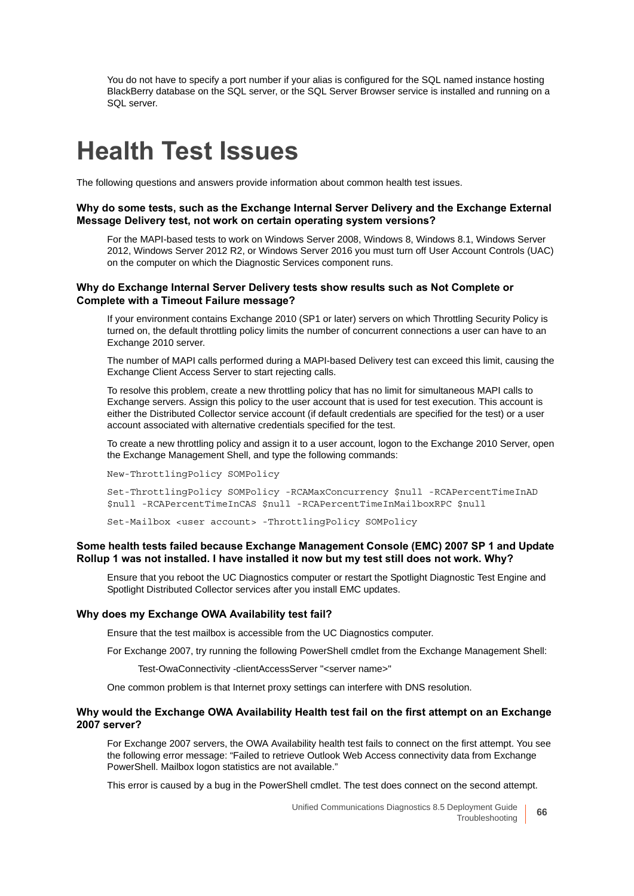You do not have to specify a port number if your alias is configured for the SQL named instance hosting BlackBerry database on the SQL server, or the SQL Server Browser service is installed and running on a SQL server.

# Health Test Issues

The following questions and answers provide information about common health test issues.

**Why do some tests, such as the Exchange Internal Server Delivery and the Exchange External Message Delivery test, not work on certain operating system versions?**

For the MAPI-based tests to work on Windows Server 2008, Windows 8, Windows 8.1, Windows Server 2012, Windows Server 2012 R2, or Windows Server 2016 you must turn off User Account Controls (UAC) on the computer on which the Diagnostic Services component runs.

**Why do Exchange Internal Server Delivery tests show results such as Not Complete or Complete with a Timeout Failure message?**

If your environment contains Exchange 2010 (SP1 or later) servers on which Throttling Security Policy is turned on, the default throttling policy limits the number of concurrent connections a user can have to an Exchange 2010 server.

The number of MAPI calls performed during a MAPI-based Delivery test can exceed this limit, causing the Exchange Client Access Server to start rejecting calls.

To resolve this problem, create a new throttling policy that has no limit for simultaneous MAPI calls to Exchange servers. Assign this policy to the user account that is used for test execution. This account is either the Distributed Collector service account (if default credentials are specified for the test) or a user account associated with alternative credentials specified for the test.

To create a new throttling policy and assign it to a user account, logon to the Exchange 2010 Server, open the Exchange Management Shell, and type the following commands:

```
New-ThrottlingPolicy SOMPolicy

Set-ThrottlingPolicy SOMPolicy -RCAMaxConcurrency $null -RCAPercentTimeInAD
$null -RCAPercentTimeInCAS $null -RCAPercentTimeInMailboxRPC $null

Set-Mailbox <user account> -ThrottlingPolicy SOMPolicy
```

**Some health tests failed because Exchange Management Console (EMC) 2007 SP 1 and Update Rollup 1 was not installed. I have installed it now but my test still does not work. Why?**

Ensure that you reboot the UC Diagnostics computer or restart the Spotlight Diagnostic Test Engine and Spotlight Distributed Collector services after you install EMC updates.

**Why does my Exchange OWA Availability test fail?**

Ensure that the test mailbox is accessible from the UC Diagnostics computer.

For Exchange 2007, try running the following PowerShell cmdlet from the Exchange Management Shell:

Test-OwaConnectivity -clientAccessServer "<server name>"

One common problem is that Internet proxy settings can interfere with DNS resolution.

**Why would the Exchange OWA Availability Health test fail on the first attempt on an Exchange 2007 server?**

For Exchange 2007 servers, the OWA Availability health test fails to connect on the first attempt. You see the following error message: “Failed to retrieve Outlook Web Access connectivity data from Exchange PowerShell. Mailbox logon statistics are not available.”

This error is caused by a bug in the PowerShell cmdlet. The test does connect on the second attempt.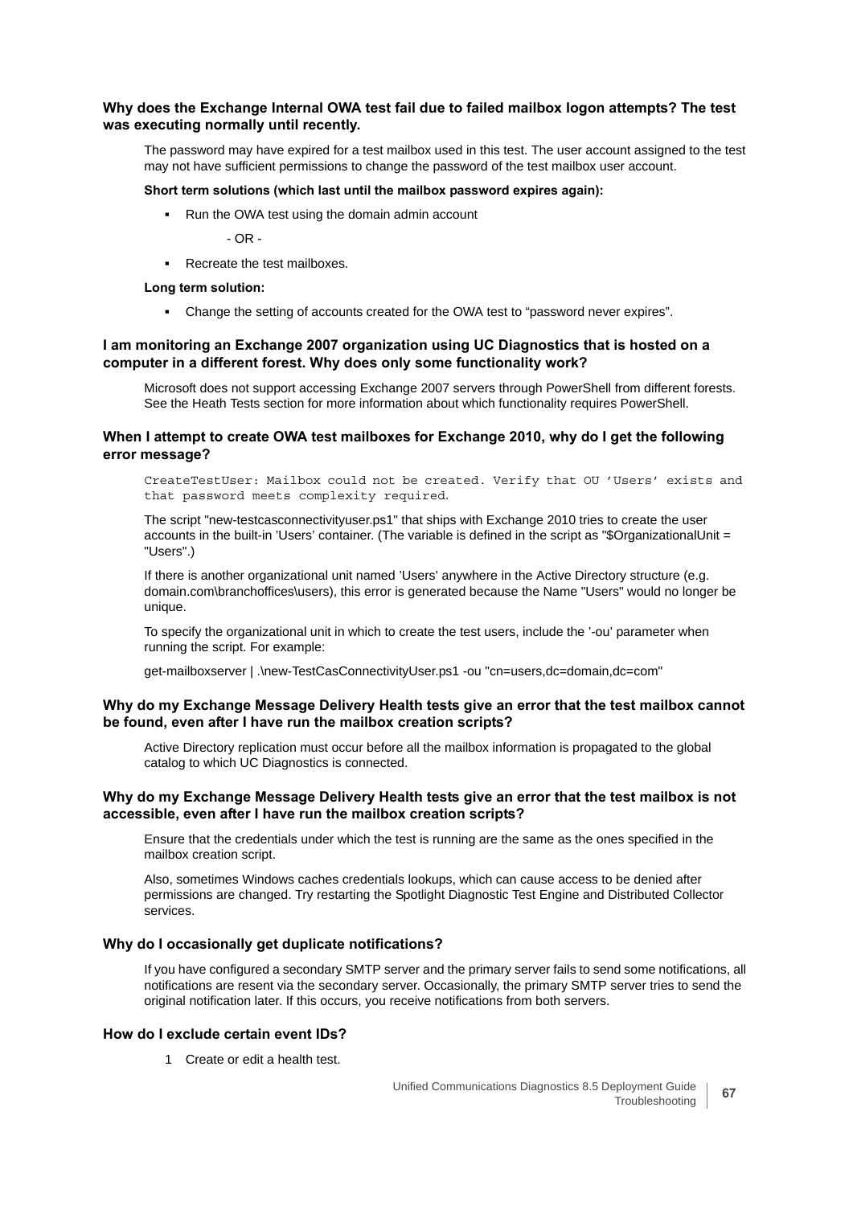### Why does the Exchange Internal OWA test fail due to failed mailbox logon attempts? The test was executing normally until recently.

The password may have expired for a test mailbox used in this test. The user account assigned to the test may not have sufficient permissions to change the password of the test mailbox user account.

**Short term solutions (which last until the mailbox password expires again):**

- Run the OWA test using the domain admin account

  - OR -

- Recreate the test mailboxes.

**Long term solution:**

- Change the setting of accounts created for the OWA test to “password never expires”.

### I am monitoring an Exchange 2007 organization using UC Diagnostics that is hosted on a computer in a different forest. Why does only some functionality work?

Microsoft does not support accessing Exchange 2007 servers through PowerShell from different forests. See the Heath Tests section for more information about which functionality requires PowerShell.

### When I attempt to create OWA test mailboxes for Exchange 2010, why do I get the following error message?

```
CreateTestUser: Mailbox could not be created. Verify that OU ’Users’ exists and
that password meets complexity required.
```

The script "new-testcasconnectivityuser.ps1" that ships with Exchange 2010 tries to create the user accounts in the built-in ’Users’ container. (The variable is defined in the script as "$OrganizationalUnit = "Users".)

If there is another organizational unit named ’Users’ anywhere in the Active Directory structure (e.g. domain.com\branchoffices\users), this error is generated because the Name "Users" would no longer be unique.

To specify the organizational unit in which to create the test users, include the ’-ou’ parameter when running the script. For example:

get-mailboxserver | .\new-TestCasConnectivityUser.ps1 -ou "cn=users,dc=domain,dc=com"

### Why do my Exchange Message Delivery Health tests give an error that the test mailbox cannot be found, even after I have run the mailbox creation scripts?

Active Directory replication must occur before all the mailbox information is propagated to the global catalog to which UC Diagnostics is connected.

### Why do my Exchange Message Delivery Health tests give an error that the test mailbox is not accessible, even after I have run the mailbox creation scripts?

Ensure that the credentials under which the test is running are the same as the ones specified in the mailbox creation script.

Also, sometimes Windows caches credentials lookups, which can cause access to be denied after permissions are changed. Try restarting the Spotlight Diagnostic Test Engine and Distributed Collector services.

### Why do I occasionally get duplicate notifications?

If you have configured a secondary SMTP server and the primary server fails to send some notifications, all notifications are resent via the secondary server. Occasionally, the primary SMTP server tries to send the original notification later. If this occurs, you receive notifications from both servers.

### How do I exclude certain event IDs?

1 Create or edit a health test.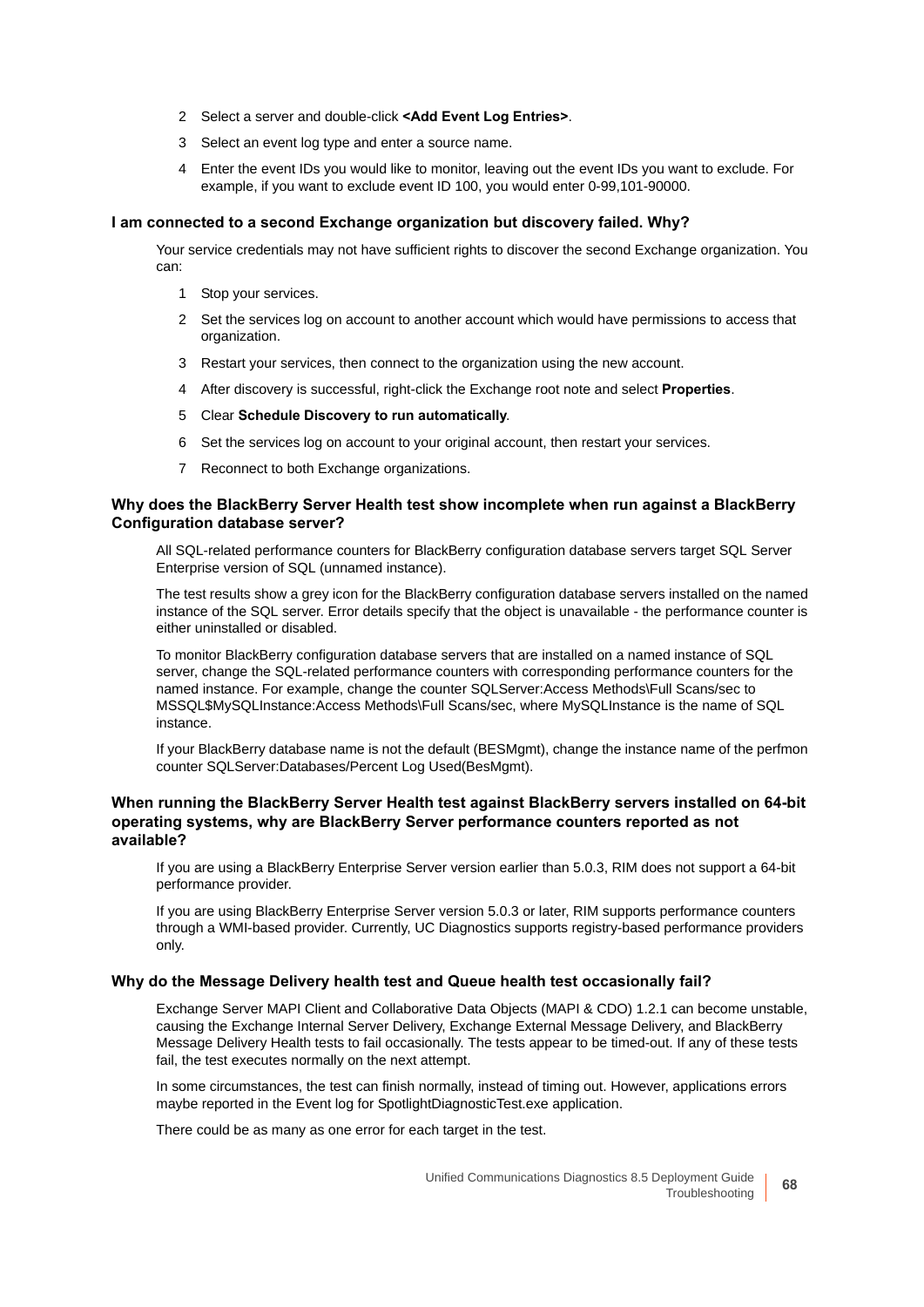2. Select a server and double-click **<Add Event Log Entries>**.
3. Select an event log type and enter a source name.
4. Enter the event IDs you would like to monitor, leaving out the event IDs you want to exclude. For example, if you want to exclude event ID 100, you would enter 0-99,101-90000.

### I am connected to a second Exchange organization but discovery failed. Why?

Your service credentials may not have sufficient rights to discover the second Exchange organization. You can:

1. Stop your services.
2. Set the services log on account to another account which would have permissions to access that organization.
3. Restart your services, then connect to the organization using the new account.
4. After discovery is successful, right-click the Exchange root note and select **Properties**.
5. Clear **Schedule Discovery to run automatically**.
6. Set the services log on account to your original account, then restart your services.
7. Reconnect to both Exchange organizations.

### Why does the BlackBerry Server Health test show incomplete when run against a BlackBerry Configuration database server?

All SQL-related performance counters for BlackBerry configuration database servers target SQL Server Enterprise version of SQL (unnamed instance).

The test results show a grey icon for the BlackBerry configuration database servers installed on the named instance of the SQL server. Error details specify that the object is unavailable - the performance counter is either uninstalled or disabled.

To monitor BlackBerry configuration database servers that are installed on a named instance of SQL server, change the SQL-related performance counters with corresponding performance counters for the named instance. For example, change the counter SQLServer:Access Methods\Full Scans/sec to MSSQL$MySQLInstance:Access Methods\Full Scans/sec, where MySQLInstance is the name of SQL instance.

If your BlackBerry database name is not the default (BESMgmt), change the instance name of the perfmon counter SQLServer:Databases/Percent Log Used(BesMgmt).

### When running the BlackBerry Server Health test against BlackBerry servers installed on 64-bit operating systems, why are BlackBerry Server performance counters reported as not available?

If you are using a BlackBerry Enterprise Server version earlier than 5.0.3, RIM does not support a 64-bit performance provider.

If you are using BlackBerry Enterprise Server version 5.0.3 or later, RIM supports performance counters through a WMI-based provider. Currently, UC Diagnostics supports registry-based performance providers only.

### Why do the Message Delivery health test and Queue health test occasionally fail?

Exchange Server MAPI Client and Collaborative Data Objects (MAPI & CDO) 1.2.1 can become unstable, causing the Exchange Internal Server Delivery, Exchange External Message Delivery, and BlackBerry Message Delivery Health tests to fail occasionally. The tests appear to be timed-out. If any of these tests fail, the test executes normally on the next attempt.

In some circumstances, the test can finish normally, instead of timing out. However, applications errors maybe reported in the Event log for SpotlightDiagnosticTest.exe application.

There could be as many as one error for each target in the test.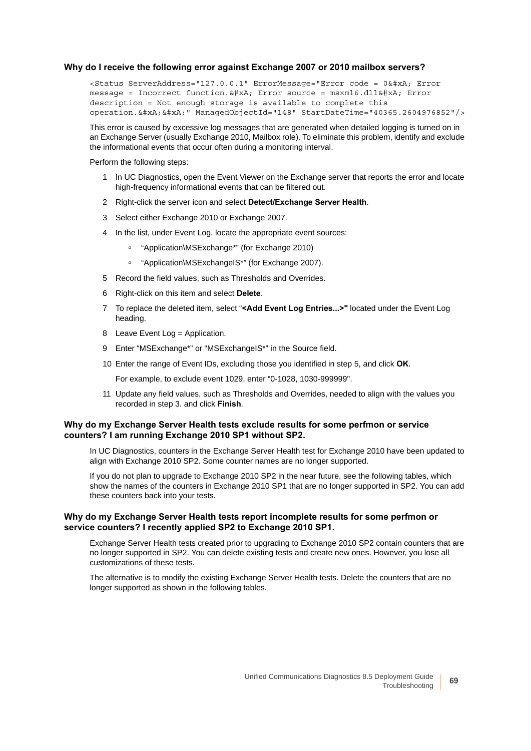### Why do I receive the following error against Exchange 2007 or 2010 mailbox servers?

```
<Status ServerAddress="127.0.0.1" ErrorMessage="Error code = 0&#xA; Error
message = Incorrect function.&#xA; Error source = msxml6.dll&#xA; Error
description = Not enough storage is available to complete this
operation.&#xA;&#xA;" ManagedObjectId="148" StartDateTime="40365.2604976852"/>
```

This error is caused by excessive log messages that are generated when detailed logging is turned on in an Exchange Server (usually Exchange 2010, Mailbox role). To eliminate this problem, identify and exclude the informational events that occur often during a monitoring interval.

Perform the following steps:

1. In UC Diagnostics, open the Event Viewer on the Exchange server that reports the error and locate high-frequency informational events that can be filtered out.
2. Right-click the server icon and select **Detect/Exchange Server Health**.
3. Select either Exchange 2010 or Exchange 2007.
4. In the list, under Event Log, locate the appropriate event sources:
   - "Application\MSExchange*" (for Exchange 2010)
   - "Application\MSExchangeIS*" (for Exchange 2007).
5. Record the field values, such as Thresholds and Overrides.
6. Right-click on this item and select **Delete**.
7. To replace the deleted item, select "**<Add Event Log Entries...>"** located under the Event Log heading.
8. Leave Event Log = Application.
9. Enter "MSExchange*" or "MSExchangeIS*" in the Source field.
10. Enter the range of Event IDs, excluding those you identified in step 5, and click **OK**.

    For example, to exclude event 1029, enter "0-1028, 1030-999999".
11. Update any field values, such as Thresholds and Overrides, needed to align with the values you recorded in step 3. and click **Finish**.

### Why do my Exchange Server Health tests exclude results for some perfmon or service counters? I am running Exchange 2010 SP1 without SP2.

In UC Diagnostics, counters in the Exchange Server Health test for Exchange 2010 have been updated to align with Exchange 2010 SP2. Some counter names are no longer supported.

If you do not plan to upgrade to Exchange 2010 SP2 in the near future, see the following tables, which show the names of the counters in Exchange 2010 SP1 that are no longer supported in SP2. You can add these counters back into your tests.

### Why do my Exchange Server Health tests report incomplete results for some perfmon or service counters? I recently applied SP2 to Exchange 2010 SP1.

Exchange Server Health tests created prior to upgrading to Exchange 2010 SP2 contain counters that are no longer supported in SP2. You can delete existing tests and create new ones. However, you lose all customizations of these tests.

The alternative is to modify the existing Exchange Server Health tests. Delete the counters that are no longer supported as shown in the following tables.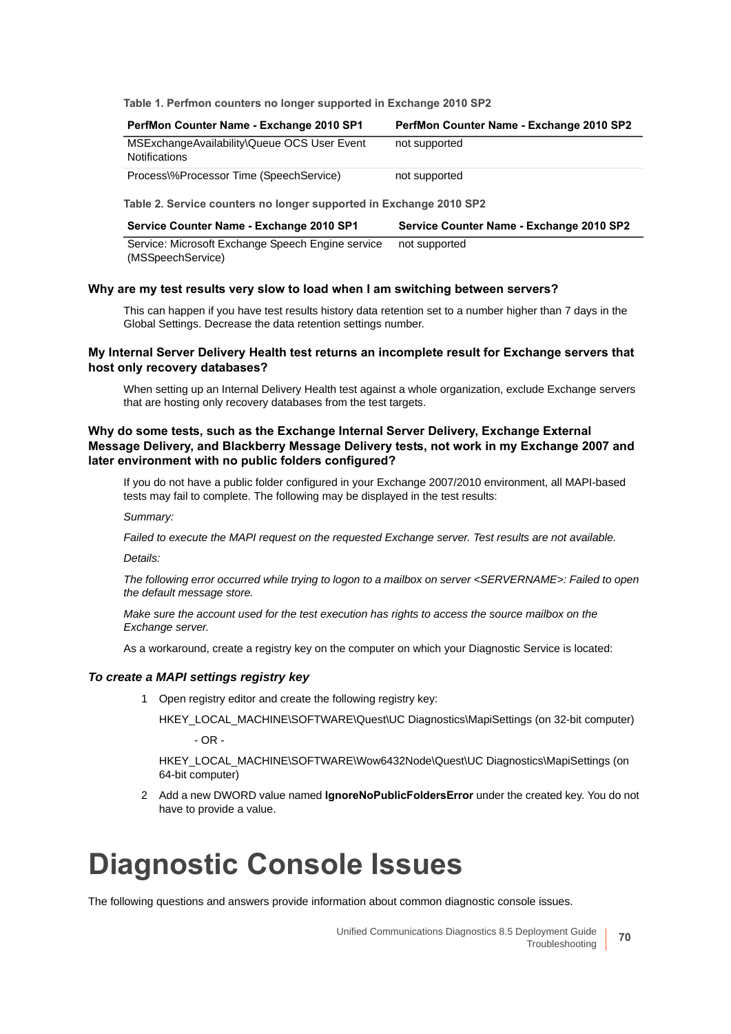**Table 1. Perfmon counters no longer supported in Exchange 2010 SP2**

| PerfMon Counter Name - Exchange 2010 SP1 | PerfMon Counter Name - Exchange 2010 SP2 |
|---|---|
| MSExchangeAvailability\Queue OCS User Event Notifications | not supported |
| Process\%Processor Time (SpeechService) | not supported |

**Table 2. Service counters no longer supported in Exchange 2010 SP2**

| Service Counter Name - Exchange 2010 SP1 | Service Counter Name - Exchange 2010 SP2 |
|---|---|
| Service: Microsoft Exchange Speech Engine service (MSSpeechService) | not supported |

#### Why are my test results very slow to load when I am switching between servers?

This can happen if you have test results history data retention set to a number higher than 7 days in the Global Settings. Decrease the data retention settings number.

#### My Internal Server Delivery Health test returns an incomplete result for Exchange servers that host only recovery databases?

When setting up an Internal Delivery Health test against a whole organization, exclude Exchange servers that are hosting only recovery databases from the test targets.

#### Why do some tests, such as the Exchange Internal Server Delivery, Exchange External Message Delivery, and Blackberry Message Delivery tests, not work in my Exchange 2007 and later environment with no public folders configured?

If you do not have a public folder configured in your Exchange 2007/2010 environment, all MAPI-based tests may fail to complete. The following may be displayed in the test results:

*Summary:*

*Failed to execute the MAPI request on the requested Exchange server. Test results are not available.*

*Details:*

*The following error occurred while trying to logon to a mailbox on server <SERVERNAME>: Failed to open the default message store.*

*Make sure the account used for the test execution has rights to access the source mailbox on the Exchange server.*

As a workaround, create a registry key on the computer on which your Diagnostic Service is located:

#### *To create a MAPI settings registry key*

1. Open registry editor and create the following registry key:

   HKEY_LOCAL_MACHINE\SOFTWARE\Quest\UC Diagnostics\MapiSettings (on 32-bit computer)

   - OR -

   HKEY_LOCAL_MACHINE\SOFTWARE\Wow6432Node\Quest\UC Diagnostics\MapiSettings (on 64-bit computer)

2. Add a new DWORD value named **IgnoreNoPublicFoldersError** under the created key. You do not have to provide a value.

# Diagnostic Console Issues

The following questions and answers provide information about common diagnostic console issues.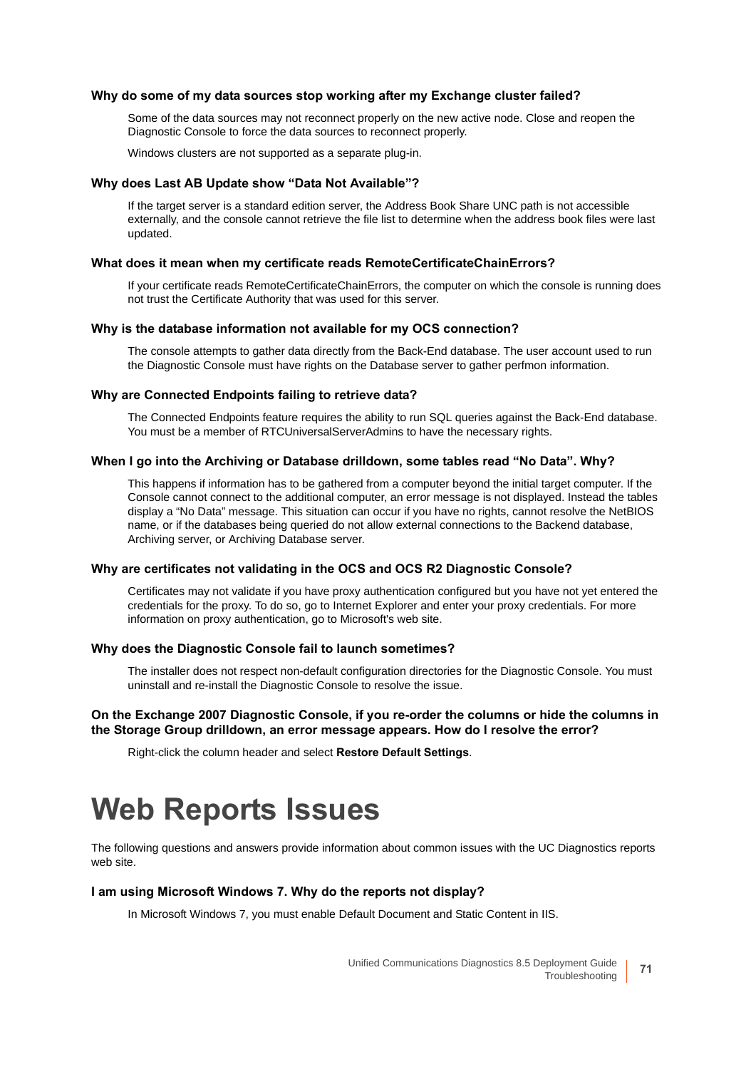#### Why do some of my data sources stop working after my Exchange cluster failed?

Some of the data sources may not reconnect properly on the new active node. Close and reopen the Diagnostic Console to force the data sources to reconnect properly.

Windows clusters are not supported as a separate plug-in.

#### Why does Last AB Update show “Data Not Available”?

If the target server is a standard edition server, the Address Book Share UNC path is not accessible externally, and the console cannot retrieve the file list to determine when the address book files were last updated.

#### What does it mean when my certificate reads RemoteCertificateChainErrors?

If your certificate reads RemoteCertificateChainErrors, the computer on which the console is running does not trust the Certificate Authority that was used for this server.

#### Why is the database information not available for my OCS connection?

The console attempts to gather data directly from the Back-End database. The user account used to run the Diagnostic Console must have rights on the Database server to gather perfmon information.

#### Why are Connected Endpoints failing to retrieve data?

The Connected Endpoints feature requires the ability to run SQL queries against the Back-End database. You must be a member of RTCUniversalServerAdmins to have the necessary rights.

#### When I go into the Archiving or Database drilldown, some tables read “No Data”. Why?

This happens if information has to be gathered from a computer beyond the initial target computer. If the Console cannot connect to the additional computer, an error message is not displayed. Instead the tables display a “No Data” message. This situation can occur if you have no rights, cannot resolve the NetBIOS name, or if the databases being queried do not allow external connections to the Backend database, Archiving server, or Archiving Database server.

#### Why are certificates not validating in the OCS and OCS R2 Diagnostic Console?

Certificates may not validate if you have proxy authentication configured but you have not yet entered the credentials for the proxy. To do so, go to Internet Explorer and enter your proxy credentials. For more information on proxy authentication, go to Microsoft's web site.

#### Why does the Diagnostic Console fail to launch sometimes?

The installer does not respect non-default configuration directories for the Diagnostic Console. You must uninstall and re-install the Diagnostic Console to resolve the issue.

#### On the Exchange 2007 Diagnostic Console, if you re-order the columns or hide the columns in the Storage Group drilldown, an error message appears. How do I resolve the error?

Right-click the column header and select **Restore Default Settings**.

# Web Reports Issues

The following questions and answers provide information about common issues with the UC Diagnostics reports web site.

#### I am using Microsoft Windows 7. Why do the reports not display?

In Microsoft Windows 7, you must enable Default Document and Static Content in IIS.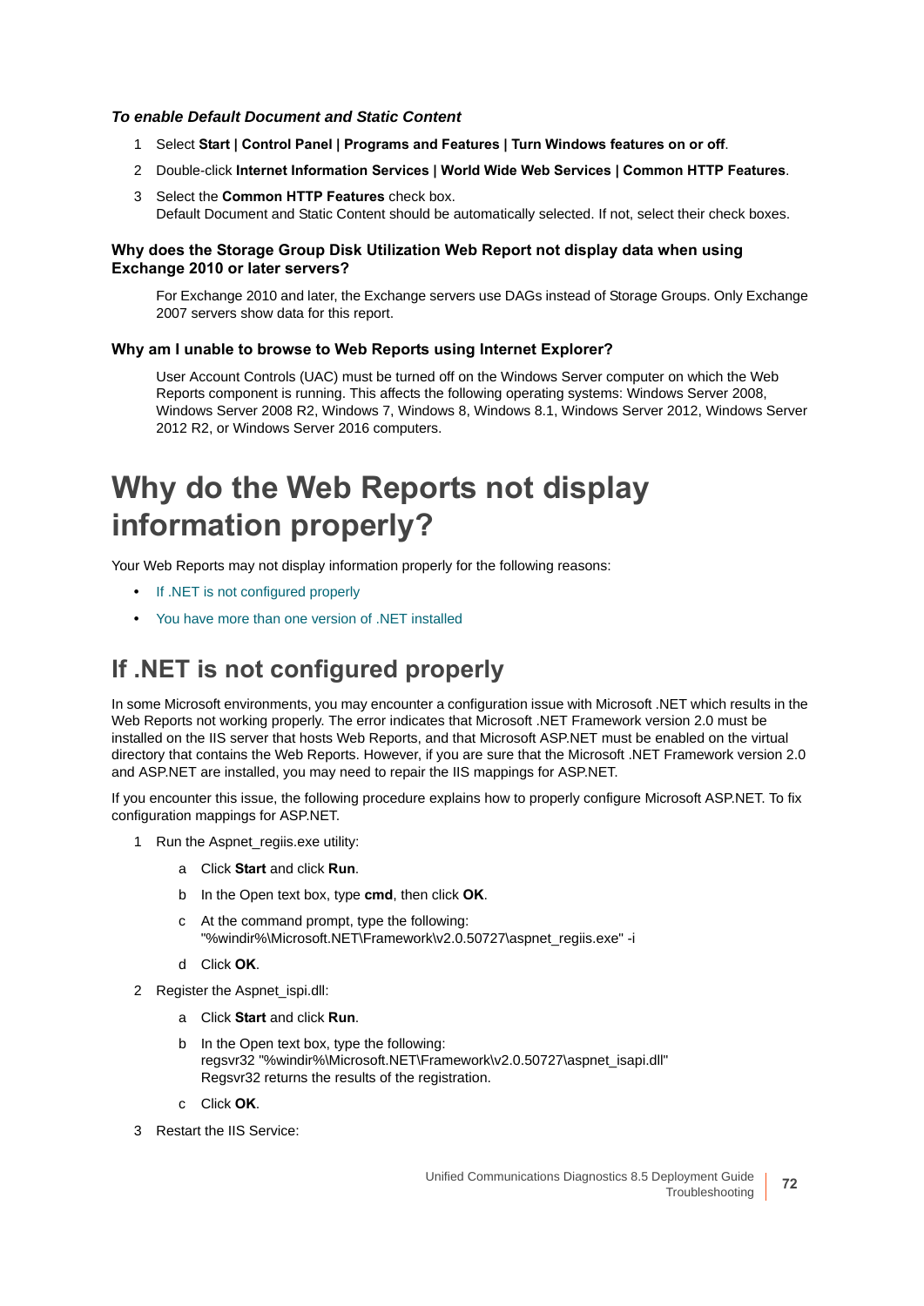***To enable Default Document and Static Content***

1. Select **Start | Control Panel | Programs and Features | Turn Windows features on or off**.
2. Double-click **Internet Information Services | World Wide Web Services | Common HTTP Features**.
3. Select the **Common HTTP Features** check box.
   Default Document and Static Content should be automatically selected. If not, select their check boxes.

**Why does the Storage Group Disk Utilization Web Report not display data when using Exchange 2010 or later servers?**

For Exchange 2010 and later, the Exchange servers use DAGs instead of Storage Groups. Only Exchange 2007 servers show data for this report.

**Why am I unable to browse to Web Reports using Internet Explorer?**

User Account Controls (UAC) must be turned off on the Windows Server computer on which the Web Reports component is running. This affects the following operating systems: Windows Server 2008, Windows Server 2008 R2, Windows 7, Windows 8, Windows 8.1, Windows Server 2012, Windows Server 2012 R2, or Windows Server 2016 computers.

# Why do the Web Reports not display information properly?

Your Web Reports may not display information properly for the following reasons:

- If .NET is not configured properly
- You have more than one version of .NET installed

## If .NET is not configured properly

In some Microsoft environments, you may encounter a configuration issue with Microsoft .NET which results in the Web Reports not working properly. The error indicates that Microsoft .NET Framework version 2.0 must be installed on the IIS server that hosts Web Reports, and that Microsoft ASP.NET must be enabled on the virtual directory that contains the Web Reports. However, if you are sure that the Microsoft .NET Framework version 2.0 and ASP.NET are installed, you may need to repair the IIS mappings for ASP.NET.

If you encounter this issue, the following procedure explains how to properly configure Microsoft ASP.NET. To fix configuration mappings for ASP.NET.

1. Run the Aspnet_regiis.exe utility:
   a. Click **Start** and click **Run**.
   b. In the Open text box, type **cmd**, then click **OK**.
   c. At the command prompt, type the following:
      "%windir%\Microsoft.NET\Framework\v2.0.50727\aspnet_regiis.exe" -i
   d. Click **OK**.
2. Register the Aspnet_ispi.dll:
   a. Click **Start** and click **Run**.
   b. In the Open text box, type the following:
      regsvr32 "%windir%\Microsoft.NET\Framework\v2.0.50727\aspnet_isapi.dll"
      Regsvr32 returns the results of the registration.
   c. Click **OK**.
3. Restart the IIS Service: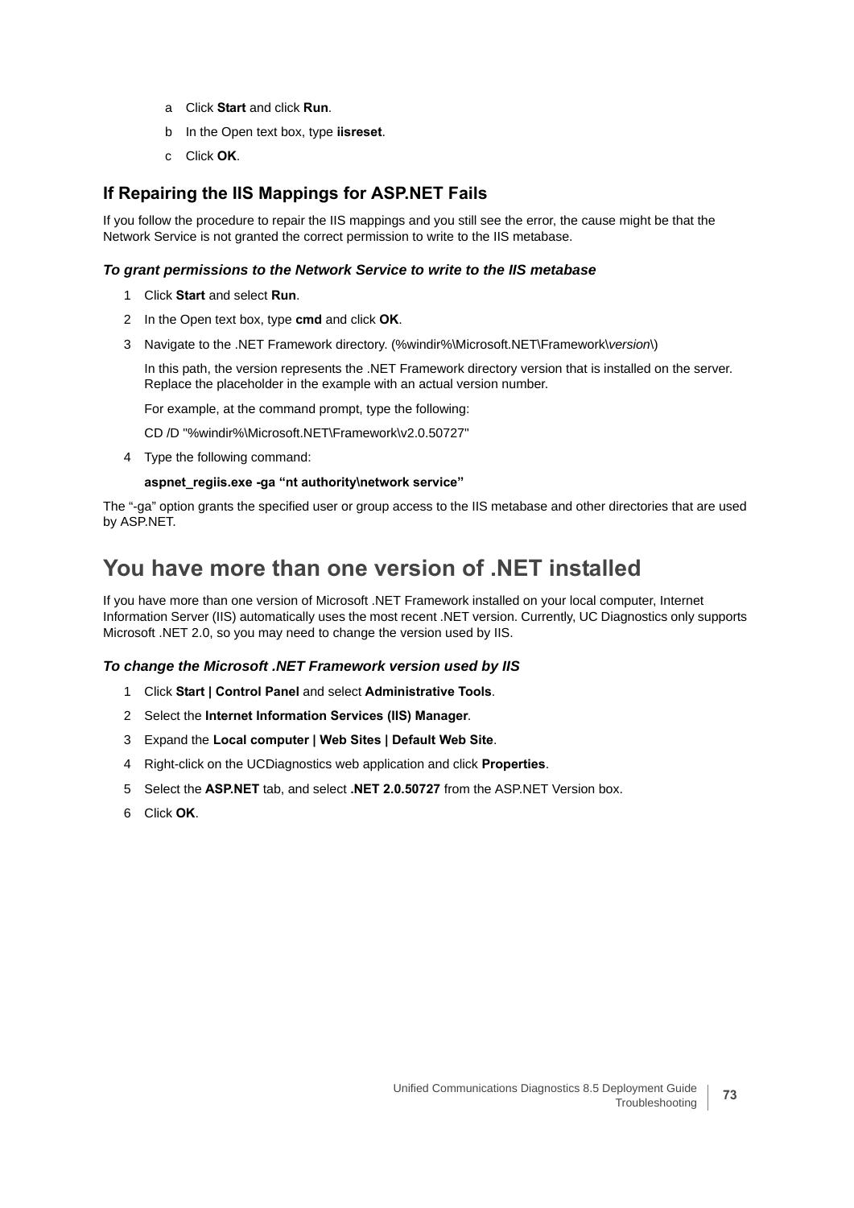a. Click **Start** and click **Run**.
b. In the Open text box, type **iisreset**.
c. Click **OK**.

### If Repairing the IIS Mappings for ASP.NET Fails

If you follow the procedure to repair the IIS mappings and you still see the error, the cause might be that the Network Service is not granted the correct permission to write to the IIS metabase.

#### *To grant permissions to the Network Service to write to the IIS metabase*

1. Click **Start** and select **Run**.
2. In the Open text box, type **cmd** and click **OK**.
3. Navigate to the .NET Framework directory. (%windir%\Microsoft.NET\Framework\*version*\)

   In this path, the version represents the .NET Framework directory version that is installed on the server. Replace the placeholder in the example with an actual version number.

   For example, at the command prompt, type the following:

   CD /D "%windir%\Microsoft.NET\Framework\v2.0.50727"
4. Type the following command:

   **aspnet_regiis.exe -ga “nt authority\network service”**

The “-ga” option grants the specified user or group access to the IIS metabase and other directories that are used by ASP.NET.

## You have more than one version of .NET installed

If you have more than one version of Microsoft .NET Framework installed on your local computer, Internet Information Server (IIS) automatically uses the most recent .NET version. Currently, UC Diagnostics only supports Microsoft .NET 2.0, so you may need to change the version used by IIS.

#### *To change the Microsoft .NET Framework version used by IIS*

1. Click **Start | Control Panel** and select **Administrative Tools**.
2. Select the **Internet Information Services (IIS) Manager**.
3. Expand the **Local computer | Web Sites | Default Web Site**.
4. Right-click on the UCDiagnostics web application and click **Properties**.
5. Select the **ASP.NET** tab, and select **.NET 2.0.50727** from the ASP.NET Version box.
6. Click **OK**.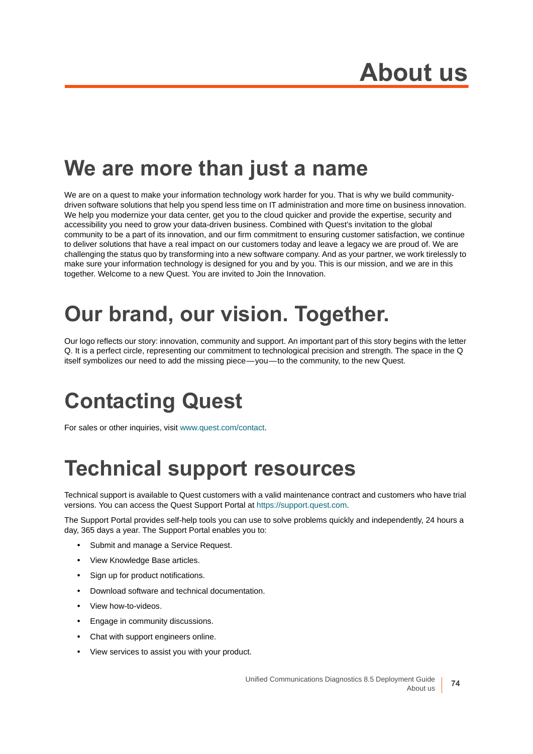# About us

## We are more than just a name

We are on a quest to make your information technology work harder for you. That is why we build community-driven software solutions that help you spend less time on IT administration and more time on business innovation. We help you modernize your data center, get you to the cloud quicker and provide the expertise, security and accessibility you need to grow your data-driven business. Combined with Quest's invitation to the global community to be a part of its innovation, and our firm commitment to ensuring customer satisfaction, we continue to deliver solutions that have a real impact on our customers today and leave a legacy we are proud of. We are challenging the status quo by transforming into a new software company. And as your partner, we work tirelessly to make sure your information technology is designed for you and by you. This is our mission, and we are in this together. Welcome to a new Quest. You are invited to Join the Innovation.

## Our brand, our vision. Together.

Our logo reflects our story: innovation, community and support. An important part of this story begins with the letter Q. It is a perfect circle, representing our commitment to technological precision and strength. The space in the Q itself symbolizes our need to add the missing piece—you—to the community, to the new Quest.

## Contacting Quest

For sales or other inquiries, visit www.quest.com/contact.

## Technical support resources

Technical support is available to Quest customers with a valid maintenance contract and customers who have trial versions. You can access the Quest Support Portal at https://support.quest.com.

The Support Portal provides self-help tools you can use to solve problems quickly and independently, 24 hours a day, 365 days a year. The Support Portal enables you to:

- Submit and manage a Service Request.
- View Knowledge Base articles.
- Sign up for product notifications.
- Download software and technical documentation.
- View how-to-videos.
- Engage in community discussions.
- Chat with support engineers online.
- View services to assist you with your product.